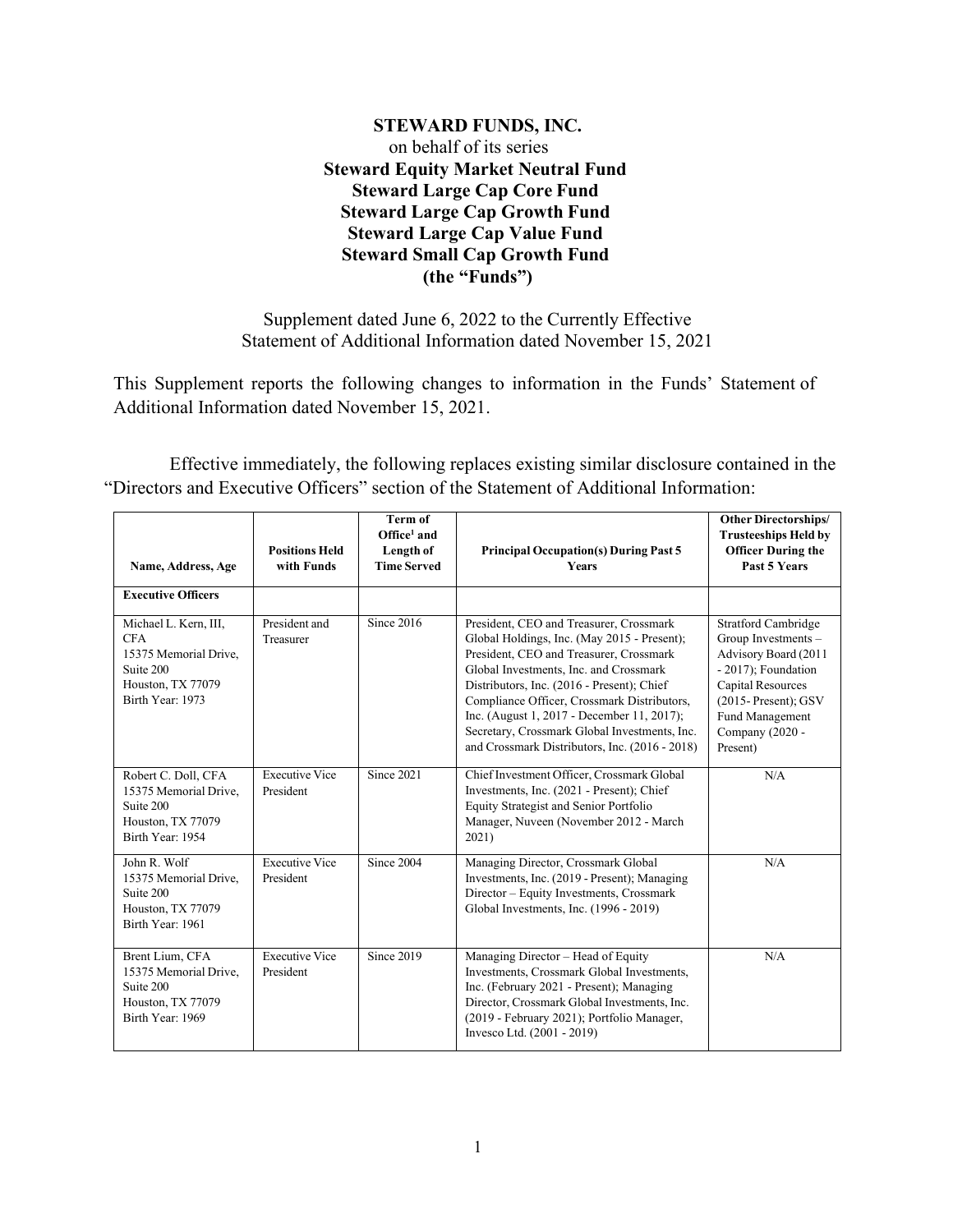**STEWARD FUNDS, INC.**
on behalf of its series
**Steward Equity Market Neutral Fund**
**Steward Large Cap Core Fund**
**Steward Large Cap Growth Fund**
**Steward Large Cap Value Fund**
**Steward Small Cap Growth Fund**
**(the "Funds")**

Supplement dated June 6, 2022 to the Currently Effective
Statement of Additional Information dated November 15, 2021

This Supplement reports the following changes to information in the Funds' Statement of Additional Information dated November 15, 2021.

Effective immediately, the following replaces existing similar disclosure contained in the "Directors and Executive Officers" section of the Statement of Additional Information:

| Name, Address, Age | Positions Held with Funds | Term of Office[1] and Length of Time Served | Principal Occupation(s) During Past 5 Years | Other Directorships/ Trusteeships Held by Officer During the Past 5 Years |
|---|---|---|---|---|
| **Executive Officers** | | | | |
| Michael L. Kern, III, CFA<br>15375 Memorial Drive, Suite 200<br>Houston, TX 77079<br>Birth Year: 1973 | President and Treasurer | Since 2016 | President, CEO and Treasurer, Crossmark Global Holdings, Inc. (May 2015 - Present); President, CEO and Treasurer, Crossmark Global Investments, Inc. and Crossmark Distributors, Inc. (2016 - Present); Chief Compliance Officer, Crossmark Distributors, Inc. (August 1, 2017 - December 11, 2017); Secretary, Crossmark Global Investments, Inc. and Crossmark Distributors, Inc. (2016 - 2018) | Stratford Cambridge Group Investments – Advisory Board (2011 - 2017); Foundation Capital Resources (2015- Present); GSV Fund Management Company (2020 - Present) |
| Robert C. Doll, CFA<br>15375 Memorial Drive, Suite 200<br>Houston, TX 77079<br>Birth Year: 1954 | Executive Vice President | Since 2021 | Chief Investment Officer, Crossmark Global Investments, Inc. (2021 - Present); Chief Equity Strategist and Senior Portfolio Manager, Nuveen (November 2012 - March 2021) | N/A |
| John R. Wolf<br>15375 Memorial Drive, Suite 200<br>Houston, TX 77079<br>Birth Year: 1961 | Executive Vice President | Since 2004 | Managing Director, Crossmark Global Investments, Inc. (2019 - Present); Managing Director – Equity Investments, Crossmark Global Investments, Inc. (1996 - 2019) | N/A |
| Brent Lium, CFA<br>15375 Memorial Drive, Suite 200<br>Houston, TX 77079<br>Birth Year: 1969 | Executive Vice President | Since 2019 | Managing Director – Head of Equity Investments, Crossmark Global Investments, Inc. (February 2021 - Present); Managing Director, Crossmark Global Investments, Inc. (2019 - February 2021); Portfolio Manager, Invesco Ltd. (2001 - 2019) | N/A |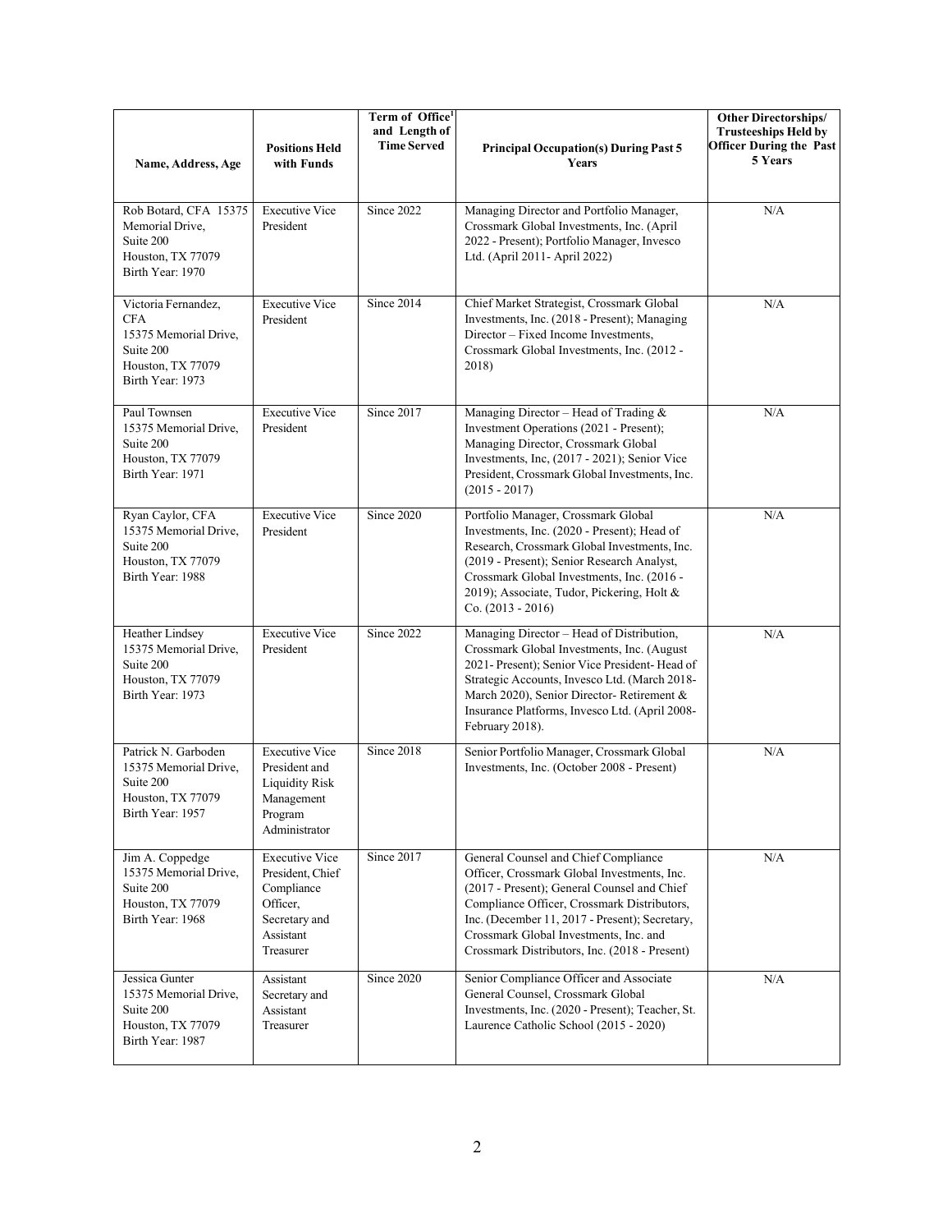| Name, Address, Age | Positions Held with Funds | Term of Office[1] and Length of Time Served | Principal Occupation(s) During Past 5 Years | Other Directorships/ Trusteeships Held by Officer During the Past 5 Years |
|---|---|---|---|---|
| Rob Botard, CFA 15375 Memorial Drive, Suite 200 Houston, TX 77079 Birth Year: 1970 | Executive Vice President | Since 2022 | Managing Director and Portfolio Manager, Crossmark Global Investments, Inc. (April 2022 - Present); Portfolio Manager, Invesco Ltd. (April 2011- April 2022) | N/A |
| Victoria Fernandez, CFA 15375 Memorial Drive, Suite 200 Houston, TX 77079 Birth Year: 1973 | Executive Vice President | Since 2014 | Chief Market Strategist, Crossmark Global Investments, Inc. (2018 - Present); Managing Director – Fixed Income Investments, Crossmark Global Investments, Inc. (2012 - 2018) | N/A |
| Paul Townsen 15375 Memorial Drive, Suite 200 Houston, TX 77079 Birth Year: 1971 | Executive Vice President | Since 2017 | Managing Director – Head of Trading & Investment Operations (2021 - Present); Managing Director, Crossmark Global Investments, Inc, (2017 - 2021); Senior Vice President, Crossmark Global Investments, Inc. (2015 - 2017) | N/A |
| Ryan Caylor, CFA 15375 Memorial Drive, Suite 200 Houston, TX 77079 Birth Year: 1988 | Executive Vice President | Since 2020 | Portfolio Manager, Crossmark Global Investments, Inc. (2020 - Present); Head of Research, Crossmark Global Investments, Inc. (2019 - Present); Senior Research Analyst, Crossmark Global Investments, Inc. (2016 - 2019); Associate, Tudor, Pickering, Holt & Co. (2013 - 2016) | N/A |
| Heather Lindsey 15375 Memorial Drive, Suite 200 Houston, TX 77079 Birth Year: 1973 | Executive Vice President | Since 2022 | Managing Director – Head of Distribution, Crossmark Global Investments, Inc. (August 2021- Present); Senior Vice President- Head of Strategic Accounts, Invesco Ltd. (March 2018- March 2020), Senior Director- Retirement & Insurance Platforms, Invesco Ltd. (April 2008- February 2018). | N/A |
| Patrick N. Garboden 15375 Memorial Drive, Suite 200 Houston, TX 77079 Birth Year: 1957 | Executive Vice President and Liquidity Risk Management Program Administrator | Since 2018 | Senior Portfolio Manager, Crossmark Global Investments, Inc. (October 2008 - Present) | N/A |
| Jim A. Coppedge 15375 Memorial Drive, Suite 200 Houston, TX 77079 Birth Year: 1968 | Executive Vice President, Chief Compliance Officer, Secretary and Assistant Treasurer | Since 2017 | General Counsel and Chief Compliance Officer, Crossmark Global Investments, Inc. (2017 - Present); General Counsel and Chief Compliance Officer, Crossmark Distributors, Inc. (December 11, 2017 - Present); Secretary, Crossmark Global Investments, Inc. and Crossmark Distributors, Inc. (2018 - Present) | N/A |
| Jessica Gunter 15375 Memorial Drive, Suite 200 Houston, TX 77079 Birth Year: 1987 | Assistant Secretary and Assistant Treasurer | Since 2020 | Senior Compliance Officer and Associate General Counsel, Crossmark Global Investments, Inc. (2020 - Present); Teacher, St. Laurence Catholic School (2015 - 2020) | N/A |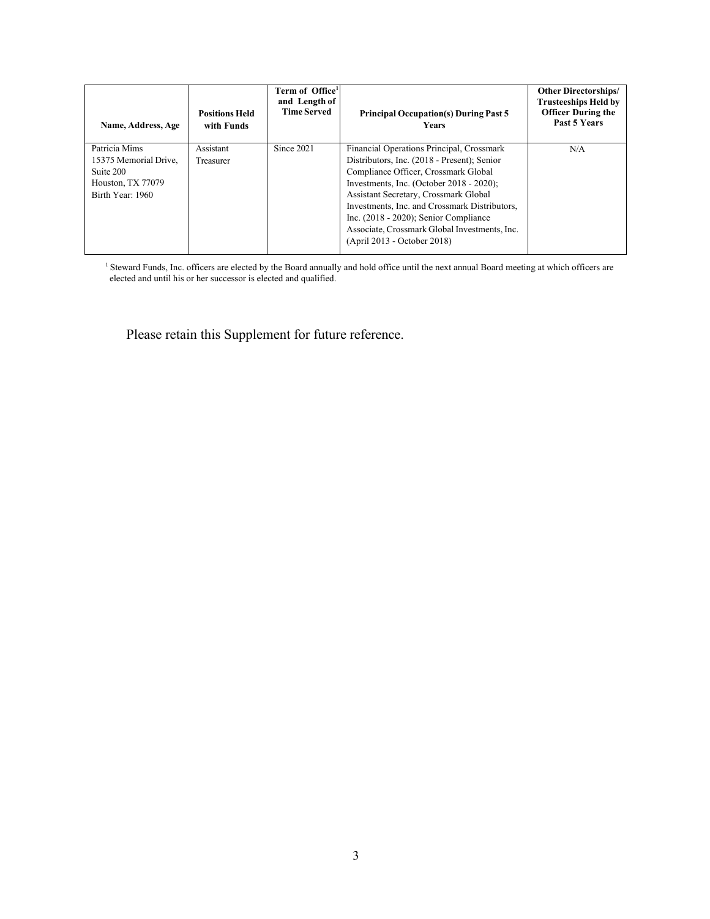| Name, Address, Age | Positions Held with Funds | Term of Office[1] and Length of Time Served | Principal Occupation(s) During Past 5 Years | Other Directorships/ Trusteeships Held by Officer During the Past 5 Years |
|---|---|---|---|---|
| Patricia Mims<br>15375 Memorial Drive, Suite 200<br>Houston, TX 77079<br>Birth Year: 1960 | Assistant Treasurer | Since 2021 | Financial Operations Principal, Crossmark Distributors, Inc. (2018 - Present); Senior Compliance Officer, Crossmark Global Investments, Inc. (October 2018 - 2020); Assistant Secretary, Crossmark Global Investments, Inc. and Crossmark Distributors, Inc. (2018 - 2020); Senior Compliance Associate, Crossmark Global Investments, Inc. (April 2013 - October 2018) | N/A |

[1] Steward Funds, Inc. officers are elected by the Board annually and hold office until the next annual Board meeting at which officers are elected and until his or her successor is elected and qualified.

Please retain this Supplement for future reference.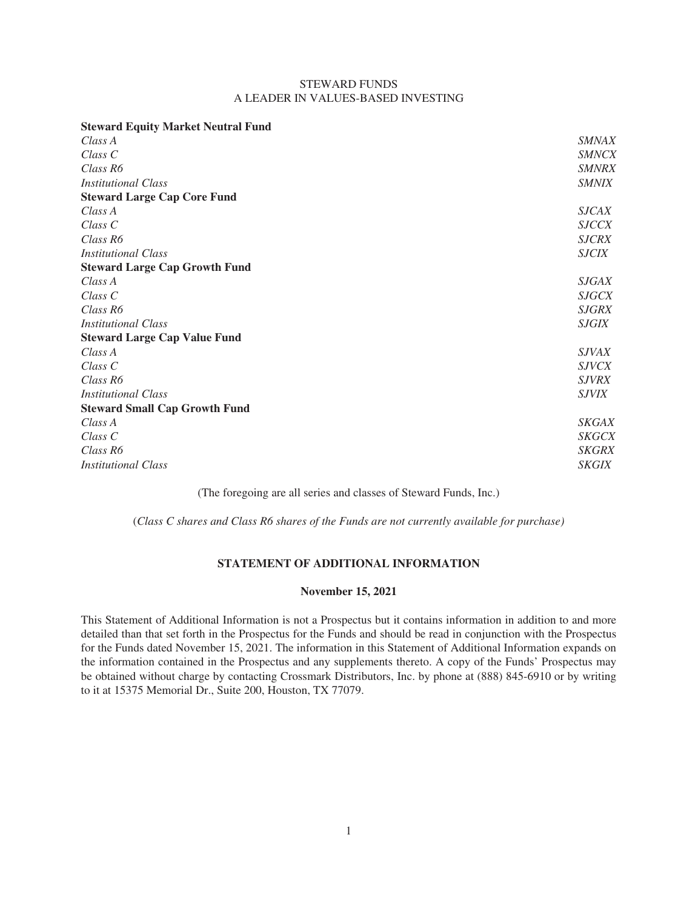STEWARD FUNDS
A LEADER IN VALUES-BASED INVESTING

| | |
|---|---|
| **Steward Equity Market Neutral Fund** | |
| *Class A* | *SMNAX* |
| *Class C* | *SMNCX* |
| *Class R6* | *SMNRX* |
| *Institutional Class* | *SMNIX* |
| **Steward Large Cap Core Fund** | |
| *Class A* | *SJCAX* |
| *Class C* | *SJCCX* |
| *Class R6* | *SJCRX* |
| *Institutional Class* | *SJCIX* |
| **Steward Large Cap Growth Fund** | |
| *Class A* | *SJGAX* |
| *Class C* | *SJGCX* |
| *Class R6* | *SJGRX* |
| *Institutional Class* | *SJGIX* |
| **Steward Large Cap Value Fund** | |
| *Class A* | *SJVAX* |
| *Class C* | *SJVCX* |
| *Class R6* | *SJVRX* |
| *Institutional Class* | *SJVIX* |
| **Steward Small Cap Growth Fund** | |
| *Class A* | *SKGAX* |
| *Class C* | *SKGCX* |
| *Class R6* | *SKGRX* |
| *Institutional Class* | *SKGIX* |

(The foregoing are all series and classes of Steward Funds, Inc.)

(*Class C shares and Class R6 shares of the Funds are not currently available for purchase*)

## STATEMENT OF ADDITIONAL INFORMATION

**November 15, 2021**

This Statement of Additional Information is not a Prospectus but it contains information in addition to and more detailed than that set forth in the Prospectus for the Funds and should be read in conjunction with the Prospectus for the Funds dated November 15, 2021. The information in this Statement of Additional Information expands on the information contained in the Prospectus and any supplements thereto. A copy of the Funds' Prospectus may be obtained without charge by contacting Crossmark Distributors, Inc. by phone at (888) 845-6910 or by writing to it at 15375 Memorial Dr., Suite 200, Houston, TX 77079.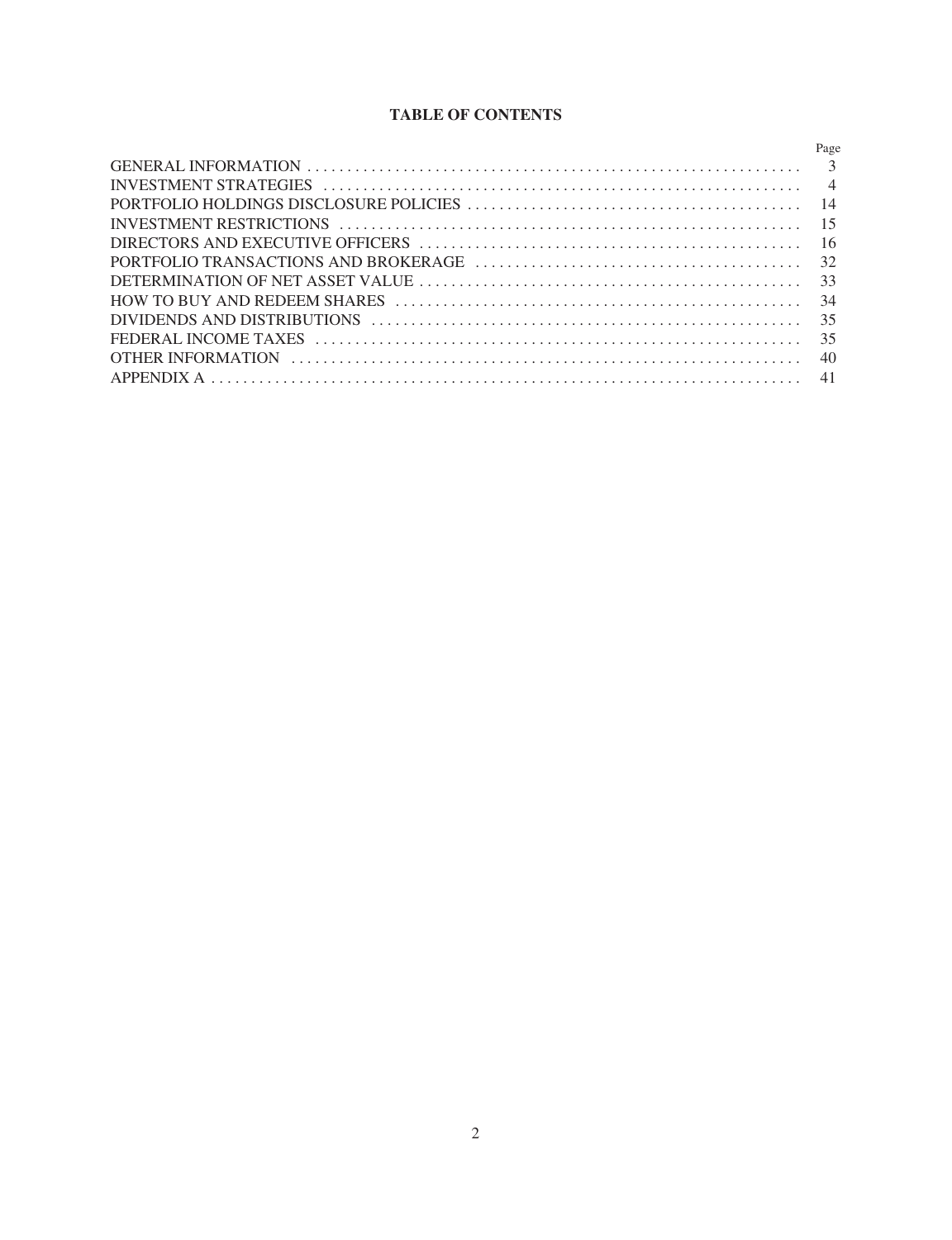## TABLE OF CONTENTS

| | Page |
|---|---|
| GENERAL INFORMATION | 3 |
| INVESTMENT STRATEGIES | 4 |
| PORTFOLIO HOLDINGS DISCLOSURE POLICIES | 14 |
| INVESTMENT RESTRICTIONS | 15 |
| DIRECTORS AND EXECUTIVE OFFICERS | 16 |
| PORTFOLIO TRANSACTIONS AND BROKERAGE | 32 |
| DETERMINATION OF NET ASSET VALUE | 33 |
| HOW TO BUY AND REDEEM SHARES | 34 |
| DIVIDENDS AND DISTRIBUTIONS | 35 |
| FEDERAL INCOME TAXES | 35 |
| OTHER INFORMATION | 40 |
| APPENDIX A | 41 |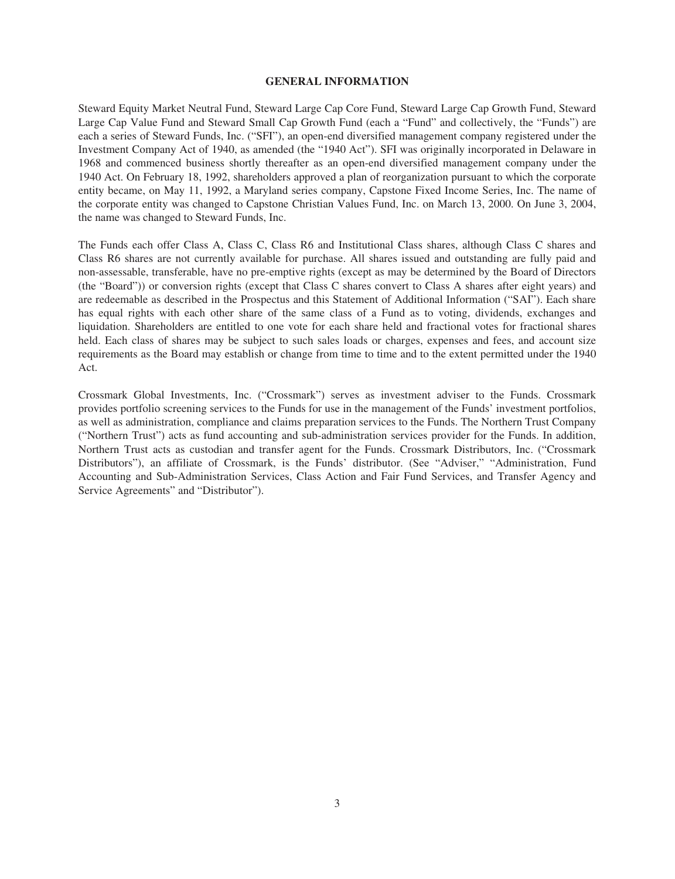## GENERAL INFORMATION

Steward Equity Market Neutral Fund, Steward Large Cap Core Fund, Steward Large Cap Growth Fund, Steward Large Cap Value Fund and Steward Small Cap Growth Fund (each a "Fund" and collectively, the "Funds") are each a series of Steward Funds, Inc. ("SFI"), an open-end diversified management company registered under the Investment Company Act of 1940, as amended (the "1940 Act"). SFI was originally incorporated in Delaware in 1968 and commenced business shortly thereafter as an open-end diversified management company under the 1940 Act. On February 18, 1992, shareholders approved a plan of reorganization pursuant to which the corporate entity became, on May 11, 1992, a Maryland series company, Capstone Fixed Income Series, Inc. The name of the corporate entity was changed to Capstone Christian Values Fund, Inc. on March 13, 2000. On June 3, 2004, the name was changed to Steward Funds, Inc.

The Funds each offer Class A, Class C, Class R6 and Institutional Class shares, although Class C shares and Class R6 shares are not currently available for purchase. All shares issued and outstanding are fully paid and non-assessable, transferable, have no pre-emptive rights (except as may be determined by the Board of Directors (the "Board")) or conversion rights (except that Class C shares convert to Class A shares after eight years) and are redeemable as described in the Prospectus and this Statement of Additional Information ("SAI"). Each share has equal rights with each other share of the same class of a Fund as to voting, dividends, exchanges and liquidation. Shareholders are entitled to one vote for each share held and fractional votes for fractional shares held. Each class of shares may be subject to such sales loads or charges, expenses and fees, and account size requirements as the Board may establish or change from time to time and to the extent permitted under the 1940 Act.

Crossmark Global Investments, Inc. ("Crossmark") serves as investment adviser to the Funds. Crossmark provides portfolio screening services to the Funds for use in the management of the Funds' investment portfolios, as well as administration, compliance and claims preparation services to the Funds. The Northern Trust Company ("Northern Trust") acts as fund accounting and sub-administration services provider for the Funds. In addition, Northern Trust acts as custodian and transfer agent for the Funds. Crossmark Distributors, Inc. ("Crossmark Distributors"), an affiliate of Crossmark, is the Funds' distributor. (See "Adviser," "Administration, Fund Accounting and Sub-Administration Services, Class Action and Fair Fund Services, and Transfer Agency and Service Agreements" and "Distributor").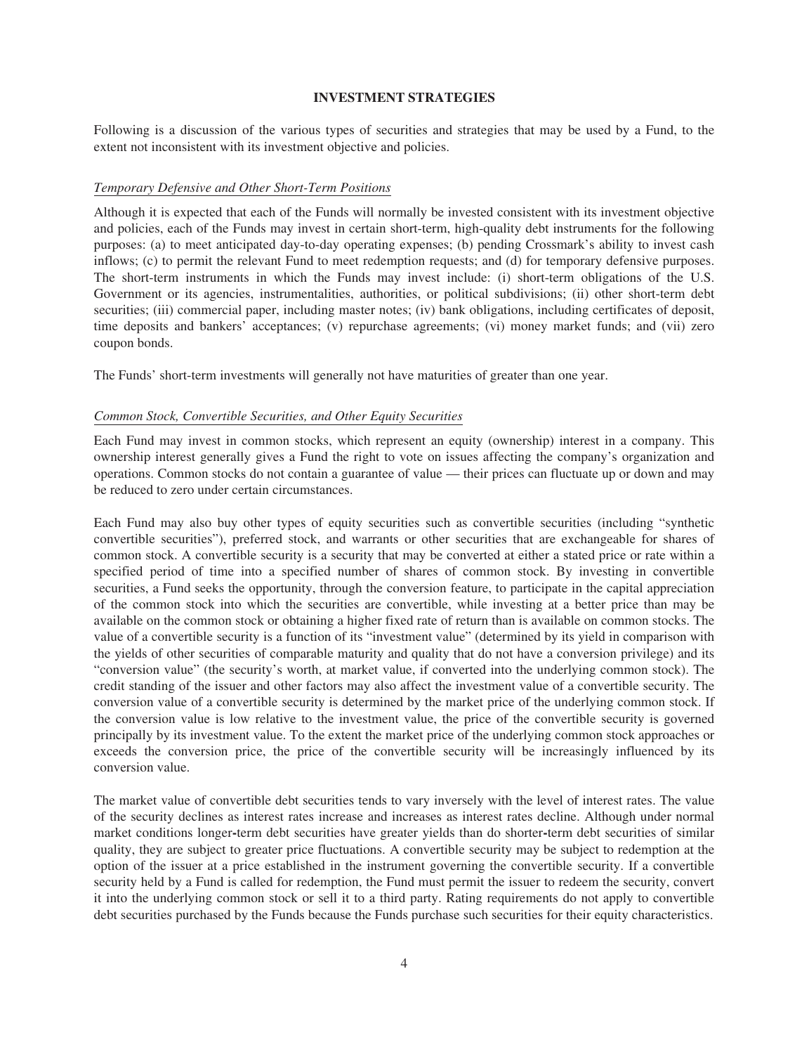## INVESTMENT STRATEGIES

Following is a discussion of the various types of securities and strategies that may be used by a Fund, to the extent not inconsistent with its investment objective and policies.

*Temporary Defensive and Other Short-Term Positions*

Although it is expected that each of the Funds will normally be invested consistent with its investment objective and policies, each of the Funds may invest in certain short-term, high-quality debt instruments for the following purposes: (a) to meet anticipated day-to-day operating expenses; (b) pending Crossmark's ability to invest cash inflows; (c) to permit the relevant Fund to meet redemption requests; and (d) for temporary defensive purposes. The short-term instruments in which the Funds may invest include: (i) short-term obligations of the U.S. Government or its agencies, instrumentalities, authorities, or political subdivisions; (ii) other short-term debt securities; (iii) commercial paper, including master notes; (iv) bank obligations, including certificates of deposit, time deposits and bankers' acceptances; (v) repurchase agreements; (vi) money market funds; and (vii) zero coupon bonds.

The Funds' short-term investments will generally not have maturities of greater than one year.

*Common Stock, Convertible Securities, and Other Equity Securities*

Each Fund may invest in common stocks, which represent an equity (ownership) interest in a company. This ownership interest generally gives a Fund the right to vote on issues affecting the company's organization and operations. Common stocks do not contain a guarantee of value — their prices can fluctuate up or down and may be reduced to zero under certain circumstances.

Each Fund may also buy other types of equity securities such as convertible securities (including "synthetic convertible securities"), preferred stock, and warrants or other securities that are exchangeable for shares of common stock. A convertible security is a security that may be converted at either a stated price or rate within a specified period of time into a specified number of shares of common stock. By investing in convertible securities, a Fund seeks the opportunity, through the conversion feature, to participate in the capital appreciation of the common stock into which the securities are convertible, while investing at a better price than may be available on the common stock or obtaining a higher fixed rate of return than is available on common stocks. The value of a convertible security is a function of its "investment value" (determined by its yield in comparison with the yields of other securities of comparable maturity and quality that do not have a conversion privilege) and its "conversion value" (the security's worth, at market value, if converted into the underlying common stock). The credit standing of the issuer and other factors may also affect the investment value of a convertible security. The conversion value of a convertible security is determined by the market price of the underlying common stock. If the conversion value is low relative to the investment value, the price of the convertible security is governed principally by its investment value. To the extent the market price of the underlying common stock approaches or exceeds the conversion price, the price of the convertible security will be increasingly influenced by its conversion value.

The market value of convertible debt securities tends to vary inversely with the level of interest rates. The value of the security declines as interest rates increase and increases as interest rates decline. Although under normal market conditions longer-term debt securities have greater yields than do shorter-term debt securities of similar quality, they are subject to greater price fluctuations. A convertible security may be subject to redemption at the option of the issuer at a price established in the instrument governing the convertible security. If a convertible security held by a Fund is called for redemption, the Fund must permit the issuer to redeem the security, convert it into the underlying common stock or sell it to a third party. Rating requirements do not apply to convertible debt securities purchased by the Funds because the Funds purchase such securities for their equity characteristics.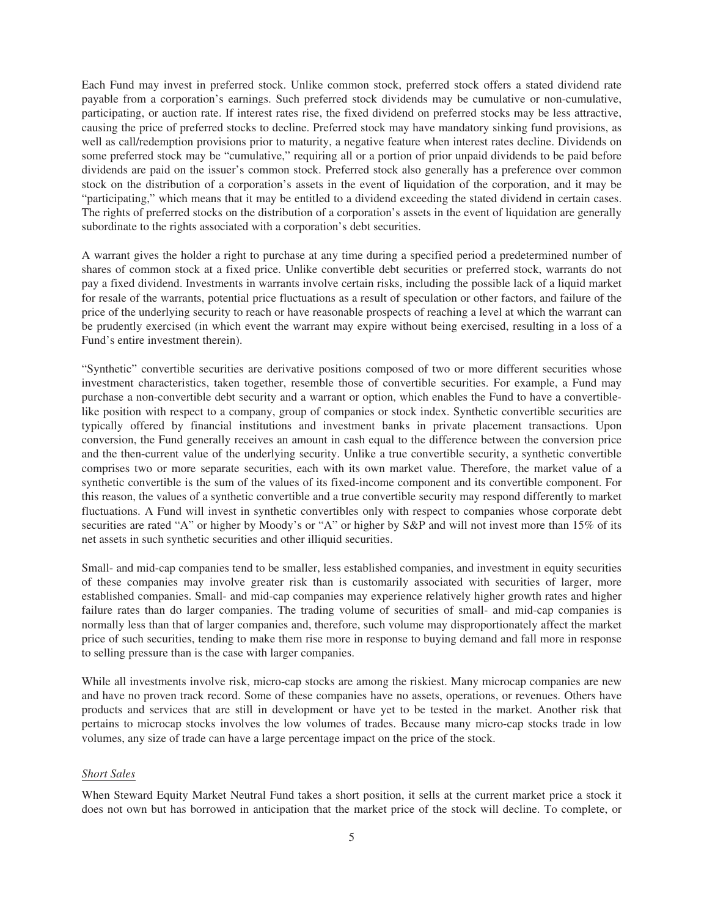Each Fund may invest in preferred stock. Unlike common stock, preferred stock offers a stated dividend rate payable from a corporation's earnings. Such preferred stock dividends may be cumulative or non-cumulative, participating, or auction rate. If interest rates rise, the fixed dividend on preferred stocks may be less attractive, causing the price of preferred stocks to decline. Preferred stock may have mandatory sinking fund provisions, as well as call/redemption provisions prior to maturity, a negative feature when interest rates decline. Dividends on some preferred stock may be "cumulative," requiring all or a portion of prior unpaid dividends to be paid before dividends are paid on the issuer's common stock. Preferred stock also generally has a preference over common stock on the distribution of a corporation's assets in the event of liquidation of the corporation, and it may be "participating," which means that it may be entitled to a dividend exceeding the stated dividend in certain cases. The rights of preferred stocks on the distribution of a corporation's assets in the event of liquidation are generally subordinate to the rights associated with a corporation's debt securities.

A warrant gives the holder a right to purchase at any time during a specified period a predetermined number of shares of common stock at a fixed price. Unlike convertible debt securities or preferred stock, warrants do not pay a fixed dividend. Investments in warrants involve certain risks, including the possible lack of a liquid market for resale of the warrants, potential price fluctuations as a result of speculation or other factors, and failure of the price of the underlying security to reach or have reasonable prospects of reaching a level at which the warrant can be prudently exercised (in which event the warrant may expire without being exercised, resulting in a loss of a Fund's entire investment therein).

"Synthetic" convertible securities are derivative positions composed of two or more different securities whose investment characteristics, taken together, resemble those of convertible securities. For example, a Fund may purchase a non-convertible debt security and a warrant or option, which enables the Fund to have a convertible-like position with respect to a company, group of companies or stock index. Synthetic convertible securities are typically offered by financial institutions and investment banks in private placement transactions. Upon conversion, the Fund generally receives an amount in cash equal to the difference between the conversion price and the then-current value of the underlying security. Unlike a true convertible security, a synthetic convertible comprises two or more separate securities, each with its own market value. Therefore, the market value of a synthetic convertible is the sum of the values of its fixed-income component and its convertible component. For this reason, the values of a synthetic convertible and a true convertible security may respond differently to market fluctuations. A Fund will invest in synthetic convertibles only with respect to companies whose corporate debt securities are rated "A" or higher by Moody's or "A" or higher by S&P and will not invest more than 15% of its net assets in such synthetic securities and other illiquid securities.

Small- and mid-cap companies tend to be smaller, less established companies, and investment in equity securities of these companies may involve greater risk than is customarily associated with securities of larger, more established companies. Small- and mid-cap companies may experience relatively higher growth rates and higher failure rates than do larger companies. The trading volume of securities of small- and mid-cap companies is normally less than that of larger companies and, therefore, such volume may disproportionately affect the market price of such securities, tending to make them rise more in response to buying demand and fall more in response to selling pressure than is the case with larger companies.

While all investments involve risk, micro-cap stocks are among the riskiest. Many microcap companies are new and have no proven track record. Some of these companies have no assets, operations, or revenues. Others have products and services that are still in development or have yet to be tested in the market. Another risk that pertains to microcap stocks involves the low volumes of trades. Because many micro-cap stocks trade in low volumes, any size of trade can have a large percentage impact on the price of the stock.

*Short Sales*

When Steward Equity Market Neutral Fund takes a short position, it sells at the current market price a stock it does not own but has borrowed in anticipation that the market price of the stock will decline. To complete, or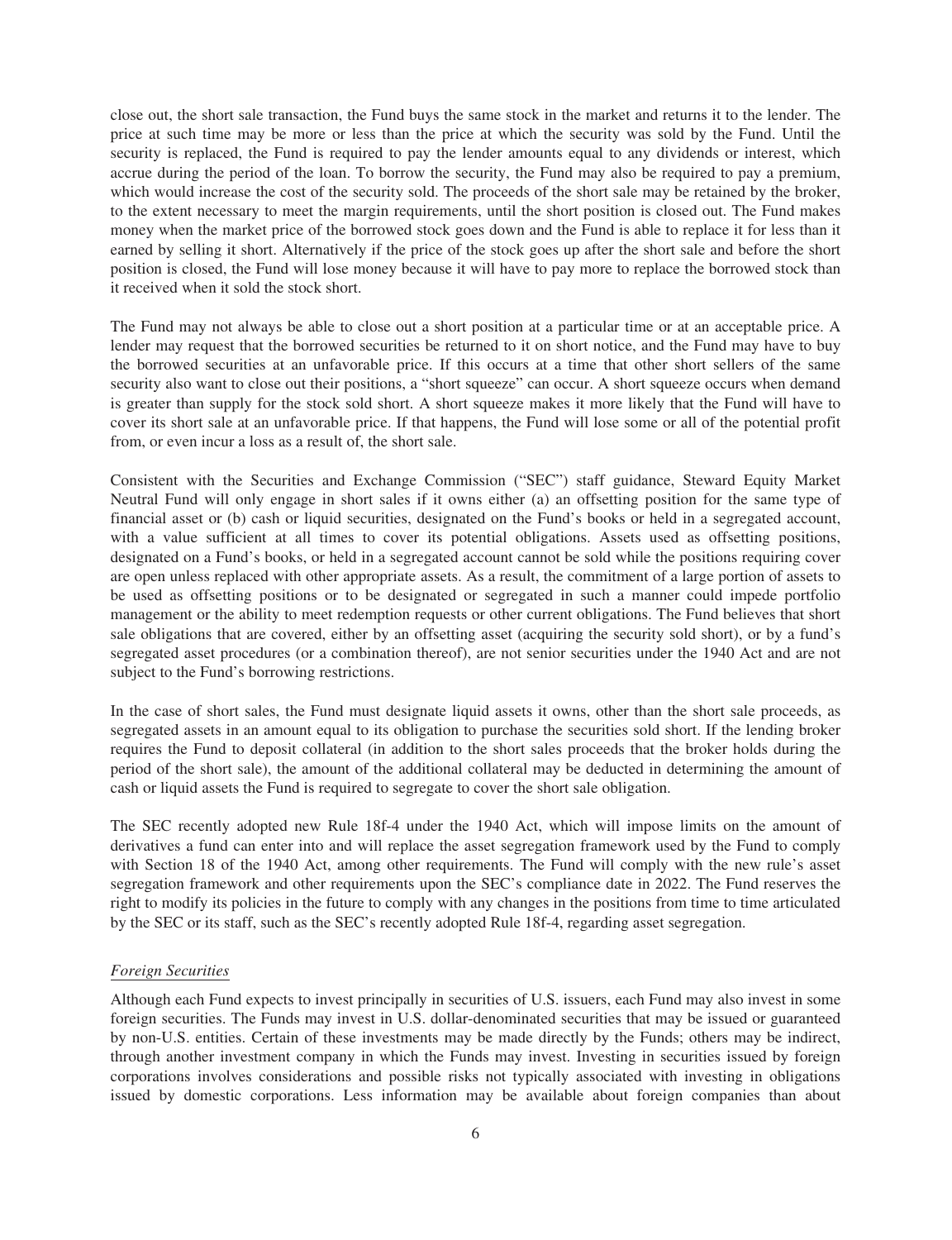close out, the short sale transaction, the Fund buys the same stock in the market and returns it to the lender. The price at such time may be more or less than the price at which the security was sold by the Fund. Until the security is replaced, the Fund is required to pay the lender amounts equal to any dividends or interest, which accrue during the period of the loan. To borrow the security, the Fund may also be required to pay a premium, which would increase the cost of the security sold. The proceeds of the short sale may be retained by the broker, to the extent necessary to meet the margin requirements, until the short position is closed out. The Fund makes money when the market price of the borrowed stock goes down and the Fund is able to replace it for less than it earned by selling it short. Alternatively if the price of the stock goes up after the short sale and before the short position is closed, the Fund will lose money because it will have to pay more to replace the borrowed stock than it received when it sold the stock short.

The Fund may not always be able to close out a short position at a particular time or at an acceptable price. A lender may request that the borrowed securities be returned to it on short notice, and the Fund may have to buy the borrowed securities at an unfavorable price. If this occurs at a time that other short sellers of the same security also want to close out their positions, a "short squeeze" can occur. A short squeeze occurs when demand is greater than supply for the stock sold short. A short squeeze makes it more likely that the Fund will have to cover its short sale at an unfavorable price. If that happens, the Fund will lose some or all of the potential profit from, or even incur a loss as a result of, the short sale.

Consistent with the Securities and Exchange Commission ("SEC") staff guidance, Steward Equity Market Neutral Fund will only engage in short sales if it owns either (a) an offsetting position for the same type of financial asset or (b) cash or liquid securities, designated on the Fund's books or held in a segregated account, with a value sufficient at all times to cover its potential obligations. Assets used as offsetting positions, designated on a Fund's books, or held in a segregated account cannot be sold while the positions requiring cover are open unless replaced with other appropriate assets. As a result, the commitment of a large portion of assets to be used as offsetting positions or to be designated or segregated in such a manner could impede portfolio management or the ability to meet redemption requests or other current obligations. The Fund believes that short sale obligations that are covered, either by an offsetting asset (acquiring the security sold short), or by a fund's segregated asset procedures (or a combination thereof), are not senior securities under the 1940 Act and are not subject to the Fund's borrowing restrictions.

In the case of short sales, the Fund must designate liquid assets it owns, other than the short sale proceeds, as segregated assets in an amount equal to its obligation to purchase the securities sold short. If the lending broker requires the Fund to deposit collateral (in addition to the short sales proceeds that the broker holds during the period of the short sale), the amount of the additional collateral may be deducted in determining the amount of cash or liquid assets the Fund is required to segregate to cover the short sale obligation.

The SEC recently adopted new Rule 18f-4 under the 1940 Act, which will impose limits on the amount of derivatives a fund can enter into and will replace the asset segregation framework used by the Fund to comply with Section 18 of the 1940 Act, among other requirements. The Fund will comply with the new rule's asset segregation framework and other requirements upon the SEC's compliance date in 2022. The Fund reserves the right to modify its policies in the future to comply with any changes in the positions from time to time articulated by the SEC or its staff, such as the SEC's recently adopted Rule 18f-4, regarding asset segregation.

*Foreign Securities*

Although each Fund expects to invest principally in securities of U.S. issuers, each Fund may also invest in some foreign securities. The Funds may invest in U.S. dollar-denominated securities that may be issued or guaranteed by non-U.S. entities. Certain of these investments may be made directly by the Funds; others may be indirect, through another investment company in which the Funds may invest. Investing in securities issued by foreign corporations involves considerations and possible risks not typically associated with investing in obligations issued by domestic corporations. Less information may be available about foreign companies than about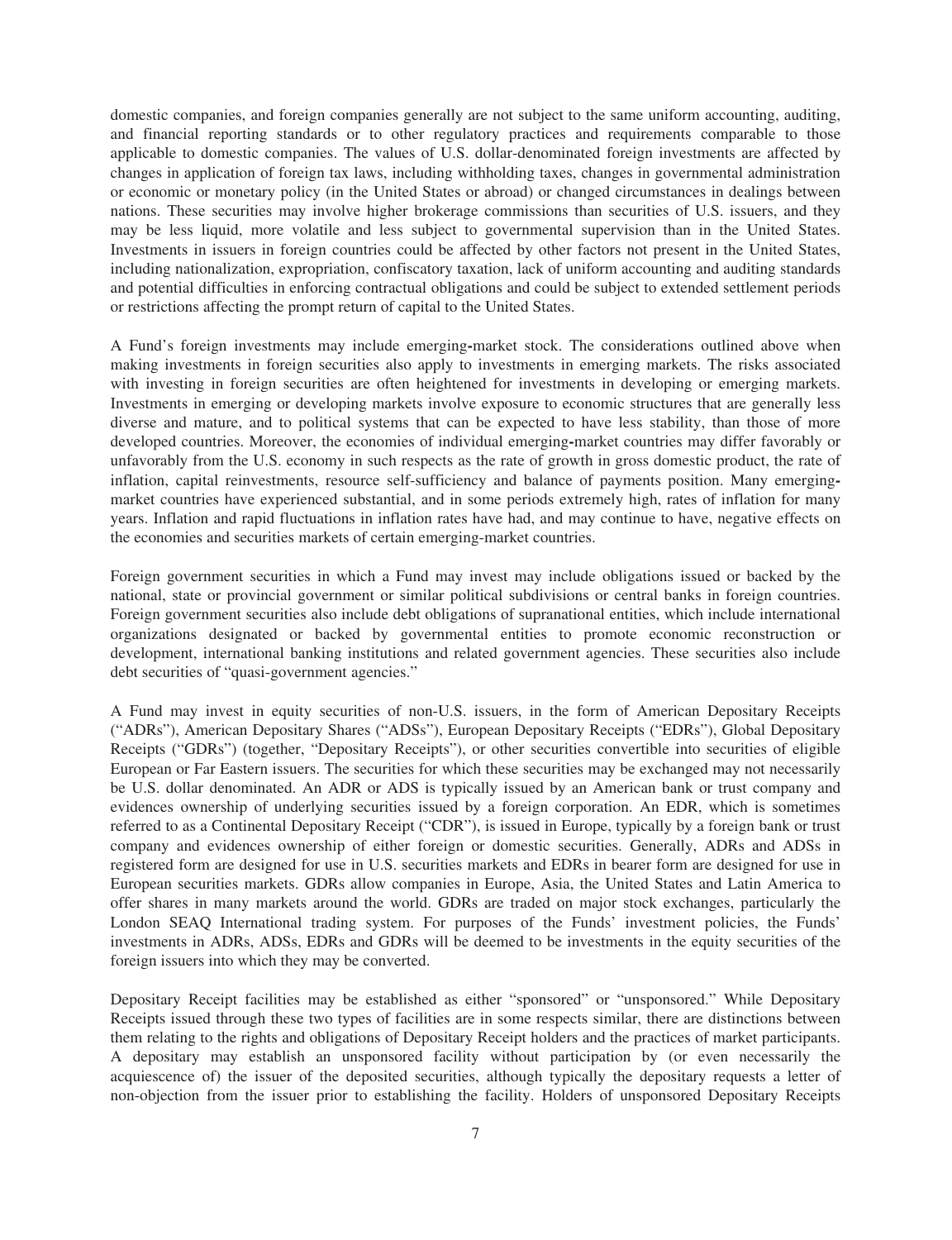domestic companies, and foreign companies generally are not subject to the same uniform accounting, auditing, and financial reporting standards or to other regulatory practices and requirements comparable to those applicable to domestic companies. The values of U.S. dollar-denominated foreign investments are affected by changes in application of foreign tax laws, including withholding taxes, changes in governmental administration or economic or monetary policy (in the United States or abroad) or changed circumstances in dealings between nations. These securities may involve higher brokerage commissions than securities of U.S. issuers, and they may be less liquid, more volatile and less subject to governmental supervision than in the United States. Investments in issuers in foreign countries could be affected by other factors not present in the United States, including nationalization, expropriation, confiscatory taxation, lack of uniform accounting and auditing standards and potential difficulties in enforcing contractual obligations and could be subject to extended settlement periods or restrictions affecting the prompt return of capital to the United States.

A Fund's foreign investments may include emerging-market stock. The considerations outlined above when making investments in foreign securities also apply to investments in emerging markets. The risks associated with investing in foreign securities are often heightened for investments in developing or emerging markets. Investments in emerging or developing markets involve exposure to economic structures that are generally less diverse and mature, and to political systems that can be expected to have less stability, than those of more developed countries. Moreover, the economies of individual emerging-market countries may differ favorably or unfavorably from the U.S. economy in such respects as the rate of growth in gross domestic product, the rate of inflation, capital reinvestments, resource self-sufficiency and balance of payments position. Many emerging-market countries have experienced substantial, and in some periods extremely high, rates of inflation for many years. Inflation and rapid fluctuations in inflation rates have had, and may continue to have, negative effects on the economies and securities markets of certain emerging-market countries.

Foreign government securities in which a Fund may invest may include obligations issued or backed by the national, state or provincial government or similar political subdivisions or central banks in foreign countries. Foreign government securities also include debt obligations of supranational entities, which include international organizations designated or backed by governmental entities to promote economic reconstruction or development, international banking institutions and related government agencies. These securities also include debt securities of "quasi-government agencies."

A Fund may invest in equity securities of non-U.S. issuers, in the form of American Depositary Receipts ("ADRs"), American Depositary Shares ("ADSs"), European Depositary Receipts ("EDRs"), Global Depositary Receipts ("GDRs") (together, "Depositary Receipts"), or other securities convertible into securities of eligible European or Far Eastern issuers. The securities for which these securities may be exchanged may not necessarily be U.S. dollar denominated. An ADR or ADS is typically issued by an American bank or trust company and evidences ownership of underlying securities issued by a foreign corporation. An EDR, which is sometimes referred to as a Continental Depositary Receipt ("CDR"), is issued in Europe, typically by a foreign bank or trust company and evidences ownership of either foreign or domestic securities. Generally, ADRs and ADSs in registered form are designed for use in U.S. securities markets and EDRs in bearer form are designed for use in European securities markets. GDRs allow companies in Europe, Asia, the United States and Latin America to offer shares in many markets around the world. GDRs are traded on major stock exchanges, particularly the London SEAQ International trading system. For purposes of the Funds' investment policies, the Funds' investments in ADRs, ADSs, EDRs and GDRs will be deemed to be investments in the equity securities of the foreign issuers into which they may be converted.

Depositary Receipt facilities may be established as either "sponsored" or "unsponsored." While Depositary Receipts issued through these two types of facilities are in some respects similar, there are distinctions between them relating to the rights and obligations of Depositary Receipt holders and the practices of market participants. A depositary may establish an unsponsored facility without participation by (or even necessarily the acquiescence of) the issuer of the deposited securities, although typically the depositary requests a letter of non-objection from the issuer prior to establishing the facility. Holders of unsponsored Depositary Receipts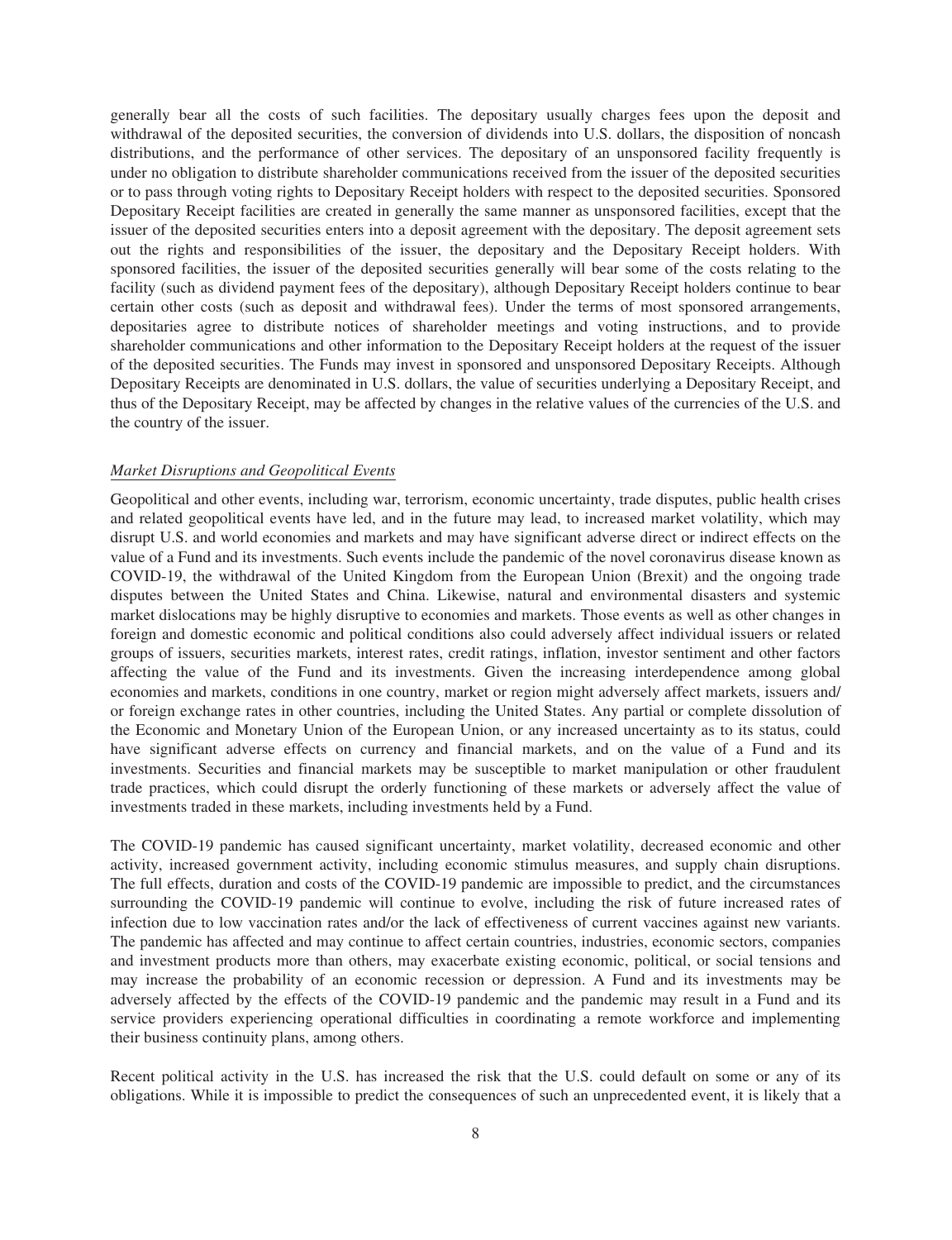generally bear all the costs of such facilities. The depositary usually charges fees upon the deposit and withdrawal of the deposited securities, the conversion of dividends into U.S. dollars, the disposition of noncash distributions, and the performance of other services. The depositary of an unsponsored facility frequently is under no obligation to distribute shareholder communications received from the issuer of the deposited securities or to pass through voting rights to Depositary Receipt holders with respect to the deposited securities. Sponsored Depositary Receipt facilities are created in generally the same manner as unsponsored facilities, except that the issuer of the deposited securities enters into a deposit agreement with the depositary. The deposit agreement sets out the rights and responsibilities of the issuer, the depositary and the Depositary Receipt holders. With sponsored facilities, the issuer of the deposited securities generally will bear some of the costs relating to the facility (such as dividend payment fees of the depositary), although Depositary Receipt holders continue to bear certain other costs (such as deposit and withdrawal fees). Under the terms of most sponsored arrangements, depositaries agree to distribute notices of shareholder meetings and voting instructions, and to provide shareholder communications and other information to the Depositary Receipt holders at the request of the issuer of the deposited securities. The Funds may invest in sponsored and unsponsored Depositary Receipts. Although Depositary Receipts are denominated in U.S. dollars, the value of securities underlying a Depositary Receipt, and thus of the Depositary Receipt, may be affected by changes in the relative values of the currencies of the U.S. and the country of the issuer.

*Market Disruptions and Geopolitical Events*

Geopolitical and other events, including war, terrorism, economic uncertainty, trade disputes, public health crises and related geopolitical events have led, and in the future may lead, to increased market volatility, which may disrupt U.S. and world economies and markets and may have significant adverse direct or indirect effects on the value of a Fund and its investments. Such events include the pandemic of the novel coronavirus disease known as COVID-19, the withdrawal of the United Kingdom from the European Union (Brexit) and the ongoing trade disputes between the United States and China. Likewise, natural and environmental disasters and systemic market dislocations may be highly disruptive to economies and markets. Those events as well as other changes in foreign and domestic economic and political conditions also could adversely affect individual issuers or related groups of issuers, securities markets, interest rates, credit ratings, inflation, investor sentiment and other factors affecting the value of the Fund and its investments. Given the increasing interdependence among global economies and markets, conditions in one country, market or region might adversely affect markets, issuers and/or foreign exchange rates in other countries, including the United States. Any partial or complete dissolution of the Economic and Monetary Union of the European Union, or any increased uncertainty as to its status, could have significant adverse effects on currency and financial markets, and on the value of a Fund and its investments. Securities and financial markets may be susceptible to market manipulation or other fraudulent trade practices, which could disrupt the orderly functioning of these markets or adversely affect the value of investments traded in these markets, including investments held by a Fund.

The COVID-19 pandemic has caused significant uncertainty, market volatility, decreased economic and other activity, increased government activity, including economic stimulus measures, and supply chain disruptions. The full effects, duration and costs of the COVID-19 pandemic are impossible to predict, and the circumstances surrounding the COVID-19 pandemic will continue to evolve, including the risk of future increased rates of infection due to low vaccination rates and/or the lack of effectiveness of current vaccines against new variants. The pandemic has affected and may continue to affect certain countries, industries, economic sectors, companies and investment products more than others, may exacerbate existing economic, political, or social tensions and may increase the probability of an economic recession or depression. A Fund and its investments may be adversely affected by the effects of the COVID-19 pandemic and the pandemic may result in a Fund and its service providers experiencing operational difficulties in coordinating a remote workforce and implementing their business continuity plans, among others.

Recent political activity in the U.S. has increased the risk that the U.S. could default on some or any of its obligations. While it is impossible to predict the consequences of such an unprecedented event, it is likely that a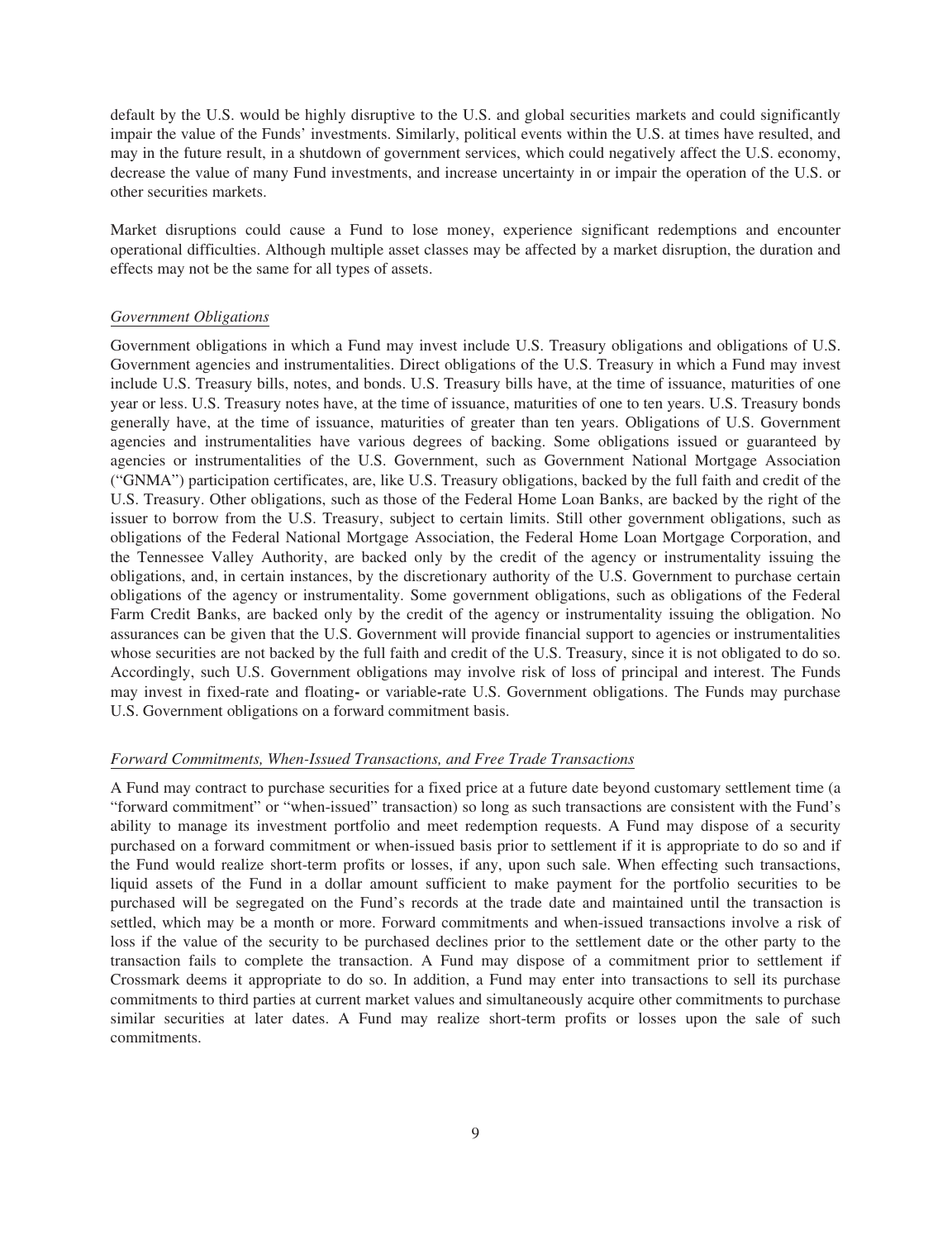default by the U.S. would be highly disruptive to the U.S. and global securities markets and could significantly impair the value of the Funds' investments. Similarly, political events within the U.S. at times have resulted, and may in the future result, in a shutdown of government services, which could negatively affect the U.S. economy, decrease the value of many Fund investments, and increase uncertainty in or impair the operation of the U.S. or other securities markets.

Market disruptions could cause a Fund to lose money, experience significant redemptions and encounter operational difficulties. Although multiple asset classes may be affected by a market disruption, the duration and effects may not be the same for all types of assets.

*Government Obligations*

Government obligations in which a Fund may invest include U.S. Treasury obligations and obligations of U.S. Government agencies and instrumentalities. Direct obligations of the U.S. Treasury in which a Fund may invest include U.S. Treasury bills, notes, and bonds. U.S. Treasury bills have, at the time of issuance, maturities of one year or less. U.S. Treasury notes have, at the time of issuance, maturities of one to ten years. U.S. Treasury bonds generally have, at the time of issuance, maturities of greater than ten years. Obligations of U.S. Government agencies and instrumentalities have various degrees of backing. Some obligations issued or guaranteed by agencies or instrumentalities of the U.S. Government, such as Government National Mortgage Association ("GNMA") participation certificates, are, like U.S. Treasury obligations, backed by the full faith and credit of the U.S. Treasury. Other obligations, such as those of the Federal Home Loan Banks, are backed by the right of the issuer to borrow from the U.S. Treasury, subject to certain limits. Still other government obligations, such as obligations of the Federal National Mortgage Association, the Federal Home Loan Mortgage Corporation, and the Tennessee Valley Authority, are backed only by the credit of the agency or instrumentality issuing the obligations, and, in certain instances, by the discretionary authority of the U.S. Government to purchase certain obligations of the agency or instrumentality. Some government obligations, such as obligations of the Federal Farm Credit Banks, are backed only by the credit of the agency or instrumentality issuing the obligation. No assurances can be given that the U.S. Government will provide financial support to agencies or instrumentalities whose securities are not backed by the full faith and credit of the U.S. Treasury, since it is not obligated to do so. Accordingly, such U.S. Government obligations may involve risk of loss of principal and interest. The Funds may invest in fixed-rate and floating- or variable-rate U.S. Government obligations. The Funds may purchase U.S. Government obligations on a forward commitment basis.

*Forward Commitments, When-Issued Transactions, and Free Trade Transactions*

A Fund may contract to purchase securities for a fixed price at a future date beyond customary settlement time (a "forward commitment" or "when-issued" transaction) so long as such transactions are consistent with the Fund's ability to manage its investment portfolio and meet redemption requests. A Fund may dispose of a security purchased on a forward commitment or when-issued basis prior to settlement if it is appropriate to do so and if the Fund would realize short-term profits or losses, if any, upon such sale. When effecting such transactions, liquid assets of the Fund in a dollar amount sufficient to make payment for the portfolio securities to be purchased will be segregated on the Fund's records at the trade date and maintained until the transaction is settled, which may be a month or more. Forward commitments and when-issued transactions involve a risk of loss if the value of the security to be purchased declines prior to the settlement date or the other party to the transaction fails to complete the transaction. A Fund may dispose of a commitment prior to settlement if Crossmark deems it appropriate to do so. In addition, a Fund may enter into transactions to sell its purchase commitments to third parties at current market values and simultaneously acquire other commitments to purchase similar securities at later dates. A Fund may realize short-term profits or losses upon the sale of such commitments.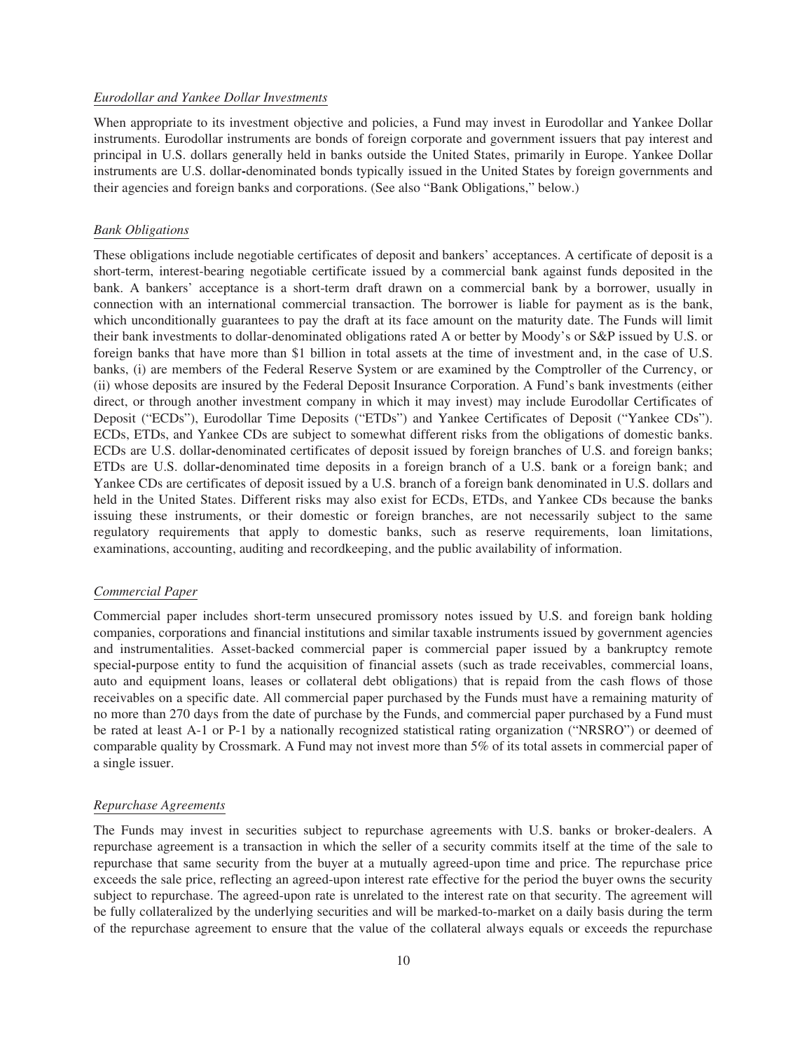*Eurodollar and Yankee Dollar Investments*

When appropriate to its investment objective and policies, a Fund may invest in Eurodollar and Yankee Dollar instruments. Eurodollar instruments are bonds of foreign corporate and government issuers that pay interest and principal in U.S. dollars generally held in banks outside the United States, primarily in Europe. Yankee Dollar instruments are U.S. dollar-denominated bonds typically issued in the United States by foreign governments and their agencies and foreign banks and corporations. (See also "Bank Obligations," below.)

*Bank Obligations*

These obligations include negotiable certificates of deposit and bankers' acceptances. A certificate of deposit is a short-term, interest-bearing negotiable certificate issued by a commercial bank against funds deposited in the bank. A bankers' acceptance is a short-term draft drawn on a commercial bank by a borrower, usually in connection with an international commercial transaction. The borrower is liable for payment as is the bank, which unconditionally guarantees to pay the draft at its face amount on the maturity date. The Funds will limit their bank investments to dollar-denominated obligations rated A or better by Moody's or S&P issued by U.S. or foreign banks that have more than $1 billion in total assets at the time of investment and, in the case of U.S. banks, (i) are members of the Federal Reserve System or are examined by the Comptroller of the Currency, or (ii) whose deposits are insured by the Federal Deposit Insurance Corporation. A Fund's bank investments (either direct, or through another investment company in which it may invest) may include Eurodollar Certificates of Deposit ("ECDs"), Eurodollar Time Deposits ("ETDs") and Yankee Certificates of Deposit ("Yankee CDs"). ECDs, ETDs, and Yankee CDs are subject to somewhat different risks from the obligations of domestic banks. ECDs are U.S. dollar-denominated certificates of deposit issued by foreign branches of U.S. and foreign banks; ETDs are U.S. dollar-denominated time deposits in a foreign branch of a U.S. bank or a foreign bank; and Yankee CDs are certificates of deposit issued by a U.S. branch of a foreign bank denominated in U.S. dollars and held in the United States. Different risks may also exist for ECDs, ETDs, and Yankee CDs because the banks issuing these instruments, or their domestic or foreign branches, are not necessarily subject to the same regulatory requirements that apply to domestic banks, such as reserve requirements, loan limitations, examinations, accounting, auditing and recordkeeping, and the public availability of information.

*Commercial Paper*

Commercial paper includes short-term unsecured promissory notes issued by U.S. and foreign bank holding companies, corporations and financial institutions and similar taxable instruments issued by government agencies and instrumentalities. Asset-backed commercial paper is commercial paper issued by a bankruptcy remote special-purpose entity to fund the acquisition of financial assets (such as trade receivables, commercial loans, auto and equipment loans, leases or collateral debt obligations) that is repaid from the cash flows of those receivables on a specific date. All commercial paper purchased by the Funds must have a remaining maturity of no more than 270 days from the date of purchase by the Funds, and commercial paper purchased by a Fund must be rated at least A-1 or P-1 by a nationally recognized statistical rating organization ("NRSRO") or deemed of comparable quality by Crossmark. A Fund may not invest more than 5% of its total assets in commercial paper of a single issuer.

*Repurchase Agreements*

The Funds may invest in securities subject to repurchase agreements with U.S. banks or broker-dealers. A repurchase agreement is a transaction in which the seller of a security commits itself at the time of the sale to repurchase that same security from the buyer at a mutually agreed-upon time and price. The repurchase price exceeds the sale price, reflecting an agreed-upon interest rate effective for the period the buyer owns the security subject to repurchase. The agreed-upon rate is unrelated to the interest rate on that security. The agreement will be fully collateralized by the underlying securities and will be marked-to-market on a daily basis during the term of the repurchase agreement to ensure that the value of the collateral always equals or exceeds the repurchase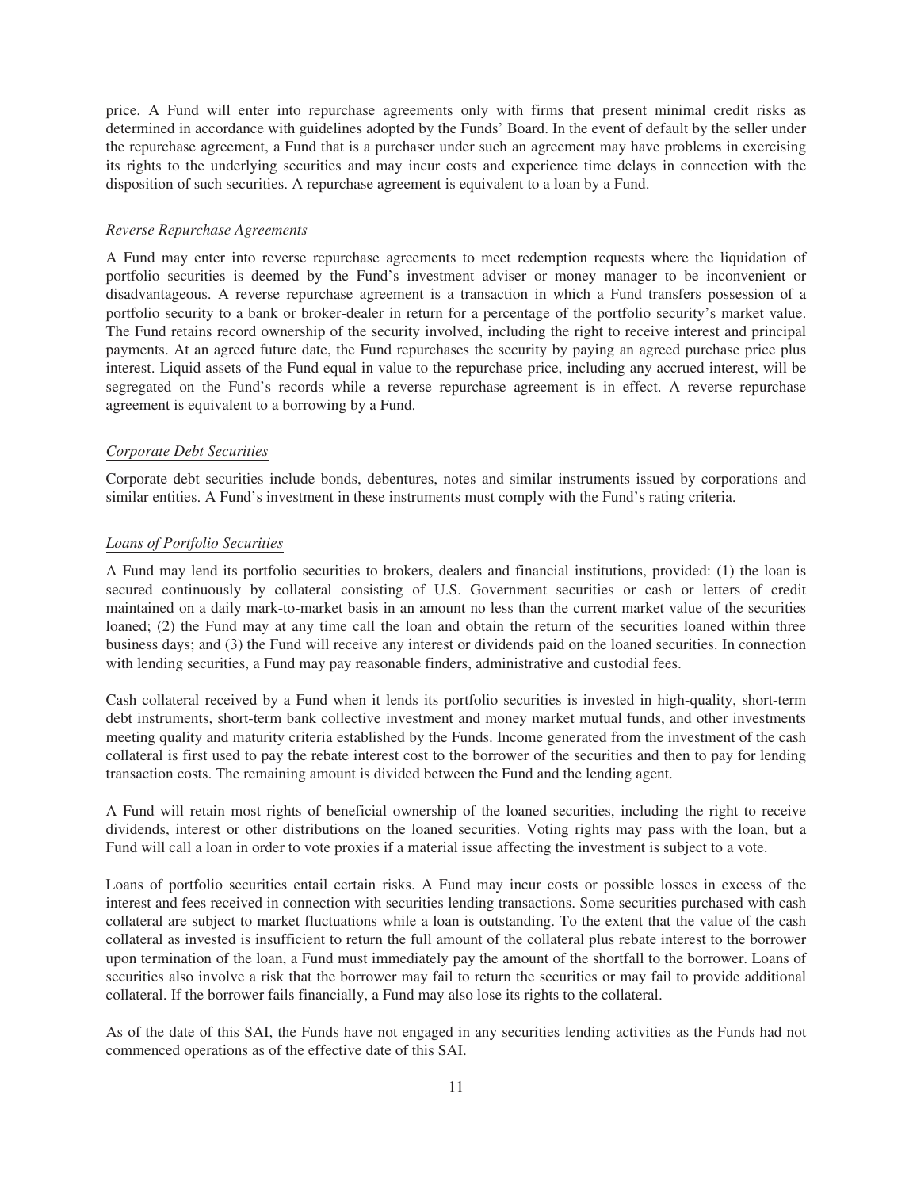price. A Fund will enter into repurchase agreements only with firms that present minimal credit risks as determined in accordance with guidelines adopted by the Funds' Board. In the event of default by the seller under the repurchase agreement, a Fund that is a purchaser under such an agreement may have problems in exercising its rights to the underlying securities and may incur costs and experience time delays in connection with the disposition of such securities. A repurchase agreement is equivalent to a loan by a Fund.

*Reverse Repurchase Agreements*

A Fund may enter into reverse repurchase agreements to meet redemption requests where the liquidation of portfolio securities is deemed by the Fund's investment adviser or money manager to be inconvenient or disadvantageous. A reverse repurchase agreement is a transaction in which a Fund transfers possession of a portfolio security to a bank or broker-dealer in return for a percentage of the portfolio security's market value. The Fund retains record ownership of the security involved, including the right to receive interest and principal payments. At an agreed future date, the Fund repurchases the security by paying an agreed purchase price plus interest. Liquid assets of the Fund equal in value to the repurchase price, including any accrued interest, will be segregated on the Fund's records while a reverse repurchase agreement is in effect. A reverse repurchase agreement is equivalent to a borrowing by a Fund.

*Corporate Debt Securities*

Corporate debt securities include bonds, debentures, notes and similar instruments issued by corporations and similar entities. A Fund's investment in these instruments must comply with the Fund's rating criteria.

*Loans of Portfolio Securities*

A Fund may lend its portfolio securities to brokers, dealers and financial institutions, provided: (1) the loan is secured continuously by collateral consisting of U.S. Government securities or cash or letters of credit maintained on a daily mark-to-market basis in an amount no less than the current market value of the securities loaned; (2) the Fund may at any time call the loan and obtain the return of the securities loaned within three business days; and (3) the Fund will receive any interest or dividends paid on the loaned securities. In connection with lending securities, a Fund may pay reasonable finders, administrative and custodial fees.

Cash collateral received by a Fund when it lends its portfolio securities is invested in high-quality, short-term debt instruments, short-term bank collective investment and money market mutual funds, and other investments meeting quality and maturity criteria established by the Funds. Income generated from the investment of the cash collateral is first used to pay the rebate interest cost to the borrower of the securities and then to pay for lending transaction costs. The remaining amount is divided between the Fund and the lending agent.

A Fund will retain most rights of beneficial ownership of the loaned securities, including the right to receive dividends, interest or other distributions on the loaned securities. Voting rights may pass with the loan, but a Fund will call a loan in order to vote proxies if a material issue affecting the investment is subject to a vote.

Loans of portfolio securities entail certain risks. A Fund may incur costs or possible losses in excess of the interest and fees received in connection with securities lending transactions. Some securities purchased with cash collateral are subject to market fluctuations while a loan is outstanding. To the extent that the value of the cash collateral as invested is insufficient to return the full amount of the collateral plus rebate interest to the borrower upon termination of the loan, a Fund must immediately pay the amount of the shortfall to the borrower. Loans of securities also involve a risk that the borrower may fail to return the securities or may fail to provide additional collateral. If the borrower fails financially, a Fund may also lose its rights to the collateral.

As of the date of this SAI, the Funds have not engaged in any securities lending activities as the Funds had not commenced operations as of the effective date of this SAI.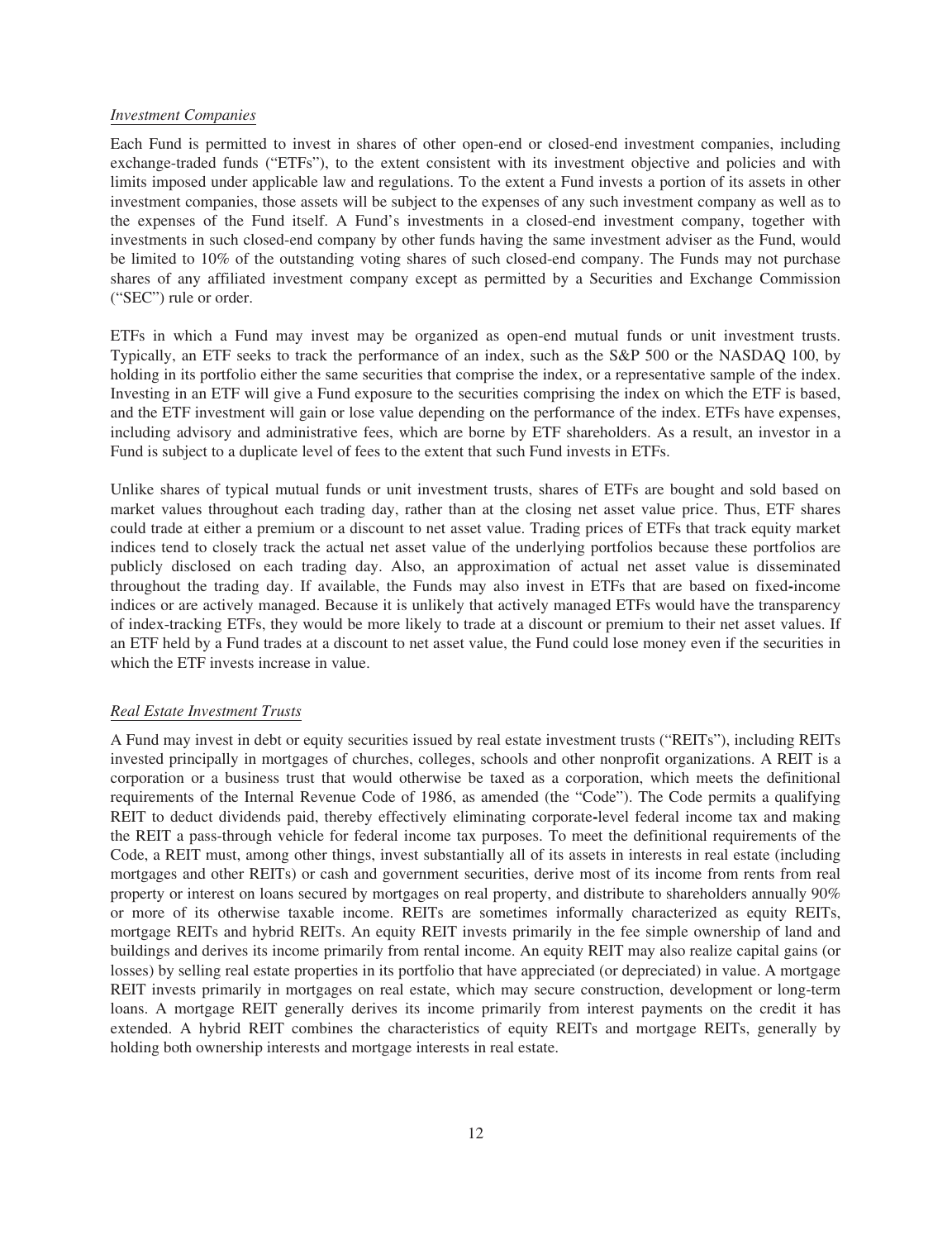*Investment Companies*

Each Fund is permitted to invest in shares of other open-end or closed-end investment companies, including exchange-traded funds ("ETFs"), to the extent consistent with its investment objective and policies and with limits imposed under applicable law and regulations. To the extent a Fund invests a portion of its assets in other investment companies, those assets will be subject to the expenses of any such investment company as well as to the expenses of the Fund itself. A Fund's investments in a closed-end investment company, together with investments in such closed-end company by other funds having the same investment adviser as the Fund, would be limited to 10% of the outstanding voting shares of such closed-end company. The Funds may not purchase shares of any affiliated investment company except as permitted by a Securities and Exchange Commission ("SEC") rule or order.

ETFs in which a Fund may invest may be organized as open-end mutual funds or unit investment trusts. Typically, an ETF seeks to track the performance of an index, such as the S&P 500 or the NASDAQ 100, by holding in its portfolio either the same securities that comprise the index, or a representative sample of the index. Investing in an ETF will give a Fund exposure to the securities comprising the index on which the ETF is based, and the ETF investment will gain or lose value depending on the performance of the index. ETFs have expenses, including advisory and administrative fees, which are borne by ETF shareholders. As a result, an investor in a Fund is subject to a duplicate level of fees to the extent that such Fund invests in ETFs.

Unlike shares of typical mutual funds or unit investment trusts, shares of ETFs are bought and sold based on market values throughout each trading day, rather than at the closing net asset value price. Thus, ETF shares could trade at either a premium or a discount to net asset value. Trading prices of ETFs that track equity market indices tend to closely track the actual net asset value of the underlying portfolios because these portfolios are publicly disclosed on each trading day. Also, an approximation of actual net asset value is disseminated throughout the trading day. If available, the Funds may also invest in ETFs that are based on fixed-income indices or are actively managed. Because it is unlikely that actively managed ETFs would have the transparency of index-tracking ETFs, they would be more likely to trade at a discount or premium to their net asset values. If an ETF held by a Fund trades at a discount to net asset value, the Fund could lose money even if the securities in which the ETF invests increase in value.

*Real Estate Investment Trusts*

A Fund may invest in debt or equity securities issued by real estate investment trusts ("REITs"), including REITs invested principally in mortgages of churches, colleges, schools and other nonprofit organizations. A REIT is a corporation or a business trust that would otherwise be taxed as a corporation, which meets the definitional requirements of the Internal Revenue Code of 1986, as amended (the "Code"). The Code permits a qualifying REIT to deduct dividends paid, thereby effectively eliminating corporate-level federal income tax and making the REIT a pass-through vehicle for federal income tax purposes. To meet the definitional requirements of the Code, a REIT must, among other things, invest substantially all of its assets in interests in real estate (including mortgages and other REITs) or cash and government securities, derive most of its income from rents from real property or interest on loans secured by mortgages on real property, and distribute to shareholders annually 90% or more of its otherwise taxable income. REITs are sometimes informally characterized as equity REITs, mortgage REITs and hybrid REITs. An equity REIT invests primarily in the fee simple ownership of land and buildings and derives its income primarily from rental income. An equity REIT may also realize capital gains (or losses) by selling real estate properties in its portfolio that have appreciated (or depreciated) in value. A mortgage REIT invests primarily in mortgages on real estate, which may secure construction, development or long-term loans. A mortgage REIT generally derives its income primarily from interest payments on the credit it has extended. A hybrid REIT combines the characteristics of equity REITs and mortgage REITs, generally by holding both ownership interests and mortgage interests in real estate.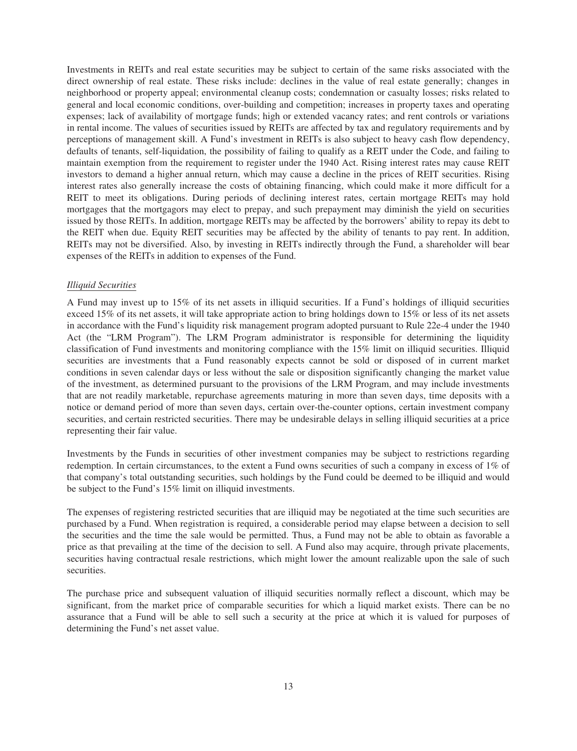Investments in REITs and real estate securities may be subject to certain of the same risks associated with the direct ownership of real estate. These risks include: declines in the value of real estate generally; changes in neighborhood or property appeal; environmental cleanup costs; condemnation or casualty losses; risks related to general and local economic conditions, over-building and competition; increases in property taxes and operating expenses; lack of availability of mortgage funds; high or extended vacancy rates; and rent controls or variations in rental income. The values of securities issued by REITs are affected by tax and regulatory requirements and by perceptions of management skill. A Fund's investment in REITs is also subject to heavy cash flow dependency, defaults of tenants, self-liquidation, the possibility of failing to qualify as a REIT under the Code, and failing to maintain exemption from the requirement to register under the 1940 Act. Rising interest rates may cause REIT investors to demand a higher annual return, which may cause a decline in the prices of REIT securities. Rising interest rates also generally increase the costs of obtaining financing, which could make it more difficult for a REIT to meet its obligations. During periods of declining interest rates, certain mortgage REITs may hold mortgages that the mortgagors may elect to prepay, and such prepayment may diminish the yield on securities issued by those REITs. In addition, mortgage REITs may be affected by the borrowers' ability to repay its debt to the REIT when due. Equity REIT securities may be affected by the ability of tenants to pay rent. In addition, REITs may not be diversified. Also, by investing in REITs indirectly through the Fund, a shareholder will bear expenses of the REITs in addition to expenses of the Fund.

*Illiquid Securities*

A Fund may invest up to 15% of its net assets in illiquid securities. If a Fund's holdings of illiquid securities exceed 15% of its net assets, it will take appropriate action to bring holdings down to 15% or less of its net assets in accordance with the Fund's liquidity risk management program adopted pursuant to Rule 22e-4 under the 1940 Act (the "LRM Program"). The LRM Program administrator is responsible for determining the liquidity classification of Fund investments and monitoring compliance with the 15% limit on illiquid securities. Illiquid securities are investments that a Fund reasonably expects cannot be sold or disposed of in current market conditions in seven calendar days or less without the sale or disposition significantly changing the market value of the investment, as determined pursuant to the provisions of the LRM Program, and may include investments that are not readily marketable, repurchase agreements maturing in more than seven days, time deposits with a notice or demand period of more than seven days, certain over-the-counter options, certain investment company securities, and certain restricted securities. There may be undesirable delays in selling illiquid securities at a price representing their fair value.

Investments by the Funds in securities of other investment companies may be subject to restrictions regarding redemption. In certain circumstances, to the extent a Fund owns securities of such a company in excess of 1% of that company's total outstanding securities, such holdings by the Fund could be deemed to be illiquid and would be subject to the Fund's 15% limit on illiquid investments.

The expenses of registering restricted securities that are illiquid may be negotiated at the time such securities are purchased by a Fund. When registration is required, a considerable period may elapse between a decision to sell the securities and the time the sale would be permitted. Thus, a Fund may not be able to obtain as favorable a price as that prevailing at the time of the decision to sell. A Fund also may acquire, through private placements, securities having contractual resale restrictions, which might lower the amount realizable upon the sale of such securities.

The purchase price and subsequent valuation of illiquid securities normally reflect a discount, which may be significant, from the market price of comparable securities for which a liquid market exists. There can be no assurance that a Fund will be able to sell such a security at the price at which it is valued for purposes of determining the Fund's net asset value.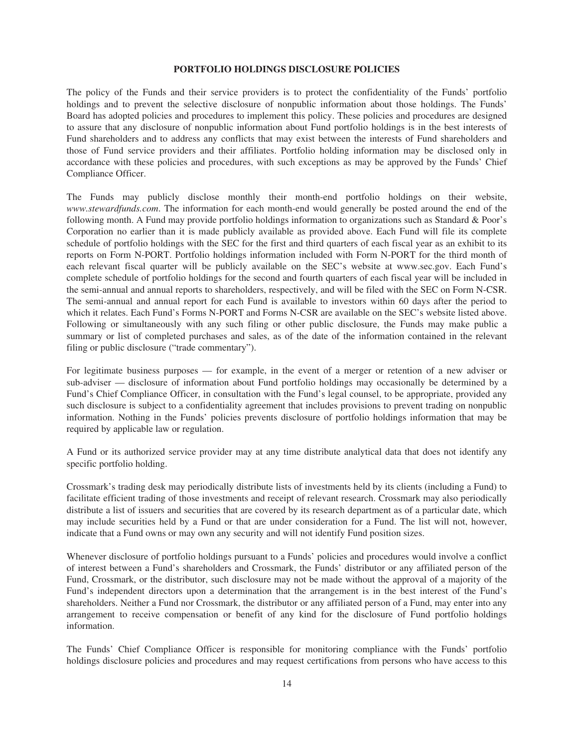## PORTFOLIO HOLDINGS DISCLOSURE POLICIES

The policy of the Funds and their service providers is to protect the confidentiality of the Funds' portfolio holdings and to prevent the selective disclosure of nonpublic information about those holdings. The Funds' Board has adopted policies and procedures to implement this policy. These policies and procedures are designed to assure that any disclosure of nonpublic information about Fund portfolio holdings is in the best interests of Fund shareholders and to address any conflicts that may exist between the interests of Fund shareholders and those of Fund service providers and their affiliates. Portfolio holding information may be disclosed only in accordance with these policies and procedures, with such exceptions as may be approved by the Funds' Chief Compliance Officer.

The Funds may publicly disclose monthly their month-end portfolio holdings on their website, *www.stewardfunds.com*. The information for each month-end would generally be posted around the end of the following month. A Fund may provide portfolio holdings information to organizations such as Standard & Poor's Corporation no earlier than it is made publicly available as provided above. Each Fund will file its complete schedule of portfolio holdings with the SEC for the first and third quarters of each fiscal year as an exhibit to its reports on Form N-PORT. Portfolio holdings information included with Form N-PORT for the third month of each relevant fiscal quarter will be publicly available on the SEC's website at www.sec.gov. Each Fund's complete schedule of portfolio holdings for the second and fourth quarters of each fiscal year will be included in the semi-annual and annual reports to shareholders, respectively, and will be filed with the SEC on Form N-CSR. The semi-annual and annual report for each Fund is available to investors within 60 days after the period to which it relates. Each Fund's Forms N-PORT and Forms N-CSR are available on the SEC's website listed above. Following or simultaneously with any such filing or other public disclosure, the Funds may make public a summary or list of completed purchases and sales, as of the date of the information contained in the relevant filing or public disclosure ("trade commentary").

For legitimate business purposes — for example, in the event of a merger or retention of a new adviser or sub-adviser — disclosure of information about Fund portfolio holdings may occasionally be determined by a Fund's Chief Compliance Officer, in consultation with the Fund's legal counsel, to be appropriate, provided any such disclosure is subject to a confidentiality agreement that includes provisions to prevent trading on nonpublic information. Nothing in the Funds' policies prevents disclosure of portfolio holdings information that may be required by applicable law or regulation.

A Fund or its authorized service provider may at any time distribute analytical data that does not identify any specific portfolio holding.

Crossmark's trading desk may periodically distribute lists of investments held by its clients (including a Fund) to facilitate efficient trading of those investments and receipt of relevant research. Crossmark may also periodically distribute a list of issuers and securities that are covered by its research department as of a particular date, which may include securities held by a Fund or that are under consideration for a Fund. The list will not, however, indicate that a Fund owns or may own any security and will not identify Fund position sizes.

Whenever disclosure of portfolio holdings pursuant to a Funds' policies and procedures would involve a conflict of interest between a Fund's shareholders and Crossmark, the Funds' distributor or any affiliated person of the Fund, Crossmark, or the distributor, such disclosure may not be made without the approval of a majority of the Fund's independent directors upon a determination that the arrangement is in the best interest of the Fund's shareholders. Neither a Fund nor Crossmark, the distributor or any affiliated person of a Fund, may enter into any arrangement to receive compensation or benefit of any kind for the disclosure of Fund portfolio holdings information.

The Funds' Chief Compliance Officer is responsible for monitoring compliance with the Funds' portfolio holdings disclosure policies and procedures and may request certifications from persons who have access to this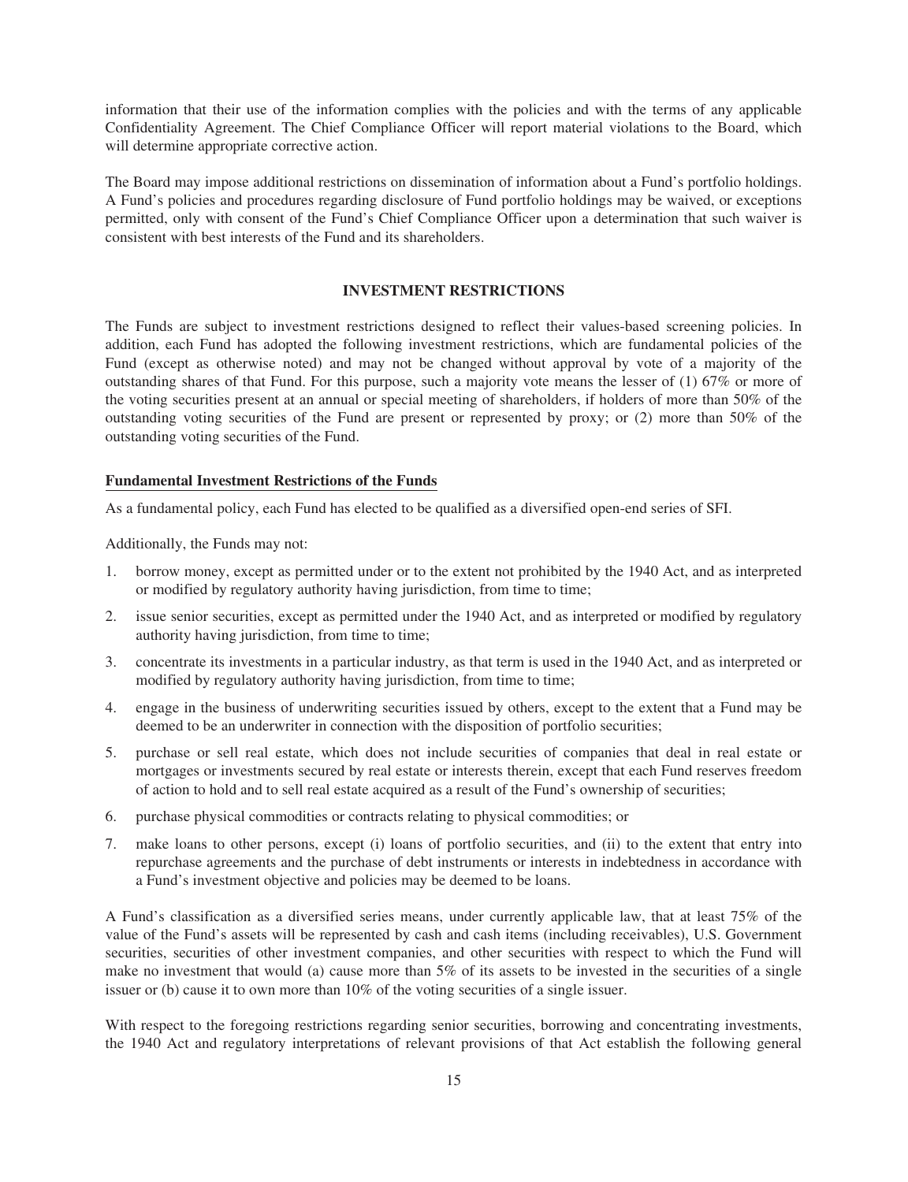information that their use of the information complies with the policies and with the terms of any applicable Confidentiality Agreement. The Chief Compliance Officer will report material violations to the Board, which will determine appropriate corrective action.

The Board may impose additional restrictions on dissemination of information about a Fund's portfolio holdings. A Fund's policies and procedures regarding disclosure of Fund portfolio holdings may be waived, or exceptions permitted, only with consent of the Fund's Chief Compliance Officer upon a determination that such waiver is consistent with best interests of the Fund and its shareholders.

## INVESTMENT RESTRICTIONS

The Funds are subject to investment restrictions designed to reflect their values-based screening policies. In addition, each Fund has adopted the following investment restrictions, which are fundamental policies of the Fund (except as otherwise noted) and may not be changed without approval by vote of a majority of the outstanding shares of that Fund. For this purpose, such a majority vote means the lesser of (1) 67% or more of the voting securities present at an annual or special meeting of shareholders, if holders of more than 50% of the outstanding voting securities of the Fund are present or represented by proxy; or (2) more than 50% of the outstanding voting securities of the Fund.

### Fundamental Investment Restrictions of the Funds

As a fundamental policy, each Fund has elected to be qualified as a diversified open-end series of SFI.

Additionally, the Funds may not:

1. borrow money, except as permitted under or to the extent not prohibited by the 1940 Act, and as interpreted or modified by regulatory authority having jurisdiction, from time to time;
2. issue senior securities, except as permitted under the 1940 Act, and as interpreted or modified by regulatory authority having jurisdiction, from time to time;
3. concentrate its investments in a particular industry, as that term is used in the 1940 Act, and as interpreted or modified by regulatory authority having jurisdiction, from time to time;
4. engage in the business of underwriting securities issued by others, except to the extent that a Fund may be deemed to be an underwriter in connection with the disposition of portfolio securities;
5. purchase or sell real estate, which does not include securities of companies that deal in real estate or mortgages or investments secured by real estate or interests therein, except that each Fund reserves freedom of action to hold and to sell real estate acquired as a result of the Fund's ownership of securities;
6. purchase physical commodities or contracts relating to physical commodities; or
7. make loans to other persons, except (i) loans of portfolio securities, and (ii) to the extent that entry into repurchase agreements and the purchase of debt instruments or interests in indebtedness in accordance with a Fund's investment objective and policies may be deemed to be loans.

A Fund's classification as a diversified series means, under currently applicable law, that at least 75% of the value of the Fund's assets will be represented by cash and cash items (including receivables), U.S. Government securities, securities of other investment companies, and other securities with respect to which the Fund will make no investment that would (a) cause more than 5% of its assets to be invested in the securities of a single issuer or (b) cause it to own more than 10% of the voting securities of a single issuer.

With respect to the foregoing restrictions regarding senior securities, borrowing and concentrating investments, the 1940 Act and regulatory interpretations of relevant provisions of that Act establish the following general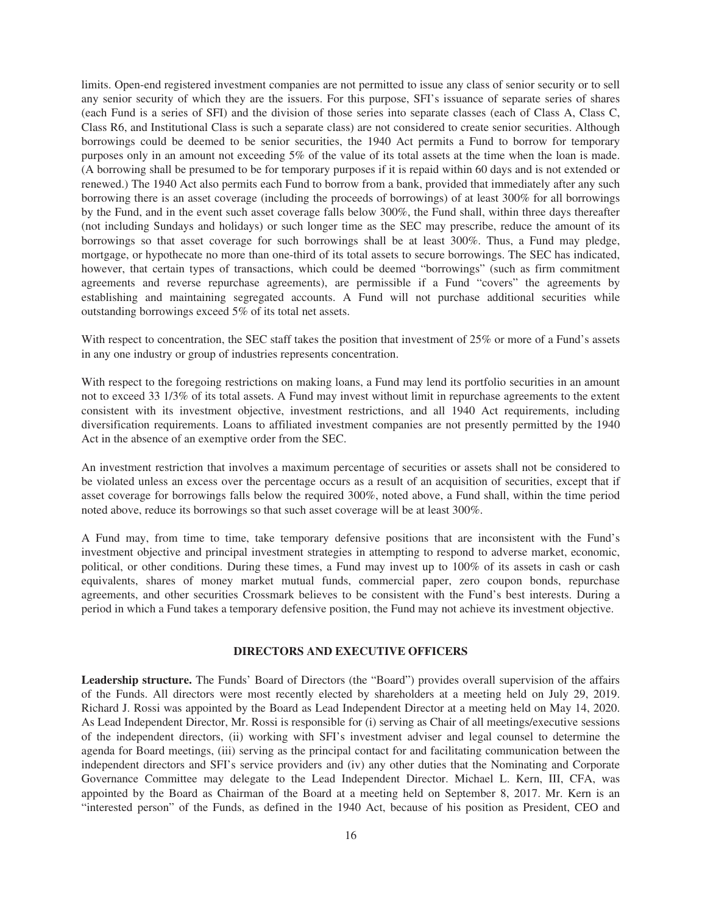limits. Open-end registered investment companies are not permitted to issue any class of senior security or to sell any senior security of which they are the issuers. For this purpose, SFI's issuance of separate series of shares (each Fund is a series of SFI) and the division of those series into separate classes (each of Class A, Class C, Class R6, and Institutional Class is such a separate class) are not considered to create senior securities. Although borrowings could be deemed to be senior securities, the 1940 Act permits a Fund to borrow for temporary purposes only in an amount not exceeding 5% of the value of its total assets at the time when the loan is made. (A borrowing shall be presumed to be for temporary purposes if it is repaid within 60 days and is not extended or renewed.) The 1940 Act also permits each Fund to borrow from a bank, provided that immediately after any such borrowing there is an asset coverage (including the proceeds of borrowings) of at least 300% for all borrowings by the Fund, and in the event such asset coverage falls below 300%, the Fund shall, within three days thereafter (not including Sundays and holidays) or such longer time as the SEC may prescribe, reduce the amount of its borrowings so that asset coverage for such borrowings shall be at least 300%. Thus, a Fund may pledge, mortgage, or hypothecate no more than one-third of its total assets to secure borrowings. The SEC has indicated, however, that certain types of transactions, which could be deemed "borrowings" (such as firm commitment agreements and reverse repurchase agreements), are permissible if a Fund "covers" the agreements by establishing and maintaining segregated accounts. A Fund will not purchase additional securities while outstanding borrowings exceed 5% of its total net assets.

With respect to concentration, the SEC staff takes the position that investment of 25% or more of a Fund's assets in any one industry or group of industries represents concentration.

With respect to the foregoing restrictions on making loans, a Fund may lend its portfolio securities in an amount not to exceed 33 1/3% of its total assets. A Fund may invest without limit in repurchase agreements to the extent consistent with its investment objective, investment restrictions, and all 1940 Act requirements, including diversification requirements. Loans to affiliated investment companies are not presently permitted by the 1940 Act in the absence of an exemptive order from the SEC.

An investment restriction that involves a maximum percentage of securities or assets shall not be considered to be violated unless an excess over the percentage occurs as a result of an acquisition of securities, except that if asset coverage for borrowings falls below the required 300%, noted above, a Fund shall, within the time period noted above, reduce its borrowings so that such asset coverage will be at least 300%.

A Fund may, from time to time, take temporary defensive positions that are inconsistent with the Fund's investment objective and principal investment strategies in attempting to respond to adverse market, economic, political, or other conditions. During these times, a Fund may invest up to 100% of its assets in cash or cash equivalents, shares of money market mutual funds, commercial paper, zero coupon bonds, repurchase agreements, and other securities Crossmark believes to be consistent with the Fund's best interests. During a period in which a Fund takes a temporary defensive position, the Fund may not achieve its investment objective.

## DIRECTORS AND EXECUTIVE OFFICERS

**Leadership structure.** The Funds' Board of Directors (the "Board") provides overall supervision of the affairs of the Funds. All directors were most recently elected by shareholders at a meeting held on July 29, 2019. Richard J. Rossi was appointed by the Board as Lead Independent Director at a meeting held on May 14, 2020. As Lead Independent Director, Mr. Rossi is responsible for (i) serving as Chair of all meetings/executive sessions of the independent directors, (ii) working with SFI's investment adviser and legal counsel to determine the agenda for Board meetings, (iii) serving as the principal contact for and facilitating communication between the independent directors and SFI's service providers and (iv) any other duties that the Nominating and Corporate Governance Committee may delegate to the Lead Independent Director. Michael L. Kern, III, CFA, was appointed by the Board as Chairman of the Board at a meeting held on September 8, 2017. Mr. Kern is an "interested person" of the Funds, as defined in the 1940 Act, because of his position as President, CEO and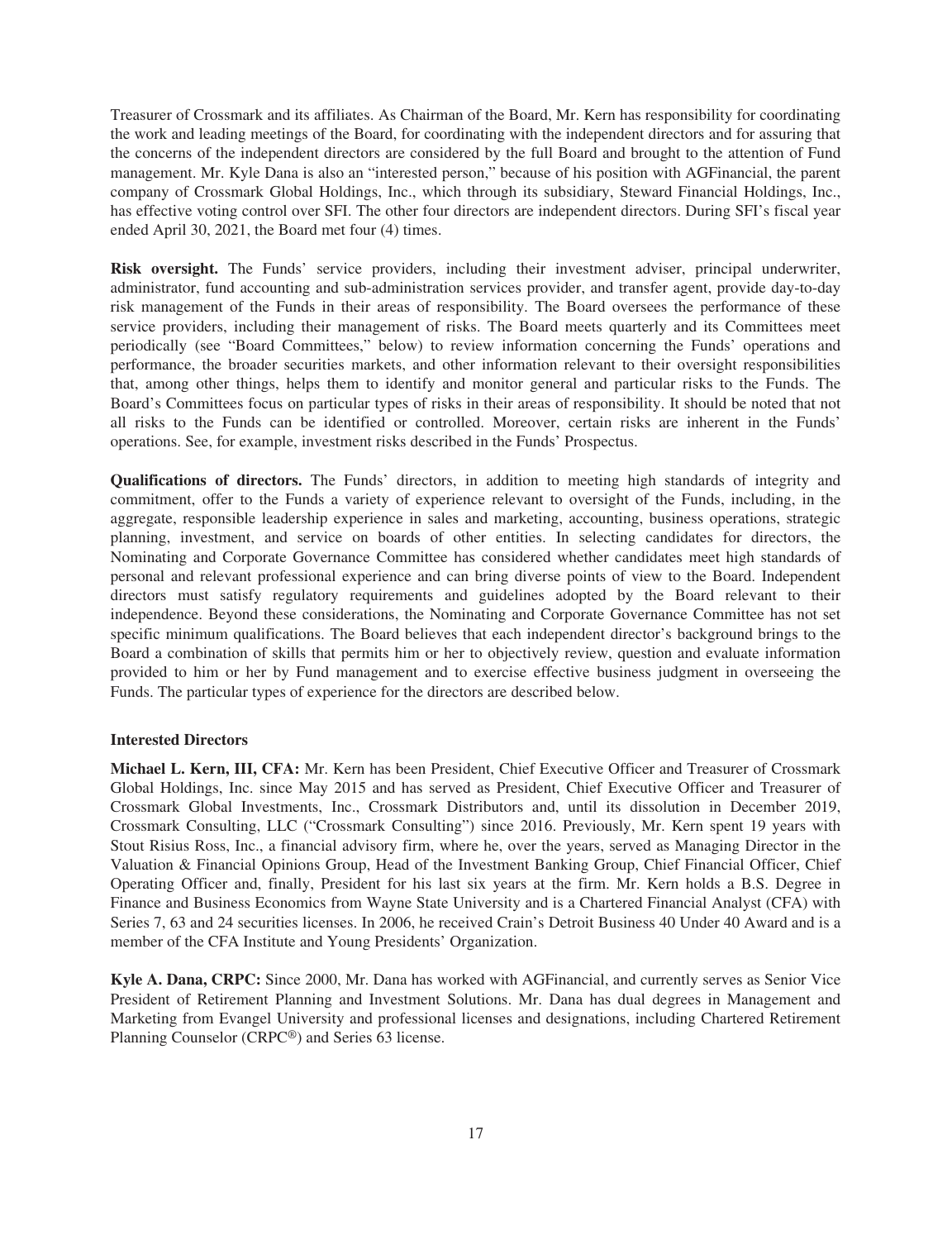Treasurer of Crossmark and its affiliates. As Chairman of the Board, Mr. Kern has responsibility for coordinating the work and leading meetings of the Board, for coordinating with the independent directors and for assuring that the concerns of the independent directors are considered by the full Board and brought to the attention of Fund management. Mr. Kyle Dana is also an "interested person," because of his position with AGFinancial, the parent company of Crossmark Global Holdings, Inc., which through its subsidiary, Steward Financial Holdings, Inc., has effective voting control over SFI. The other four directors are independent directors. During SFI's fiscal year ended April 30, 2021, the Board met four (4) times.

**Risk oversight.** The Funds' service providers, including their investment adviser, principal underwriter, administrator, fund accounting and sub-administration services provider, and transfer agent, provide day-to-day risk management of the Funds in their areas of responsibility. The Board oversees the performance of these service providers, including their management of risks. The Board meets quarterly and its Committees meet periodically (see "Board Committees," below) to review information concerning the Funds' operations and performance, the broader securities markets, and other information relevant to their oversight responsibilities that, among other things, helps them to identify and monitor general and particular risks to the Funds. The Board's Committees focus on particular types of risks in their areas of responsibility. It should be noted that not all risks to the Funds can be identified or controlled. Moreover, certain risks are inherent in the Funds' operations. See, for example, investment risks described in the Funds' Prospectus.

**Qualifications of directors.** The Funds' directors, in addition to meeting high standards of integrity and commitment, offer to the Funds a variety of experience relevant to oversight of the Funds, including, in the aggregate, responsible leadership experience in sales and marketing, accounting, business operations, strategic planning, investment, and service on boards of other entities. In selecting candidates for directors, the Nominating and Corporate Governance Committee has considered whether candidates meet high standards of personal and relevant professional experience and can bring diverse points of view to the Board. Independent directors must satisfy regulatory requirements and guidelines adopted by the Board relevant to their independence. Beyond these considerations, the Nominating and Corporate Governance Committee has not set specific minimum qualifications. The Board believes that each independent director's background brings to the Board a combination of skills that permits him or her to objectively review, question and evaluate information provided to him or her by Fund management and to exercise effective business judgment in overseeing the Funds. The particular types of experience for the directors are described below.

**Interested Directors**

**Michael L. Kern, III, CFA:** Mr. Kern has been President, Chief Executive Officer and Treasurer of Crossmark Global Holdings, Inc. since May 2015 and has served as President, Chief Executive Officer and Treasurer of Crossmark Global Investments, Inc., Crossmark Distributors and, until its dissolution in December 2019, Crossmark Consulting, LLC ("Crossmark Consulting") since 2016. Previously, Mr. Kern spent 19 years with Stout Risius Ross, Inc., a financial advisory firm, where he, over the years, served as Managing Director in the Valuation & Financial Opinions Group, Head of the Investment Banking Group, Chief Financial Officer, Chief Operating Officer and, finally, President for his last six years at the firm. Mr. Kern holds a B.S. Degree in Finance and Business Economics from Wayne State University and is a Chartered Financial Analyst (CFA) with Series 7, 63 and 24 securities licenses. In 2006, he received Crain's Detroit Business 40 Under 40 Award and is a member of the CFA Institute and Young Presidents' Organization.

**Kyle A. Dana, CRPC:** Since 2000, Mr. Dana has worked with AGFinancial, and currently serves as Senior Vice President of Retirement Planning and Investment Solutions. Mr. Dana has dual degrees in Management and Marketing from Evangel University and professional licenses and designations, including Chartered Retirement Planning Counselor (CRPC®) and Series 63 license.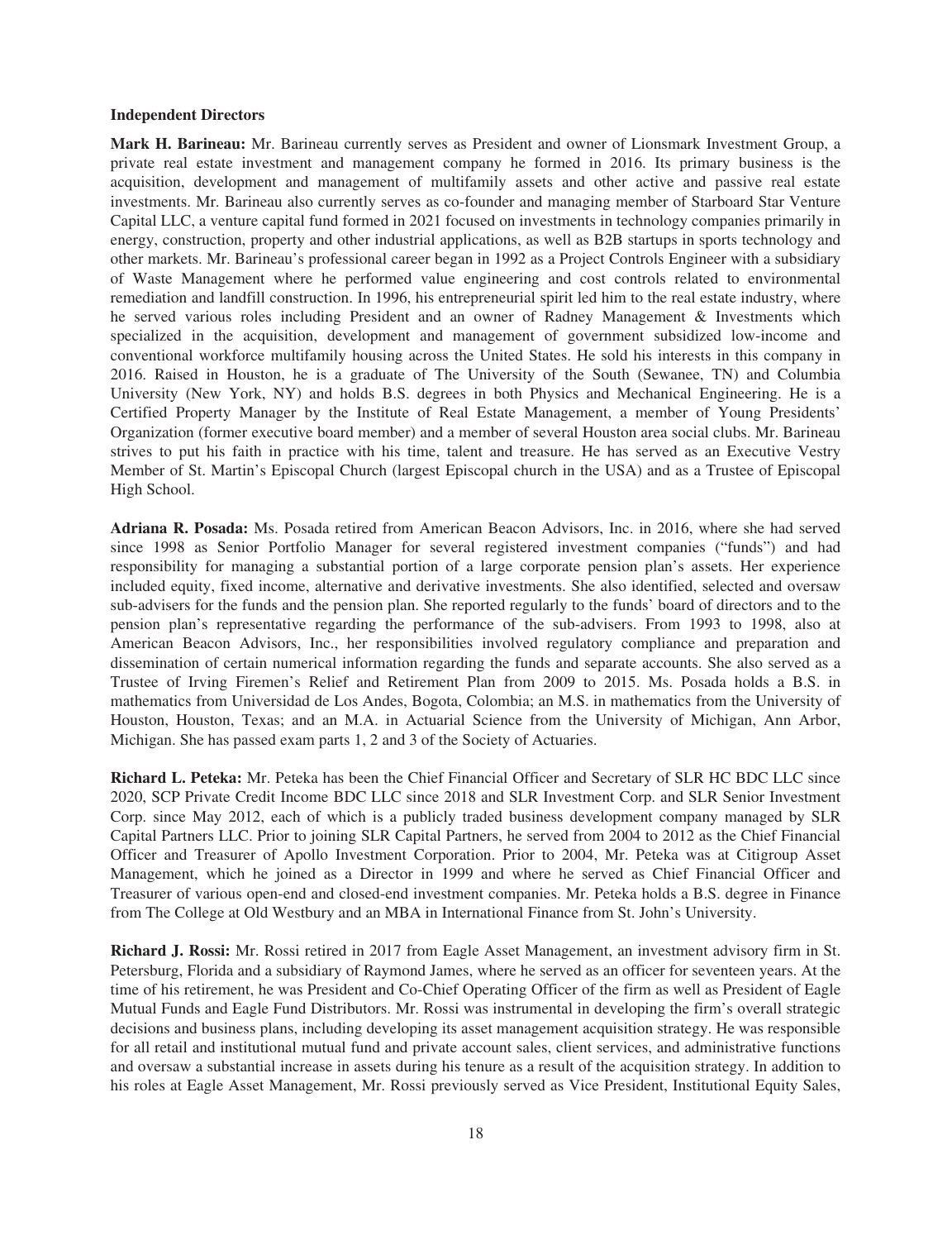**Independent Directors**

**Mark H. Barineau:** Mr. Barineau currently serves as President and owner of Lionsmark Investment Group, a private real estate investment and management company he formed in 2016. Its primary business is the acquisition, development and management of multifamily assets and other active and passive real estate investments. Mr. Barineau also currently serves as co-founder and managing member of Starboard Star Venture Capital LLC, a venture capital fund formed in 2021 focused on investments in technology companies primarily in energy, construction, property and other industrial applications, as well as B2B startups in sports technology and other markets. Mr. Barineau's professional career began in 1992 as a Project Controls Engineer with a subsidiary of Waste Management where he performed value engineering and cost controls related to environmental remediation and landfill construction. In 1996, his entrepreneurial spirit led him to the real estate industry, where he served various roles including President and an owner of Radney Management & Investments which specialized in the acquisition, development and management of government subsidized low-income and conventional workforce multifamily housing across the United States. He sold his interests in this company in 2016. Raised in Houston, he is a graduate of The University of the South (Sewanee, TN) and Columbia University (New York, NY) and holds B.S. degrees in both Physics and Mechanical Engineering. He is a Certified Property Manager by the Institute of Real Estate Management, a member of Young Presidents' Organization (former executive board member) and a member of several Houston area social clubs. Mr. Barineau strives to put his faith in practice with his time, talent and treasure. He has served as an Executive Vestry Member of St. Martin's Episcopal Church (largest Episcopal church in the USA) and as a Trustee of Episcopal High School.

**Adriana R. Posada:** Ms. Posada retired from American Beacon Advisors, Inc. in 2016, where she had served since 1998 as Senior Portfolio Manager for several registered investment companies ("funds") and had responsibility for managing a substantial portion of a large corporate pension plan's assets. Her experience included equity, fixed income, alternative and derivative investments. She also identified, selected and oversaw sub-advisers for the funds and the pension plan. She reported regularly to the funds' board of directors and to the pension plan's representative regarding the performance of the sub-advisers. From 1993 to 1998, also at American Beacon Advisors, Inc., her responsibilities involved regulatory compliance and preparation and dissemination of certain numerical information regarding the funds and separate accounts. She also served as a Trustee of Irving Firemen's Relief and Retirement Plan from 2009 to 2015. Ms. Posada holds a B.S. in mathematics from Universidad de Los Andes, Bogota, Colombia; an M.S. in mathematics from the University of Houston, Houston, Texas; and an M.A. in Actuarial Science from the University of Michigan, Ann Arbor, Michigan. She has passed exam parts 1, 2 and 3 of the Society of Actuaries.

**Richard L. Peteka:** Mr. Peteka has been the Chief Financial Officer and Secretary of SLR HC BDC LLC since 2020, SCP Private Credit Income BDC LLC since 2018 and SLR Investment Corp. and SLR Senior Investment Corp. since May 2012, each of which is a publicly traded business development company managed by SLR Capital Partners LLC. Prior to joining SLR Capital Partners, he served from 2004 to 2012 as the Chief Financial Officer and Treasurer of Apollo Investment Corporation. Prior to 2004, Mr. Peteka was at Citigroup Asset Management, which he joined as a Director in 1999 and where he served as Chief Financial Officer and Treasurer of various open-end and closed-end investment companies. Mr. Peteka holds a B.S. degree in Finance from The College at Old Westbury and an MBA in International Finance from St. John's University.

**Richard J. Rossi:** Mr. Rossi retired in 2017 from Eagle Asset Management, an investment advisory firm in St. Petersburg, Florida and a subsidiary of Raymond James, where he served as an officer for seventeen years. At the time of his retirement, he was President and Co-Chief Operating Officer of the firm as well as President of Eagle Mutual Funds and Eagle Fund Distributors. Mr. Rossi was instrumental in developing the firm's overall strategic decisions and business plans, including developing its asset management acquisition strategy. He was responsible for all retail and institutional mutual fund and private account sales, client services, and administrative functions and oversaw a substantial increase in assets during his tenure as a result of the acquisition strategy. In addition to his roles at Eagle Asset Management, Mr. Rossi previously served as Vice President, Institutional Equity Sales,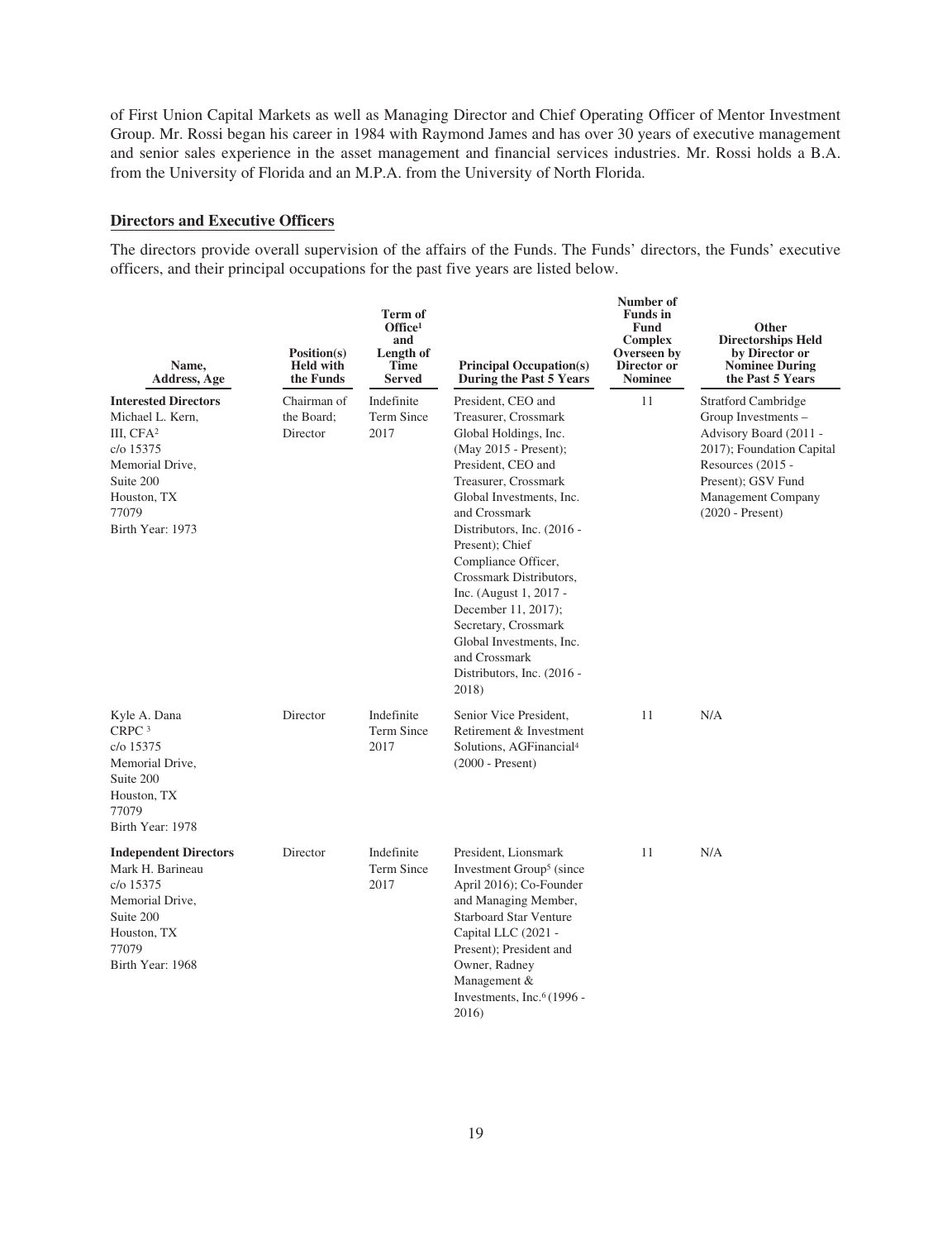of First Union Capital Markets as well as Managing Director and Chief Operating Officer of Mentor Investment Group. Mr. Rossi began his career in 1984 with Raymond James and has over 30 years of executive management and senior sales experience in the asset management and financial services industries. Mr. Rossi holds a B.A. from the University of Florida and an M.P.A. from the University of North Florida.

**Directors and Executive Officers**

The directors provide overall supervision of the affairs of the Funds. The Funds' directors, the Funds' executive officers, and their principal occupations for the past five years are listed below.

| Name, Address, Age | Position(s) Held with the Funds | Term of Office[1] and Length of Time Served | Principal Occupation(s) During the Past 5 Years | Number of Funds in Fund Complex Overseen by Director or Nominee | Other Directorships Held by Director or Nominee During the Past 5 Years |
|---|---|---|---|---|---|
| **Interested Directors** Michael L. Kern, III, CFA[2] c/o 15375 Memorial Drive, Suite 200 Houston, TX 77079 Birth Year: 1973 | Chairman of the Board; Director | Indefinite Term Since 2017 | President, CEO and Treasurer, Crossmark Global Holdings, Inc. (May 2015 - Present); President, CEO and Treasurer, Crossmark Global Investments, Inc. and Crossmark Distributors, Inc. (2016 - Present); Chief Compliance Officer, Crossmark Distributors, Inc. (August 1, 2017 - December 11, 2017); Secretary, Crossmark Global Investments, Inc. and Crossmark Distributors, Inc. (2016 - 2018) | 11 | Stratford Cambridge Group Investments – Advisory Board (2011 - 2017); Foundation Capital Resources (2015 - Present); GSV Fund Management Company (2020 - Present) |
| Kyle A. Dana CRPC[3] c/o 15375 Memorial Drive, Suite 200 Houston, TX 77079 Birth Year: 1978 | Director | Indefinite Term Since 2017 | Senior Vice President, Retirement & Investment Solutions, AGFinancial[4] (2000 - Present) | 11 | N/A |
| **Independent Directors** Mark H. Barineau c/o 15375 Memorial Drive, Suite 200 Houston, TX 77079 Birth Year: 1968 | Director | Indefinite Term Since 2017 | President, Lionsmark Investment Group[5] (since April 2016); Co-Founder and Managing Member, Starboard Star Venture Capital LLC (2021 - Present); President and Owner, Radney Management & Investments, Inc.[6] (1996 - 2016) | 11 | N/A |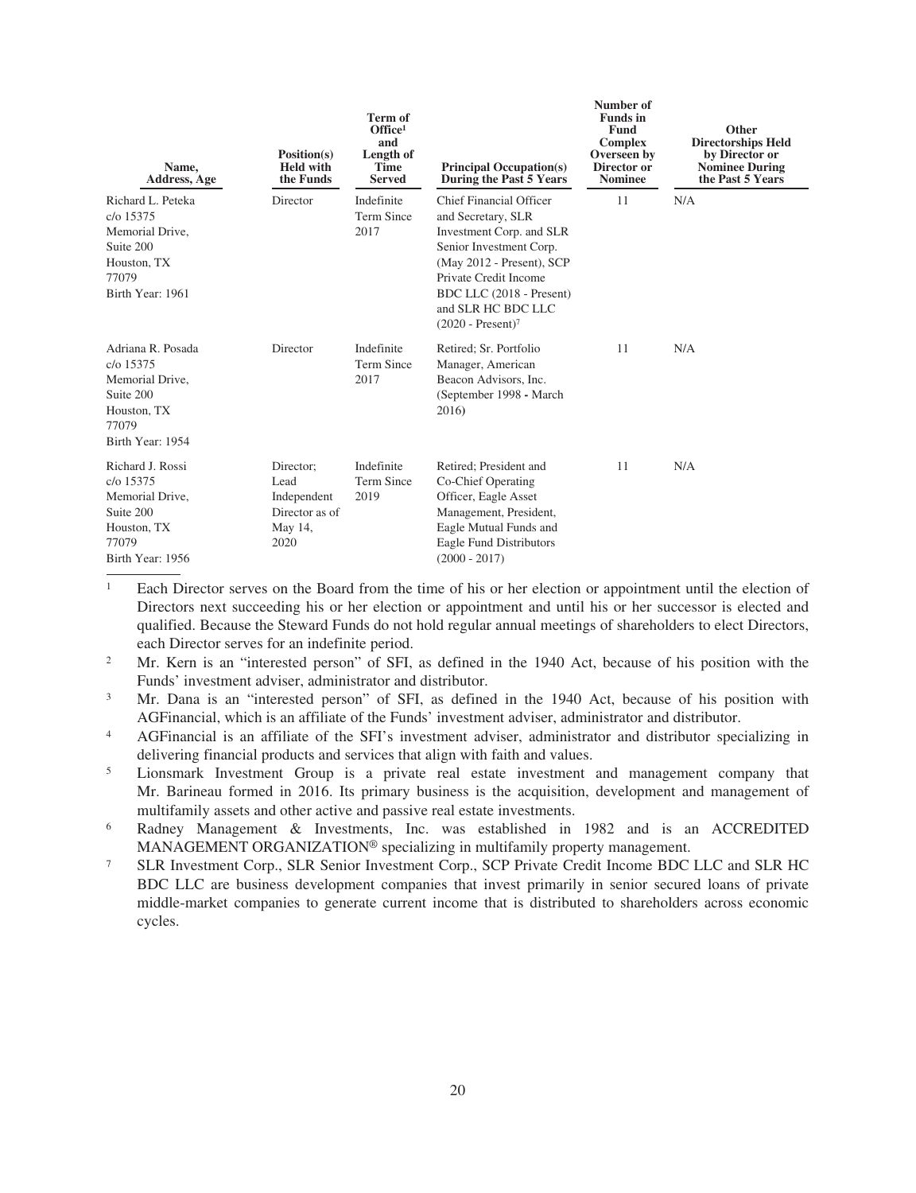| Name, Address, Age | Position(s) Held with the Funds | Term of Office[1] and Length of Time Served | Principal Occupation(s) During the Past 5 Years | Number of Funds in Fund Complex Overseen by Director or Nominee | Other Directorships Held by Director or Nominee During the Past 5 Years |
|---|---|---|---|---|---|
| Richard L. Peteka c/o 15375 Memorial Drive, Suite 200 Houston, TX 77079 Birth Year: 1961 | Director | Indefinite Term Since 2017 | Chief Financial Officer and Secretary, SLR Investment Corp. and SLR Senior Investment Corp. (May 2012 - Present), SCP Private Credit Income BDC LLC (2018 - Present) and SLR HC BDC LLC (2020 - Present)[7] | 11 | N/A |
| Adriana R. Posada c/o 15375 Memorial Drive, Suite 200 Houston, TX 77079 Birth Year: 1954 | Director | Indefinite Term Since 2017 | Retired; Sr. Portfolio Manager, American Beacon Advisors, Inc. (September 1998 - March 2016) | 11 | N/A |
| Richard J. Rossi c/o 15375 Memorial Drive, Suite 200 Houston, TX 77079 Birth Year: 1956 | Director; Lead Independent Director as of May 14, 2020 | Indefinite Term Since 2019 | Retired; President and Co-Chief Operating Officer, Eagle Asset Management, President, Eagle Mutual Funds and Eagle Fund Distributors (2000 - 2017) | 11 | N/A |

[1] Each Director serves on the Board from the time of his or her election or appointment until the election of Directors next succeeding his or her election or appointment and until his or her successor is elected and qualified. Because the Steward Funds do not hold regular annual meetings of shareholders to elect Directors, each Director serves for an indefinite period.

[2] Mr. Kern is an "interested person" of SFI, as defined in the 1940 Act, because of his position with the Funds' investment adviser, administrator and distributor.

[3] Mr. Dana is an "interested person" of SFI, as defined in the 1940 Act, because of his position with AGFinancial, which is an affiliate of the Funds' investment adviser, administrator and distributor.

[4] AGFinancial is an affiliate of the SFI's investment adviser, administrator and distributor specializing in delivering financial products and services that align with faith and values.

[5] Lionsmark Investment Group is a private real estate investment and management company that Mr. Barineau formed in 2016. Its primary business is the acquisition, development and management of multifamily assets and other active and passive real estate investments.

[6] Radney Management & Investments, Inc. was established in 1982 and is an ACCREDITED MANAGEMENT ORGANIZATION® specializing in multifamily property management.

[7] SLR Investment Corp., SLR Senior Investment Corp., SCP Private Credit Income BDC LLC and SLR HC BDC LLC are business development companies that invest primarily in senior secured loans of private middle-market companies to generate current income that is distributed to shareholders across economic cycles.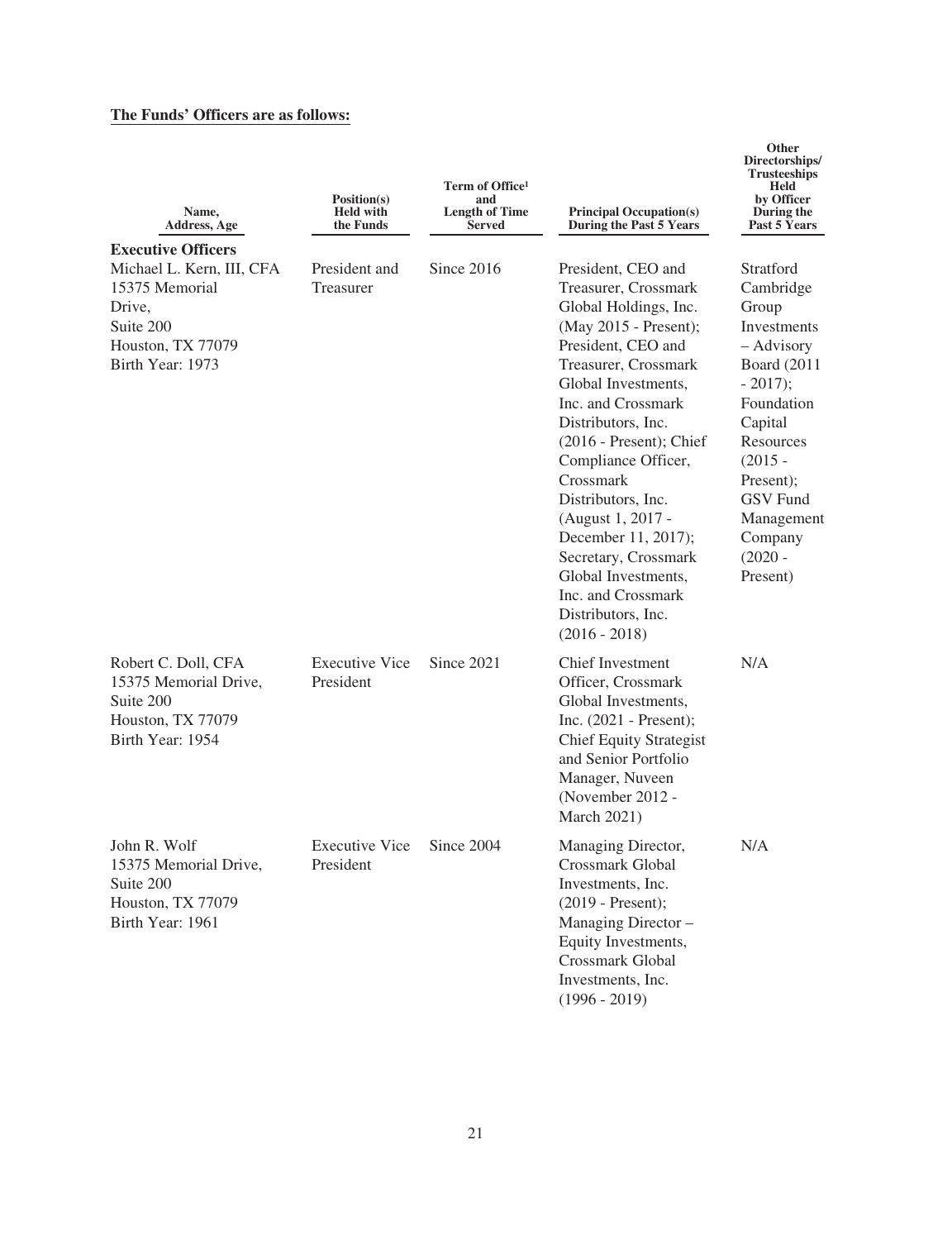**The Funds' Officers are as follows:**

| Name, Address, Age | Position(s) Held with the Funds | Term of Office[1] and Length of Time Served | Principal Occupation(s) During the Past 5 Years | Other Directorships/ Trusteeships Held by Officer During the Past 5 Years |
|---|---|---|---|---|
| **Executive Officers** | | | | |
| Michael L. Kern, III, CFA 15375 Memorial Drive, Suite 200 Houston, TX 77079 Birth Year: 1973 | President and Treasurer | Since 2016 | President, CEO and Treasurer, Crossmark Global Holdings, Inc. (May 2015 - Present); President, CEO and Treasurer, Crossmark Global Investments, Inc. and Crossmark Distributors, Inc. (2016 - Present); Chief Compliance Officer, Crossmark Distributors, Inc. (August 1, 2017 - December 11, 2017); Secretary, Crossmark Global Investments, Inc. and Crossmark Distributors, Inc. (2016 - 2018) | Stratford Cambridge Group Investments – Advisory Board (2011 - 2017); Foundation Capital Resources (2015 - Present); GSV Fund Management Company (2020 - Present) |
| Robert C. Doll, CFA 15375 Memorial Drive, Suite 200 Houston, TX 77079 Birth Year: 1954 | Executive Vice President | Since 2021 | Chief Investment Officer, Crossmark Global Investments, Inc. (2021 - Present); Chief Equity Strategist and Senior Portfolio Manager, Nuveen (November 2012 - March 2021) | N/A |
| John R. Wolf 15375 Memorial Drive, Suite 200 Houston, TX 77079 Birth Year: 1961 | Executive Vice President | Since 2004 | Managing Director, Crossmark Global Investments, Inc. (2019 - Present); Managing Director – Equity Investments, Crossmark Global Investments, Inc. (1996 - 2019) | N/A |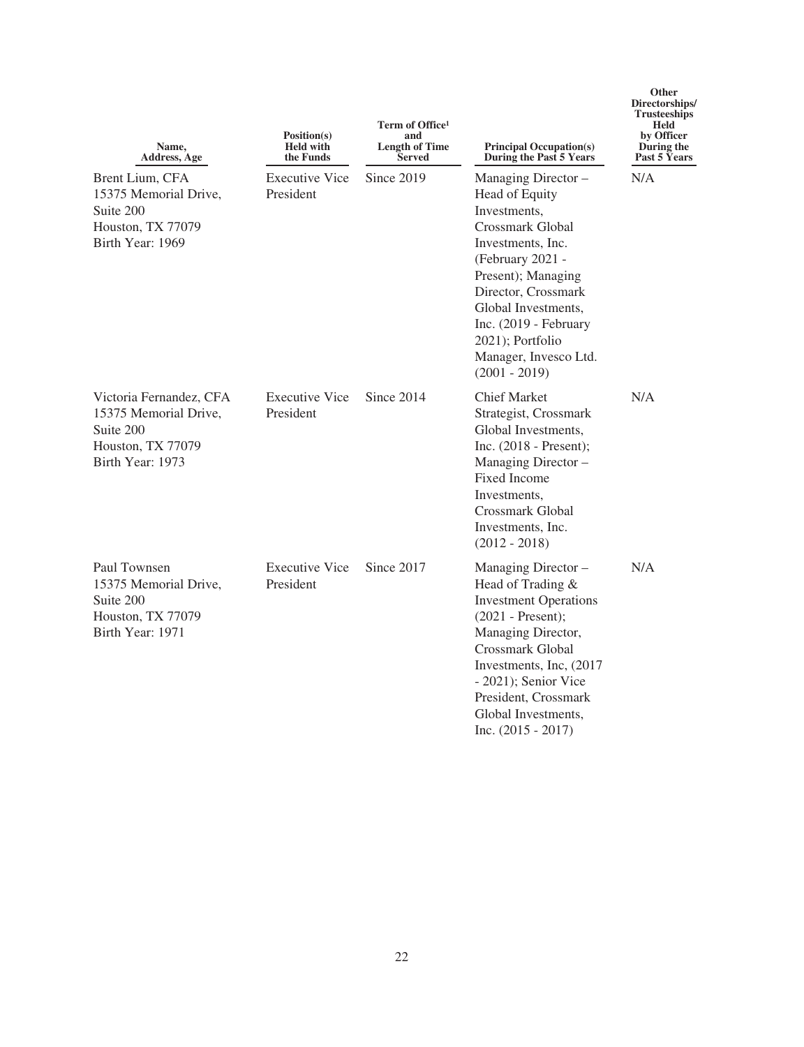| Name, Address, Age | Position(s) Held with the Funds | Term of Office[1] and Length of Time Served | Principal Occupation(s) During the Past 5 Years | Other Directorships/ Trusteeships Held by Officer During the Past 5 Years |
|---|---|---|---|---|
| Brent Lium, CFA<br>15375 Memorial Drive, Suite 200<br>Houston, TX 77079<br>Birth Year: 1969 | Executive Vice President | Since 2019 | Managing Director – Head of Equity Investments, Crossmark Global Investments, Inc. (February 2021 - Present); Managing Director, Crossmark Global Investments, Inc. (2019 - February 2021); Portfolio Manager, Invesco Ltd. (2001 - 2019) | N/A |
| Victoria Fernandez, CFA<br>15375 Memorial Drive, Suite 200<br>Houston, TX 77079<br>Birth Year: 1973 | Executive Vice President | Since 2014 | Chief Market Strategist, Crossmark Global Investments, Inc. (2018 - Present); Managing Director – Fixed Income Investments, Crossmark Global Investments, Inc. (2012 - 2018) | N/A |
| Paul Townsen<br>15375 Memorial Drive, Suite 200<br>Houston, TX 77079<br>Birth Year: 1971 | Executive Vice President | Since 2017 | Managing Director – Head of Trading & Investment Operations (2021 - Present); Managing Director, Crossmark Global Investments, Inc, (2017 - 2021); Senior Vice President, Crossmark Global Investments, Inc. (2015 - 2017) | N/A |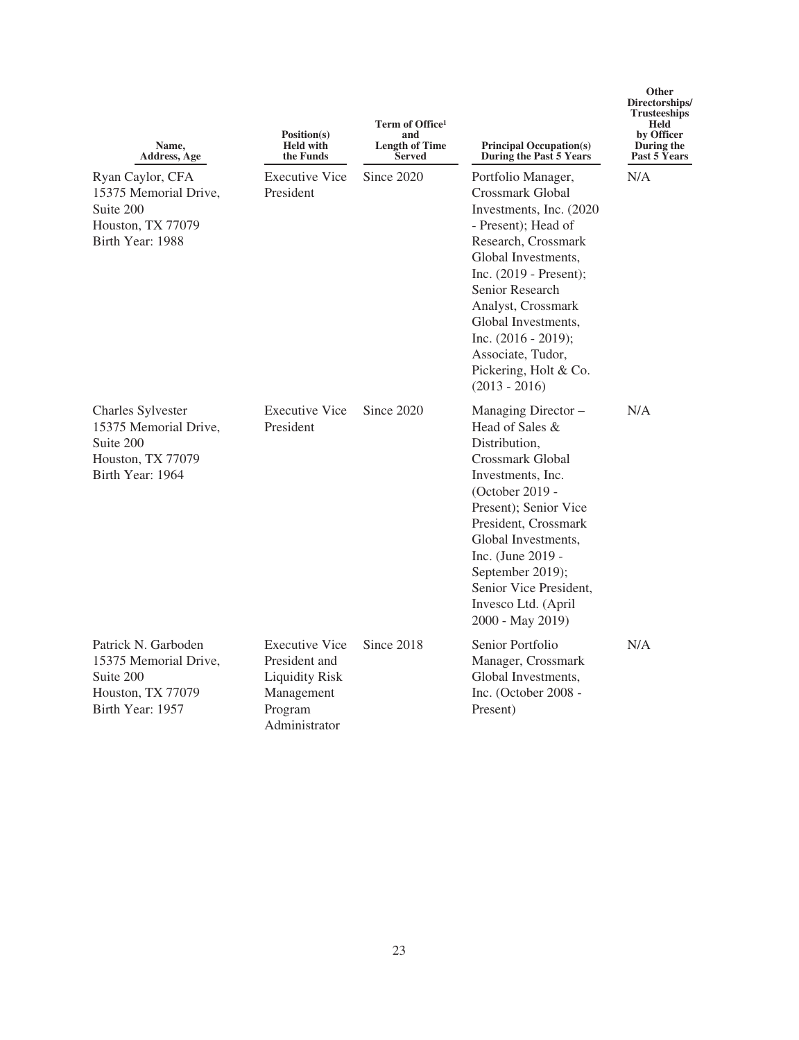| Name, Address, Age | Position(s) Held with the Funds | Term of Office[1] and Length of Time Served | Principal Occupation(s) During the Past 5 Years | Other Directorships/ Trusteeships Held by Officer During the Past 5 Years |
|---|---|---|---|---|
| Ryan Caylor, CFA<br>15375 Memorial Drive, Suite 200<br>Houston, TX 77079<br>Birth Year: 1988 | Executive Vice President | Since 2020 | Portfolio Manager, Crossmark Global Investments, Inc. (2020 - Present); Head of Research, Crossmark Global Investments, Inc. (2019 - Present); Senior Research Analyst, Crossmark Global Investments, Inc. (2016 - 2019); Associate, Tudor, Pickering, Holt & Co. (2013 - 2016) | N/A |
| Charles Sylvester<br>15375 Memorial Drive, Suite 200<br>Houston, TX 77079<br>Birth Year: 1964 | Executive Vice President | Since 2020 | Managing Director – Head of Sales & Distribution, Crossmark Global Investments, Inc. (October 2019 - Present); Senior Vice President, Crossmark Global Investments, Inc. (June 2019 - September 2019); Senior Vice President, Invesco Ltd. (April 2000 - May 2019) | N/A |
| Patrick N. Garboden<br>15375 Memorial Drive, Suite 200<br>Houston, TX 77079<br>Birth Year: 1957 | Executive Vice President and Liquidity Risk Management Program Administrator | Since 2018 | Senior Portfolio Manager, Crossmark Global Investments, Inc. (October 2008 - Present) | N/A |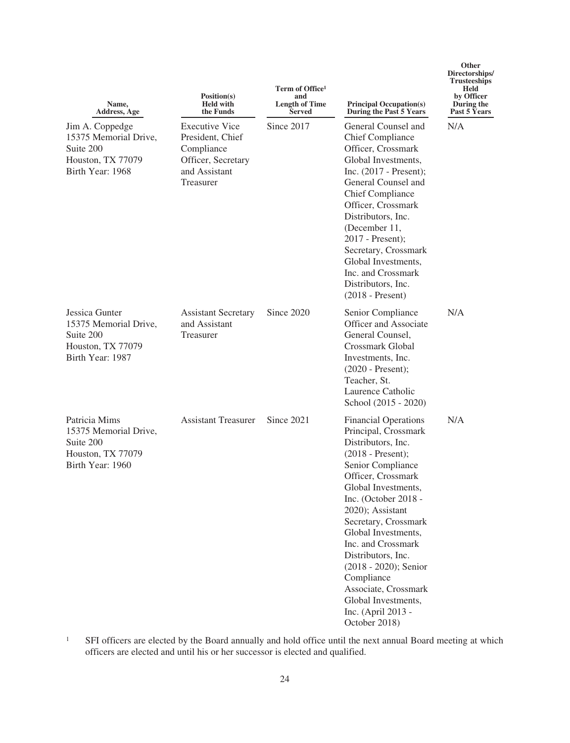| Name, Address, Age | Position(s) Held with the Funds | Term of Office[1] and Length of Time Served | Principal Occupation(s) During the Past 5 Years | Other Directorships/ Trusteeships Held by Officer During the Past 5 Years |
|---|---|---|---|---|
| Jim A. Coppedge<br>15375 Memorial Drive, Suite 200<br>Houston, TX 77079<br>Birth Year: 1968 | Executive Vice President, Chief Compliance Officer, Secretary and Assistant Treasurer | Since 2017 | General Counsel and Chief Compliance Officer, Crossmark Global Investments, Inc. (2017 - Present); General Counsel and Chief Compliance Officer, Crossmark Distributors, Inc. (December 11, 2017 - Present); Secretary, Crossmark Global Investments, Inc. and Crossmark Distributors, Inc. (2018 - Present) | N/A |
| Jessica Gunter<br>15375 Memorial Drive, Suite 200<br>Houston, TX 77079<br>Birth Year: 1987 | Assistant Secretary and Assistant Treasurer | Since 2020 | Senior Compliance Officer and Associate General Counsel, Crossmark Global Investments, Inc. (2020 - Present); Teacher, St. Laurence Catholic School (2015 - 2020) | N/A |
| Patricia Mims<br>15375 Memorial Drive, Suite 200<br>Houston, TX 77079<br>Birth Year: 1960 | Assistant Treasurer | Since 2021 | Financial Operations Principal, Crossmark Distributors, Inc. (2018 - Present); Senior Compliance Officer, Crossmark Global Investments, Inc. (October 2018 - 2020); Assistant Secretary, Crossmark Global Investments, Inc. and Crossmark Distributors, Inc. (2018 - 2020); Senior Compliance Associate, Crossmark Global Investments, Inc. (April 2013 - October 2018) | N/A |

[1] SFI officers are elected by the Board annually and hold office until the next annual Board meeting at which officers are elected and until his or her successor is elected and qualified.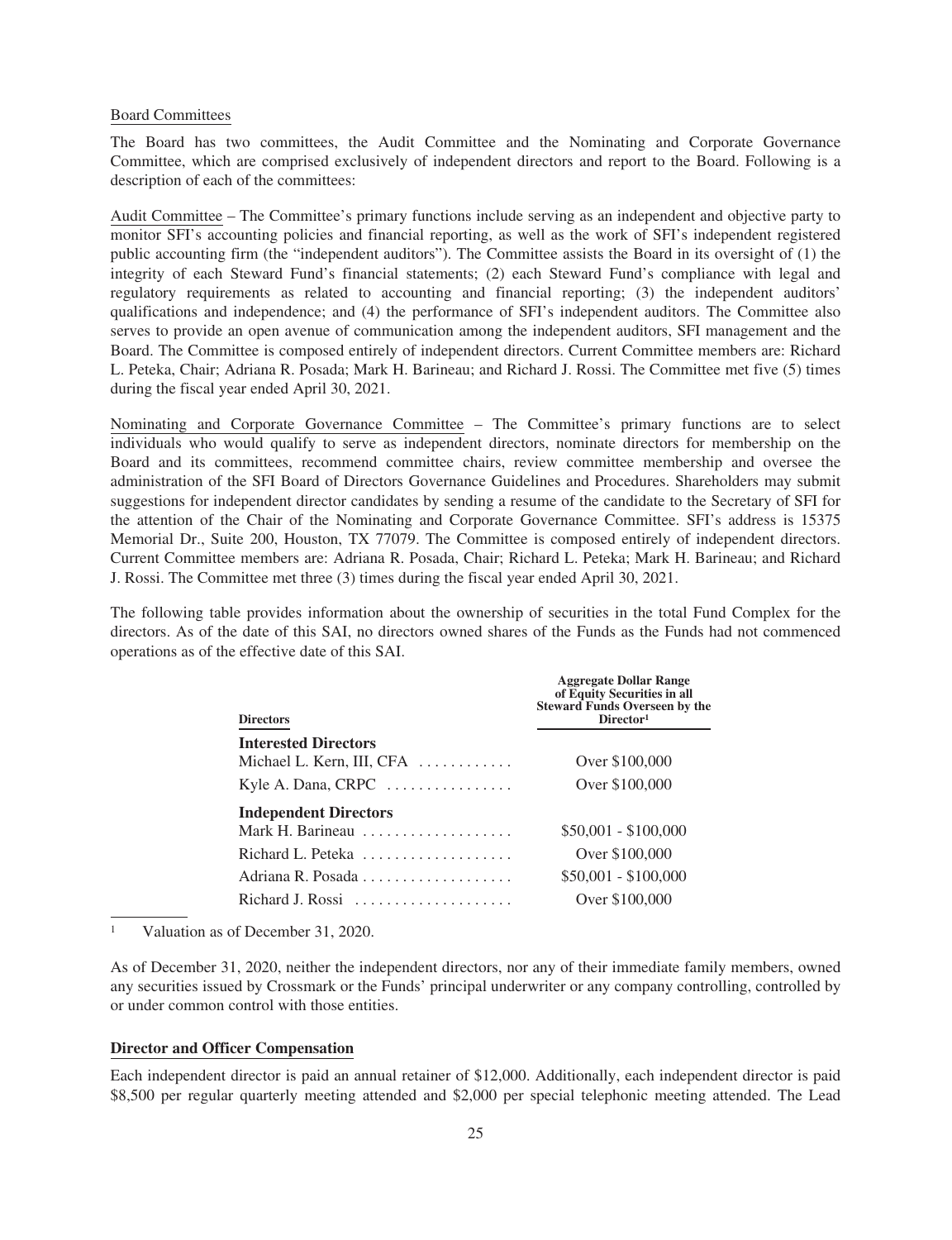Board Committees

The Board has two committees, the Audit Committee and the Nominating and Corporate Governance Committee, which are comprised exclusively of independent directors and report to the Board. Following is a description of each of the committees:

Audit Committee – The Committee's primary functions include serving as an independent and objective party to monitor SFI's accounting policies and financial reporting, as well as the work of SFI's independent registered public accounting firm (the "independent auditors"). The Committee assists the Board in its oversight of (1) the integrity of each Steward Fund's financial statements; (2) each Steward Fund's compliance with legal and regulatory requirements as related to accounting and financial reporting; (3) the independent auditors' qualifications and independence; and (4) the performance of SFI's independent auditors. The Committee also serves to provide an open avenue of communication among the independent auditors, SFI management and the Board. The Committee is composed entirely of independent directors. Current Committee members are: Richard L. Peteka, Chair; Adriana R. Posada; Mark H. Barineau; and Richard J. Rossi. The Committee met five (5) times during the fiscal year ended April 30, 2021.

Nominating and Corporate Governance Committee – The Committee's primary functions are to select individuals who would qualify to serve as independent directors, nominate directors for membership on the Board and its committees, recommend committee chairs, review committee membership and oversee the administration of the SFI Board of Directors Governance Guidelines and Procedures. Shareholders may submit suggestions for independent director candidates by sending a resume of the candidate to the Secretary of SFI for the attention of the Chair of the Nominating and Corporate Governance Committee. SFI's address is 15375 Memorial Dr., Suite 200, Houston, TX 77079. The Committee is composed entirely of independent directors. Current Committee members are: Adriana R. Posada, Chair; Richard L. Peteka; Mark H. Barineau; and Richard J. Rossi. The Committee met three (3) times during the fiscal year ended April 30, 2021.

The following table provides information about the ownership of securities in the total Fund Complex for the directors. As of the date of this SAI, no directors owned shares of the Funds as the Funds had not commenced operations as of the effective date of this SAI.

| Directors | Aggregate Dollar Range of Equity Securities in all Steward Funds Overseen by the Director[1] |
|---|---|
| **Interested Directors** | |
| Michael L. Kern, III, CFA | Over $100,000 |
| Kyle A. Dana, CRPC | Over $100,000 |
| **Independent Directors** | |
| Mark H. Barineau | $50,001 - $100,000 |
| Richard L. Peteka | Over $100,000 |
| Adriana R. Posada | $50,001 - $100,000 |
| Richard J. Rossi | Over $100,000 |

[1] Valuation as of December 31, 2020.

As of December 31, 2020, neither the independent directors, nor any of their immediate family members, owned any securities issued by Crossmark or the Funds' principal underwriter or any company controlling, controlled by or under common control with those entities.

**Director and Officer Compensation**

Each independent director is paid an annual retainer of $12,000. Additionally, each independent director is paid $8,500 per regular quarterly meeting attended and $2,000 per special telephonic meeting attended. The Lead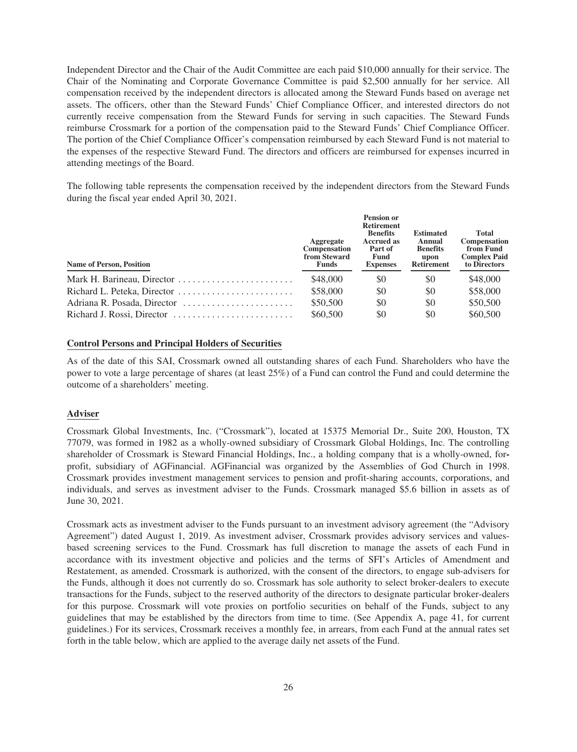Independent Director and the Chair of the Audit Committee are each paid $10,000 annually for their service. The Chair of the Nominating and Corporate Governance Committee is paid $2,500 annually for her service. All compensation received by the independent directors is allocated among the Steward Funds based on average net assets. The officers, other than the Steward Funds' Chief Compliance Officer, and interested directors do not currently receive compensation from the Steward Funds for serving in such capacities. The Steward Funds reimburse Crossmark for a portion of the compensation paid to the Steward Funds' Chief Compliance Officer. The portion of the Chief Compliance Officer's compensation reimbursed by each Steward Fund is not material to the expenses of the respective Steward Fund. The directors and officers are reimbursed for expenses incurred in attending meetings of the Board.

The following table represents the compensation received by the independent directors from the Steward Funds during the fiscal year ended April 30, 2021.

| Name of Person, Position | Aggregate Compensation from Steward Funds | Pension or Retirement Benefits Accrued as Part of Fund Expenses | Estimated Annual Benefits upon Retirement | Total Compensation from Fund Complex Paid to Directors |
|---|---|---|---|---|
| Mark H. Barineau, Director | $48,000 | $0 | $0 | $48,000 |
| Richard L. Peteka, Director | $58,000 | $0 | $0 | $58,000 |
| Adriana R. Posada, Director | $50,500 | $0 | $0 | $50,500 |
| Richard J. Rossi, Director | $60,500 | $0 | $0 | $60,500 |

**Control Persons and Principal Holders of Securities**

As of the date of this SAI, Crossmark owned all outstanding shares of each Fund. Shareholders who have the power to vote a large percentage of shares (at least 25%) of a Fund can control the Fund and could determine the outcome of a shareholders' meeting.

**Adviser**

Crossmark Global Investments, Inc. ("Crossmark"), located at 15375 Memorial Dr., Suite 200, Houston, TX 77079, was formed in 1982 as a wholly-owned subsidiary of Crossmark Global Holdings, Inc. The controlling shareholder of Crossmark is Steward Financial Holdings, Inc., a holding company that is a wholly-owned, for-profit, subsidiary of AGFinancial. AGFinancial was organized by the Assemblies of God Church in 1998. Crossmark provides investment management services to pension and profit-sharing accounts, corporations, and individuals, and serves as investment adviser to the Funds. Crossmark managed $5.6 billion in assets as of June 30, 2021.

Crossmark acts as investment adviser to the Funds pursuant to an investment advisory agreement (the "Advisory Agreement") dated August 1, 2019. As investment adviser, Crossmark provides advisory services and values-based screening services to the Fund. Crossmark has full discretion to manage the assets of each Fund in accordance with its investment objective and policies and the terms of SFI's Articles of Amendment and Restatement, as amended. Crossmark is authorized, with the consent of the directors, to engage sub-advisers for the Funds, although it does not currently do so. Crossmark has sole authority to select broker-dealers to execute transactions for the Funds, subject to the reserved authority of the directors to designate particular broker-dealers for this purpose. Crossmark will vote proxies on portfolio securities on behalf of the Funds, subject to any guidelines that may be established by the directors from time to time. (See Appendix A, page 41, for current guidelines.) For its services, Crossmark receives a monthly fee, in arrears, from each Fund at the annual rates set forth in the table below, which are applied to the average daily net assets of the Fund.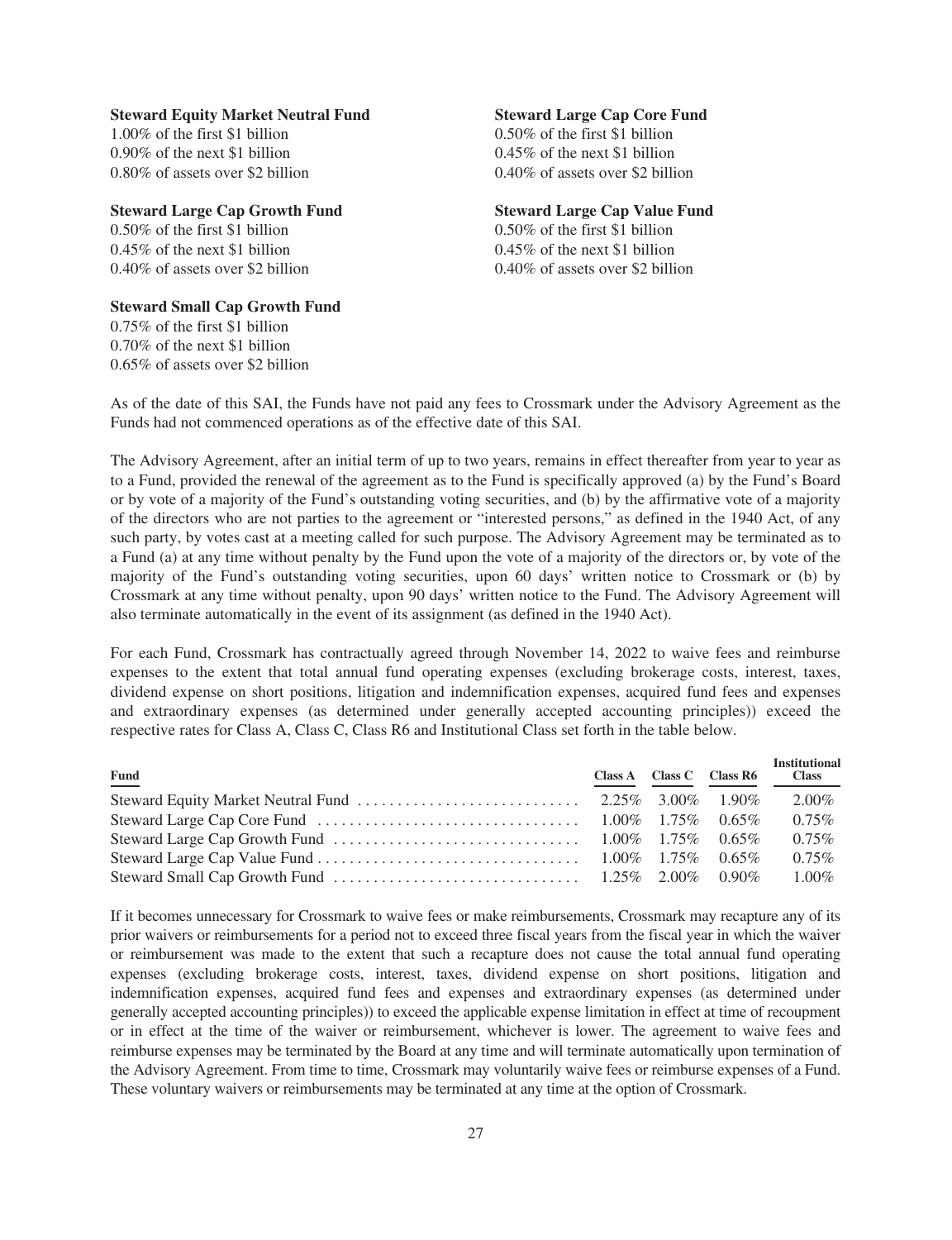**Steward Equity Market Neutral Fund**
1.00% of the first $1 billion
0.90% of the next $1 billion
0.80% of assets over $2 billion

**Steward Large Cap Core Fund**
0.50% of the first $1 billion
0.45% of the next $1 billion
0.40% of assets over $2 billion

**Steward Large Cap Growth Fund**
0.50% of the first $1 billion
0.45% of the next $1 billion
0.40% of assets over $2 billion

**Steward Large Cap Value Fund**
0.50% of the first $1 billion
0.45% of the next $1 billion
0.40% of assets over $2 billion

**Steward Small Cap Growth Fund**
0.75% of the first $1 billion
0.70% of the next $1 billion
0.65% of assets over $2 billion

As of the date of this SAI, the Funds have not paid any fees to Crossmark under the Advisory Agreement as the Funds had not commenced operations as of the effective date of this SAI.

The Advisory Agreement, after an initial term of up to two years, remains in effect thereafter from year to year as to a Fund, provided the renewal of the agreement as to the Fund is specifically approved (a) by the Fund's Board or by vote of a majority of the Fund's outstanding voting securities, and (b) by the affirmative vote of a majority of the directors who are not parties to the agreement or "interested persons," as defined in the 1940 Act, of any such party, by votes cast at a meeting called for such purpose. The Advisory Agreement may be terminated as to a Fund (a) at any time without penalty by the Fund upon the vote of a majority of the directors or, by vote of the majority of the Fund's outstanding voting securities, upon 60 days' written notice to Crossmark or (b) by Crossmark at any time without penalty, upon 90 days' written notice to the Fund. The Advisory Agreement will also terminate automatically in the event of its assignment (as defined in the 1940 Act).

For each Fund, Crossmark has contractually agreed through November 14, 2022 to waive fees and reimburse expenses to the extent that total annual fund operating expenses (excluding brokerage costs, interest, taxes, dividend expense on short positions, litigation and indemnification expenses, acquired fund fees and expenses and extraordinary expenses (as determined under generally accepted accounting principles)) exceed the respective rates for Class A, Class C, Class R6 and Institutional Class set forth in the table below.

| Fund | Class A | Class C | Class R6 | Institutional Class |
|---|---|---|---|---|
| Steward Equity Market Neutral Fund | 2.25% | 3.00% | 1.90% | 2.00% |
| Steward Large Cap Core Fund | 1.00% | 1.75% | 0.65% | 0.75% |
| Steward Large Cap Growth Fund | 1.00% | 1.75% | 0.65% | 0.75% |
| Steward Large Cap Value Fund | 1.00% | 1.75% | 0.65% | 0.75% |
| Steward Small Cap Growth Fund | 1.25% | 2.00% | 0.90% | 1.00% |

If it becomes unnecessary for Crossmark to waive fees or make reimbursements, Crossmark may recapture any of its prior waivers or reimbursements for a period not to exceed three fiscal years from the fiscal year in which the waiver or reimbursement was made to the extent that such a recapture does not cause the total annual fund operating expenses (excluding brokerage costs, interest, taxes, dividend expense on short positions, litigation and indemnification expenses, acquired fund fees and expenses and extraordinary expenses (as determined under generally accepted accounting principles)) to exceed the applicable expense limitation in effect at time of recoupment or in effect at the time of the waiver or reimbursement, whichever is lower. The agreement to waive fees and reimburse expenses may be terminated by the Board at any time and will terminate automatically upon termination of the Advisory Agreement. From time to time, Crossmark may voluntarily waive fees or reimburse expenses of a Fund. These voluntary waivers or reimbursements may be terminated at any time at the option of Crossmark.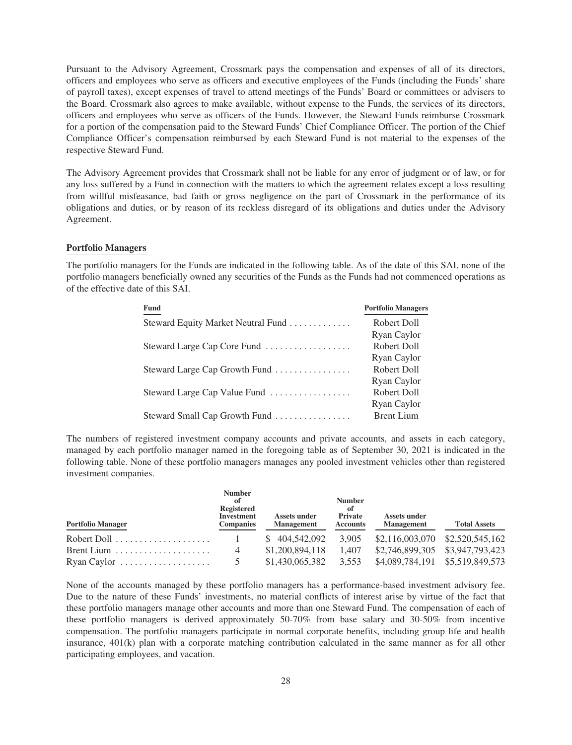Pursuant to the Advisory Agreement, Crossmark pays the compensation and expenses of all of its directors, officers and employees who serve as officers and executive employees of the Funds (including the Funds' share of payroll taxes), except expenses of travel to attend meetings of the Funds' Board or committees or advisers to the Board. Crossmark also agrees to make available, without expense to the Funds, the services of its directors, officers and employees who serve as officers of the Funds. However, the Steward Funds reimburse Crossmark for a portion of the compensation paid to the Steward Funds' Chief Compliance Officer. The portion of the Chief Compliance Officer's compensation reimbursed by each Steward Fund is not material to the expenses of the respective Steward Fund.

The Advisory Agreement provides that Crossmark shall not be liable for any error of judgment or of law, or for any loss suffered by a Fund in connection with the matters to which the agreement relates except a loss resulting from willful misfeasance, bad faith or gross negligence on the part of Crossmark in the performance of its obligations and duties, or by reason of its reckless disregard of its obligations and duties under the Advisory Agreement.

**Portfolio Managers**

The portfolio managers for the Funds are indicated in the following table. As of the date of this SAI, none of the portfolio managers beneficially owned any securities of the Funds as the Funds had not commenced operations as of the effective date of this SAI.

| Fund | Portfolio Managers |
|---|---|
| Steward Equity Market Neutral Fund | Robert Doll<br>Ryan Caylor |
| Steward Large Cap Core Fund | Robert Doll<br>Ryan Caylor |
| Steward Large Cap Growth Fund | Robert Doll<br>Ryan Caylor |
| Steward Large Cap Value Fund | Robert Doll<br>Ryan Caylor |
| Steward Small Cap Growth Fund | Brent Lium |

The numbers of registered investment company accounts and private accounts, and assets in each category, managed by each portfolio manager named in the foregoing table as of September 30, 2021 is indicated in the following table. None of these portfolio managers manages any pooled investment vehicles other than registered investment companies.

| Portfolio Manager | Number of Registered Investment Companies | Assets under Management | Number of Private Accounts | Assets under Management | Total Assets |
|---|---|---|---|---|---|
| Robert Doll | 1 | $ 404,542,092 | 3,905 | $2,116,003,070 | $2,520,545,162 |
| Brent Lium | 4 | $1,200,894,118 | 1,407 | $2,746,899,305 | $3,947,793,423 |
| Ryan Caylor | 5 | $1,430,065,382 | 3,553 | $4,089,784,191 | $5,519,849,573 |

None of the accounts managed by these portfolio managers has a performance-based investment advisory fee. Due to the nature of these Funds' investments, no material conflicts of interest arise by virtue of the fact that these portfolio managers manage other accounts and more than one Steward Fund. The compensation of each of these portfolio managers is derived approximately 50-70% from base salary and 30-50% from incentive compensation. The portfolio managers participate in normal corporate benefits, including group life and health insurance, 401(k) plan with a corporate matching contribution calculated in the same manner as for all other participating employees, and vacation.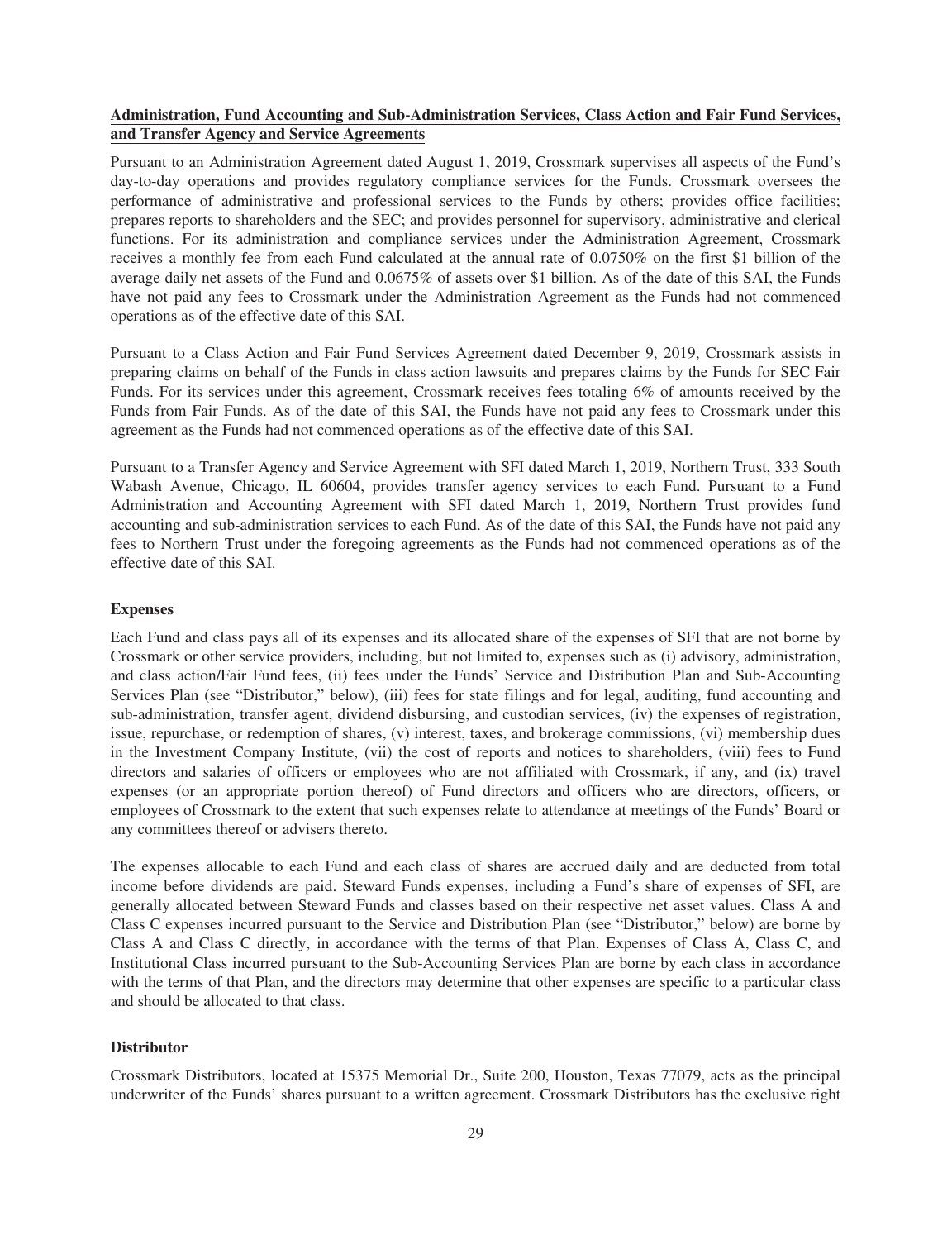**Administration, Fund Accounting and Sub-Administration Services, Class Action and Fair Fund Services, and Transfer Agency and Service Agreements**

Pursuant to an Administration Agreement dated August 1, 2019, Crossmark supervises all aspects of the Fund's day-to-day operations and provides regulatory compliance services for the Funds. Crossmark oversees the performance of administrative and professional services to the Funds by others; provides office facilities; prepares reports to shareholders and the SEC; and provides personnel for supervisory, administrative and clerical functions. For its administration and compliance services under the Administration Agreement, Crossmark receives a monthly fee from each Fund calculated at the annual rate of 0.0750% on the first $1 billion of the average daily net assets of the Fund and 0.0675% of assets over $1 billion. As of the date of this SAI, the Funds have not paid any fees to Crossmark under the Administration Agreement as the Funds had not commenced operations as of the effective date of this SAI.

Pursuant to a Class Action and Fair Fund Services Agreement dated December 9, 2019, Crossmark assists in preparing claims on behalf of the Funds in class action lawsuits and prepares claims by the Funds for SEC Fair Funds. For its services under this agreement, Crossmark receives fees totaling 6% of amounts received by the Funds from Fair Funds. As of the date of this SAI, the Funds have not paid any fees to Crossmark under this agreement as the Funds had not commenced operations as of the effective date of this SAI.

Pursuant to a Transfer Agency and Service Agreement with SFI dated March 1, 2019, Northern Trust, 333 South Wabash Avenue, Chicago, IL 60604, provides transfer agency services to each Fund. Pursuant to a Fund Administration and Accounting Agreement with SFI dated March 1, 2019, Northern Trust provides fund accounting and sub-administration services to each Fund. As of the date of this SAI, the Funds have not paid any fees to Northern Trust under the foregoing agreements as the Funds had not commenced operations as of the effective date of this SAI.

**Expenses**

Each Fund and class pays all of its expenses and its allocated share of the expenses of SFI that are not borne by Crossmark or other service providers, including, but not limited to, expenses such as (i) advisory, administration, and class action/Fair Fund fees, (ii) fees under the Funds' Service and Distribution Plan and Sub-Accounting Services Plan (see "Distributor," below), (iii) fees for state filings and for legal, auditing, fund accounting and sub-administration, transfer agent, dividend disbursing, and custodian services, (iv) the expenses of registration, issue, repurchase, or redemption of shares, (v) interest, taxes, and brokerage commissions, (vi) membership dues in the Investment Company Institute, (vii) the cost of reports and notices to shareholders, (viii) fees to Fund directors and salaries of officers or employees who are not affiliated with Crossmark, if any, and (ix) travel expenses (or an appropriate portion thereof) of Fund directors and officers who are directors, officers, or employees of Crossmark to the extent that such expenses relate to attendance at meetings of the Funds' Board or any committees thereof or advisers thereto.

The expenses allocable to each Fund and each class of shares are accrued daily and are deducted from total income before dividends are paid. Steward Funds expenses, including a Fund's share of expenses of SFI, are generally allocated between Steward Funds and classes based on their respective net asset values. Class A and Class C expenses incurred pursuant to the Service and Distribution Plan (see "Distributor," below) are borne by Class A and Class C directly, in accordance with the terms of that Plan. Expenses of Class A, Class C, and Institutional Class incurred pursuant to the Sub-Accounting Services Plan are borne by each class in accordance with the terms of that Plan, and the directors may determine that other expenses are specific to a particular class and should be allocated to that class.

**Distributor**

Crossmark Distributors, located at 15375 Memorial Dr., Suite 200, Houston, Texas 77079, acts as the principal underwriter of the Funds' shares pursuant to a written agreement. Crossmark Distributors has the exclusive right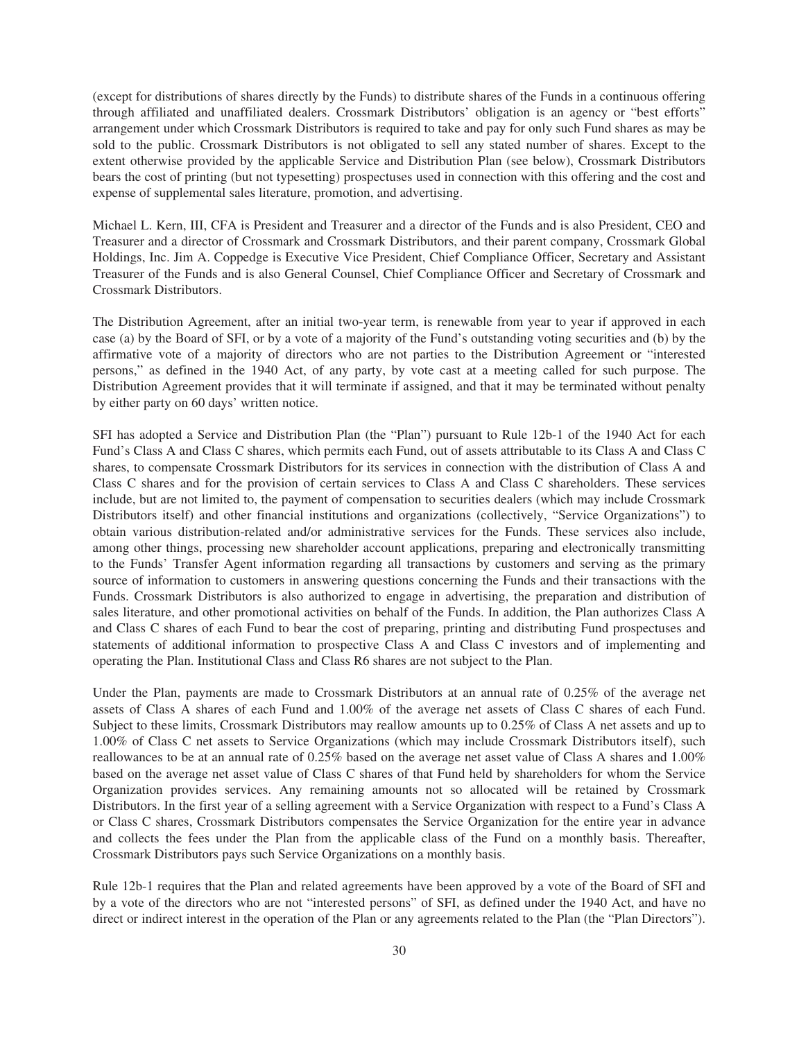(except for distributions of shares directly by the Funds) to distribute shares of the Funds in a continuous offering through affiliated and unaffiliated dealers. Crossmark Distributors' obligation is an agency or "best efforts" arrangement under which Crossmark Distributors is required to take and pay for only such Fund shares as may be sold to the public. Crossmark Distributors is not obligated to sell any stated number of shares. Except to the extent otherwise provided by the applicable Service and Distribution Plan (see below), Crossmark Distributors bears the cost of printing (but not typesetting) prospectuses used in connection with this offering and the cost and expense of supplemental sales literature, promotion, and advertising.

Michael L. Kern, III, CFA is President and Treasurer and a director of the Funds and is also President, CEO and Treasurer and a director of Crossmark and Crossmark Distributors, and their parent company, Crossmark Global Holdings, Inc. Jim A. Coppedge is Executive Vice President, Chief Compliance Officer, Secretary and Assistant Treasurer of the Funds and is also General Counsel, Chief Compliance Officer and Secretary of Crossmark and Crossmark Distributors.

The Distribution Agreement, after an initial two-year term, is renewable from year to year if approved in each case (a) by the Board of SFI, or by a vote of a majority of the Fund's outstanding voting securities and (b) by the affirmative vote of a majority of directors who are not parties to the Distribution Agreement or "interested persons," as defined in the 1940 Act, of any party, by vote cast at a meeting called for such purpose. The Distribution Agreement provides that it will terminate if assigned, and that it may be terminated without penalty by either party on 60 days' written notice.

SFI has adopted a Service and Distribution Plan (the "Plan") pursuant to Rule 12b-1 of the 1940 Act for each Fund's Class A and Class C shares, which permits each Fund, out of assets attributable to its Class A and Class C shares, to compensate Crossmark Distributors for its services in connection with the distribution of Class A and Class C shares and for the provision of certain services to Class A and Class C shareholders. These services include, but are not limited to, the payment of compensation to securities dealers (which may include Crossmark Distributors itself) and other financial institutions and organizations (collectively, "Service Organizations") to obtain various distribution-related and/or administrative services for the Funds. These services also include, among other things, processing new shareholder account applications, preparing and electronically transmitting to the Funds' Transfer Agent information regarding all transactions by customers and serving as the primary source of information to customers in answering questions concerning the Funds and their transactions with the Funds. Crossmark Distributors is also authorized to engage in advertising, the preparation and distribution of sales literature, and other promotional activities on behalf of the Funds. In addition, the Plan authorizes Class A and Class C shares of each Fund to bear the cost of preparing, printing and distributing Fund prospectuses and statements of additional information to prospective Class A and Class C investors and of implementing and operating the Plan. Institutional Class and Class R6 shares are not subject to the Plan.

Under the Plan, payments are made to Crossmark Distributors at an annual rate of 0.25% of the average net assets of Class A shares of each Fund and 1.00% of the average net assets of Class C shares of each Fund. Subject to these limits, Crossmark Distributors may reallow amounts up to 0.25% of Class A net assets and up to 1.00% of Class C net assets to Service Organizations (which may include Crossmark Distributors itself), such reallowances to be at an annual rate of 0.25% based on the average net asset value of Class A shares and 1.00% based on the average net asset value of Class C shares of that Fund held by shareholders for whom the Service Organization provides services. Any remaining amounts not so allocated will be retained by Crossmark Distributors. In the first year of a selling agreement with a Service Organization with respect to a Fund's Class A or Class C shares, Crossmark Distributors compensates the Service Organization for the entire year in advance and collects the fees under the Plan from the applicable class of the Fund on a monthly basis. Thereafter, Crossmark Distributors pays such Service Organizations on a monthly basis.

Rule 12b-1 requires that the Plan and related agreements have been approved by a vote of the Board of SFI and by a vote of the directors who are not "interested persons" of SFI, as defined under the 1940 Act, and have no direct or indirect interest in the operation of the Plan or any agreements related to the Plan (the "Plan Directors").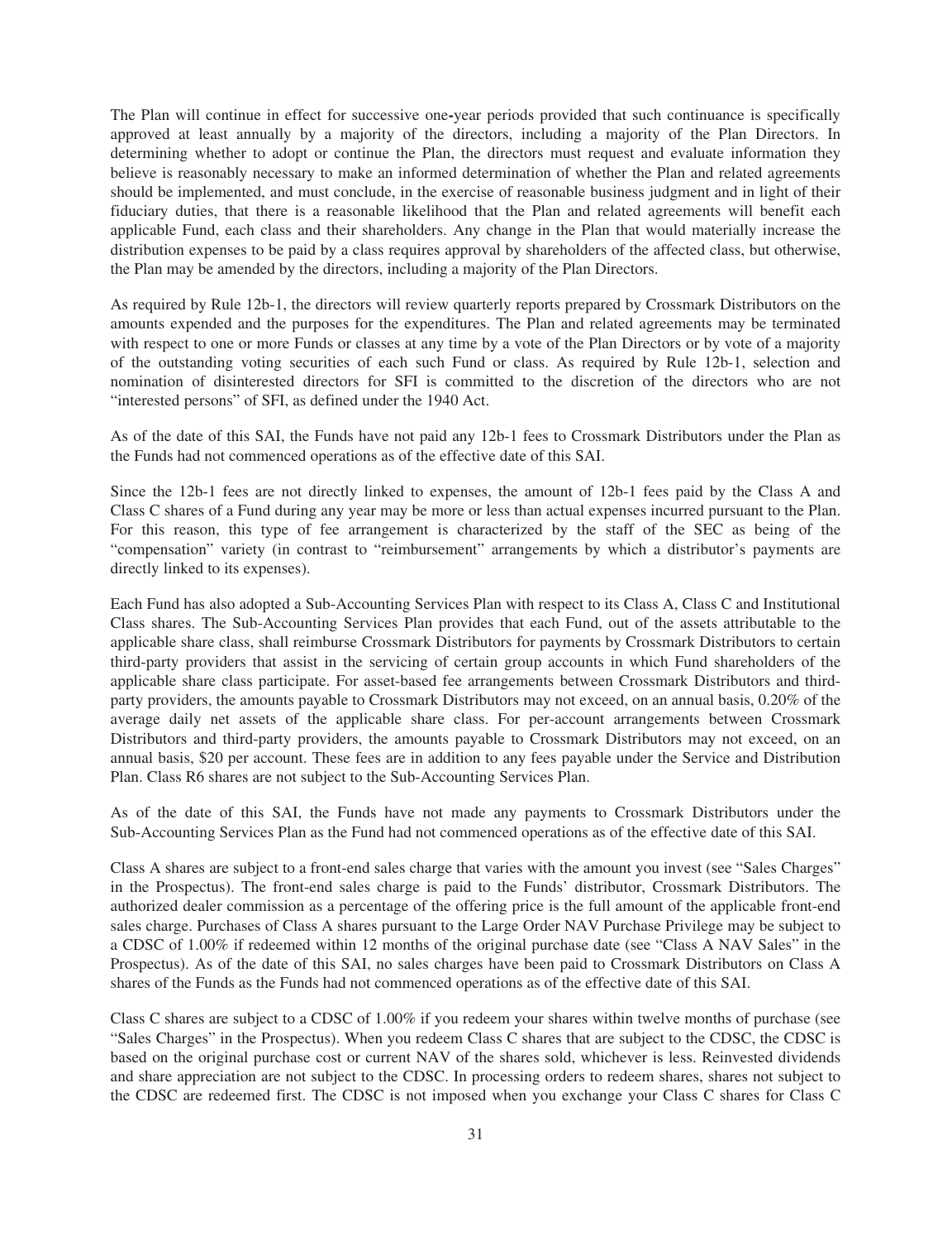The Plan will continue in effect for successive one-year periods provided that such continuance is specifically approved at least annually by a majority of the directors, including a majority of the Plan Directors. In determining whether to adopt or continue the Plan, the directors must request and evaluate information they believe is reasonably necessary to make an informed determination of whether the Plan and related agreements should be implemented, and must conclude, in the exercise of reasonable business judgment and in light of their fiduciary duties, that there is a reasonable likelihood that the Plan and related agreements will benefit each applicable Fund, each class and their shareholders. Any change in the Plan that would materially increase the distribution expenses to be paid by a class requires approval by shareholders of the affected class, but otherwise, the Plan may be amended by the directors, including a majority of the Plan Directors.

As required by Rule 12b-1, the directors will review quarterly reports prepared by Crossmark Distributors on the amounts expended and the purposes for the expenditures. The Plan and related agreements may be terminated with respect to one or more Funds or classes at any time by a vote of the Plan Directors or by vote of a majority of the outstanding voting securities of each such Fund or class. As required by Rule 12b-1, selection and nomination of disinterested directors for SFI is committed to the discretion of the directors who are not "interested persons" of SFI, as defined under the 1940 Act.

As of the date of this SAI, the Funds have not paid any 12b-1 fees to Crossmark Distributors under the Plan as the Funds had not commenced operations as of the effective date of this SAI.

Since the 12b-1 fees are not directly linked to expenses, the amount of 12b-1 fees paid by the Class A and Class C shares of a Fund during any year may be more or less than actual expenses incurred pursuant to the Plan. For this reason, this type of fee arrangement is characterized by the staff of the SEC as being of the "compensation" variety (in contrast to "reimbursement" arrangements by which a distributor's payments are directly linked to its expenses).

Each Fund has also adopted a Sub-Accounting Services Plan with respect to its Class A, Class C and Institutional Class shares. The Sub-Accounting Services Plan provides that each Fund, out of the assets attributable to the applicable share class, shall reimburse Crossmark Distributors for payments by Crossmark Distributors to certain third-party providers that assist in the servicing of certain group accounts in which Fund shareholders of the applicable share class participate. For asset-based fee arrangements between Crossmark Distributors and third-party providers, the amounts payable to Crossmark Distributors may not exceed, on an annual basis, 0.20% of the average daily net assets of the applicable share class. For per-account arrangements between Crossmark Distributors and third-party providers, the amounts payable to Crossmark Distributors may not exceed, on an annual basis, $20 per account. These fees are in addition to any fees payable under the Service and Distribution Plan. Class R6 shares are not subject to the Sub-Accounting Services Plan.

As of the date of this SAI, the Funds have not made any payments to Crossmark Distributors under the Sub-Accounting Services Plan as the Fund had not commenced operations as of the effective date of this SAI.

Class A shares are subject to a front-end sales charge that varies with the amount you invest (see "Sales Charges" in the Prospectus). The front-end sales charge is paid to the Funds' distributor, Crossmark Distributors. The authorized dealer commission as a percentage of the offering price is the full amount of the applicable front-end sales charge. Purchases of Class A shares pursuant to the Large Order NAV Purchase Privilege may be subject to a CDSC of 1.00% if redeemed within 12 months of the original purchase date (see "Class A NAV Sales" in the Prospectus). As of the date of this SAI, no sales charges have been paid to Crossmark Distributors on Class A shares of the Funds as the Funds had not commenced operations as of the effective date of this SAI.

Class C shares are subject to a CDSC of 1.00% if you redeem your shares within twelve months of purchase (see "Sales Charges" in the Prospectus). When you redeem Class C shares that are subject to the CDSC, the CDSC is based on the original purchase cost or current NAV of the shares sold, whichever is less. Reinvested dividends and share appreciation are not subject to the CDSC. In processing orders to redeem shares, shares not subject to the CDSC are redeemed first. The CDSC is not imposed when you exchange your Class C shares for Class C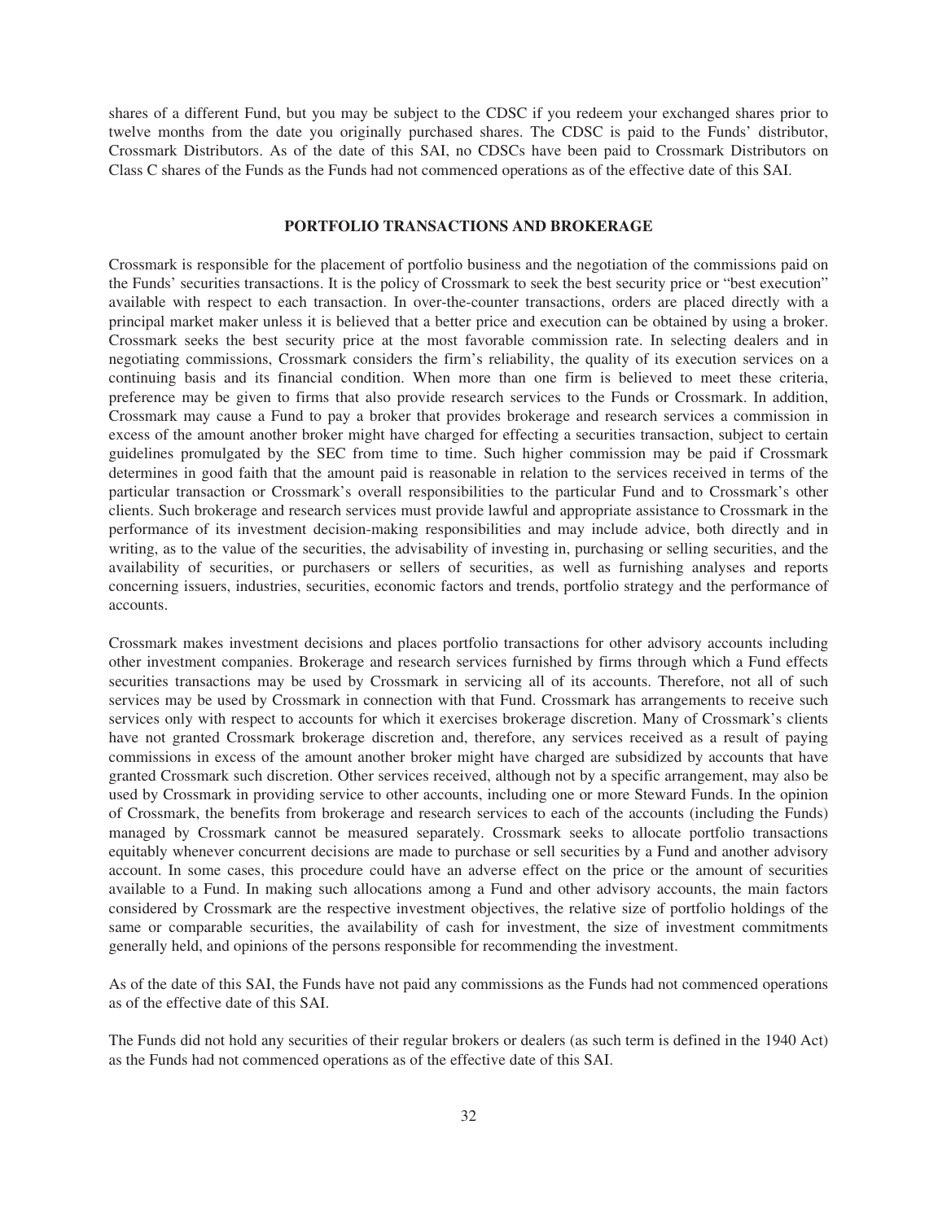shares of a different Fund, but you may be subject to the CDSC if you redeem your exchanged shares prior to twelve months from the date you originally purchased shares. The CDSC is paid to the Funds' distributor, Crossmark Distributors. As of the date of this SAI, no CDSCs have been paid to Crossmark Distributors on Class C shares of the Funds as the Funds had not commenced operations as of the effective date of this SAI.

## PORTFOLIO TRANSACTIONS AND BROKERAGE

Crossmark is responsible for the placement of portfolio business and the negotiation of the commissions paid on the Funds' securities transactions. It is the policy of Crossmark to seek the best security price or "best execution" available with respect to each transaction. In over-the-counter transactions, orders are placed directly with a principal market maker unless it is believed that a better price and execution can be obtained by using a broker. Crossmark seeks the best security price at the most favorable commission rate. In selecting dealers and in negotiating commissions, Crossmark considers the firm's reliability, the quality of its execution services on a continuing basis and its financial condition. When more than one firm is believed to meet these criteria, preference may be given to firms that also provide research services to the Funds or Crossmark. In addition, Crossmark may cause a Fund to pay a broker that provides brokerage and research services a commission in excess of the amount another broker might have charged for effecting a securities transaction, subject to certain guidelines promulgated by the SEC from time to time. Such higher commission may be paid if Crossmark determines in good faith that the amount paid is reasonable in relation to the services received in terms of the particular transaction or Crossmark's overall responsibilities to the particular Fund and to Crossmark's other clients. Such brokerage and research services must provide lawful and appropriate assistance to Crossmark in the performance of its investment decision-making responsibilities and may include advice, both directly and in writing, as to the value of the securities, the advisability of investing in, purchasing or selling securities, and the availability of securities, or purchasers or sellers of securities, as well as furnishing analyses and reports concerning issuers, industries, securities, economic factors and trends, portfolio strategy and the performance of accounts.

Crossmark makes investment decisions and places portfolio transactions for other advisory accounts including other investment companies. Brokerage and research services furnished by firms through which a Fund effects securities transactions may be used by Crossmark in servicing all of its accounts. Therefore, not all of such services may be used by Crossmark in connection with that Fund. Crossmark has arrangements to receive such services only with respect to accounts for which it exercises brokerage discretion. Many of Crossmark's clients have not granted Crossmark brokerage discretion and, therefore, any services received as a result of paying commissions in excess of the amount another broker might have charged are subsidized by accounts that have granted Crossmark such discretion. Other services received, although not by a specific arrangement, may also be used by Crossmark in providing service to other accounts, including one or more Steward Funds. In the opinion of Crossmark, the benefits from brokerage and research services to each of the accounts (including the Funds) managed by Crossmark cannot be measured separately. Crossmark seeks to allocate portfolio transactions equitably whenever concurrent decisions are made to purchase or sell securities by a Fund and another advisory account. In some cases, this procedure could have an adverse effect on the price or the amount of securities available to a Fund. In making such allocations among a Fund and other advisory accounts, the main factors considered by Crossmark are the respective investment objectives, the relative size of portfolio holdings of the same or comparable securities, the availability of cash for investment, the size of investment commitments generally held, and opinions of the persons responsible for recommending the investment.

As of the date of this SAI, the Funds have not paid any commissions as the Funds had not commenced operations as of the effective date of this SAI.

The Funds did not hold any securities of their regular brokers or dealers (as such term is defined in the 1940 Act) as the Funds had not commenced operations as of the effective date of this SAI.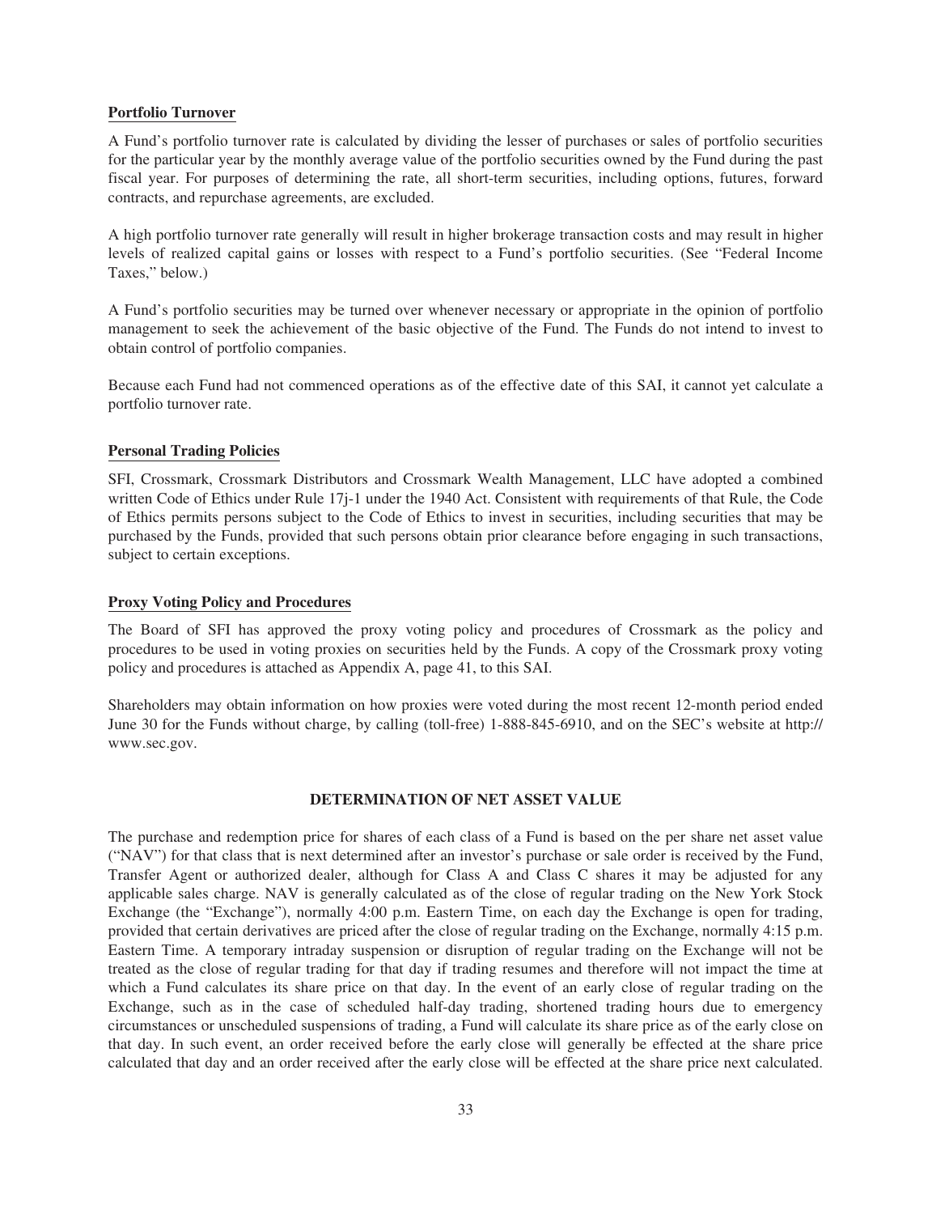### Portfolio Turnover

A Fund's portfolio turnover rate is calculated by dividing the lesser of purchases or sales of portfolio securities for the particular year by the monthly average value of the portfolio securities owned by the Fund during the past fiscal year. For purposes of determining the rate, all short-term securities, including options, futures, forward contracts, and repurchase agreements, are excluded.

A high portfolio turnover rate generally will result in higher brokerage transaction costs and may result in higher levels of realized capital gains or losses with respect to a Fund's portfolio securities. (See "Federal Income Taxes," below.)

A Fund's portfolio securities may be turned over whenever necessary or appropriate in the opinion of portfolio management to seek the achievement of the basic objective of the Fund. The Funds do not intend to invest to obtain control of portfolio companies.

Because each Fund had not commenced operations as of the effective date of this SAI, it cannot yet calculate a portfolio turnover rate.

### Personal Trading Policies

SFI, Crossmark, Crossmark Distributors and Crossmark Wealth Management, LLC have adopted a combined written Code of Ethics under Rule 17j-1 under the 1940 Act. Consistent with requirements of that Rule, the Code of Ethics permits persons subject to the Code of Ethics to invest in securities, including securities that may be purchased by the Funds, provided that such persons obtain prior clearance before engaging in such transactions, subject to certain exceptions.

### Proxy Voting Policy and Procedures

The Board of SFI has approved the proxy voting policy and procedures of Crossmark as the policy and procedures to be used in voting proxies on securities held by the Funds. A copy of the Crossmark proxy voting policy and procedures is attached as Appendix A, page 41, to this SAI.

Shareholders may obtain information on how proxies were voted during the most recent 12-month period ended June 30 for the Funds without charge, by calling (toll-free) 1-888-845-6910, and on the SEC's website at http://www.sec.gov.

## DETERMINATION OF NET ASSET VALUE

The purchase and redemption price for shares of each class of a Fund is based on the per share net asset value ("NAV") for that class that is next determined after an investor's purchase or sale order is received by the Fund, Transfer Agent or authorized dealer, although for Class A and Class C shares it may be adjusted for any applicable sales charge. NAV is generally calculated as of the close of regular trading on the New York Stock Exchange (the "Exchange"), normally 4:00 p.m. Eastern Time, on each day the Exchange is open for trading, provided that certain derivatives are priced after the close of regular trading on the Exchange, normally 4:15 p.m. Eastern Time. A temporary intraday suspension or disruption of regular trading on the Exchange will not be treated as the close of regular trading for that day if trading resumes and therefore will not impact the time at which a Fund calculates its share price on that day. In the event of an early close of regular trading on the Exchange, such as in the case of scheduled half-day trading, shortened trading hours due to emergency circumstances or unscheduled suspensions of trading, a Fund will calculate its share price as of the early close on that day. In such event, an order received before the early close will generally be effected at the share price calculated that day and an order received after the early close will be effected at the share price next calculated.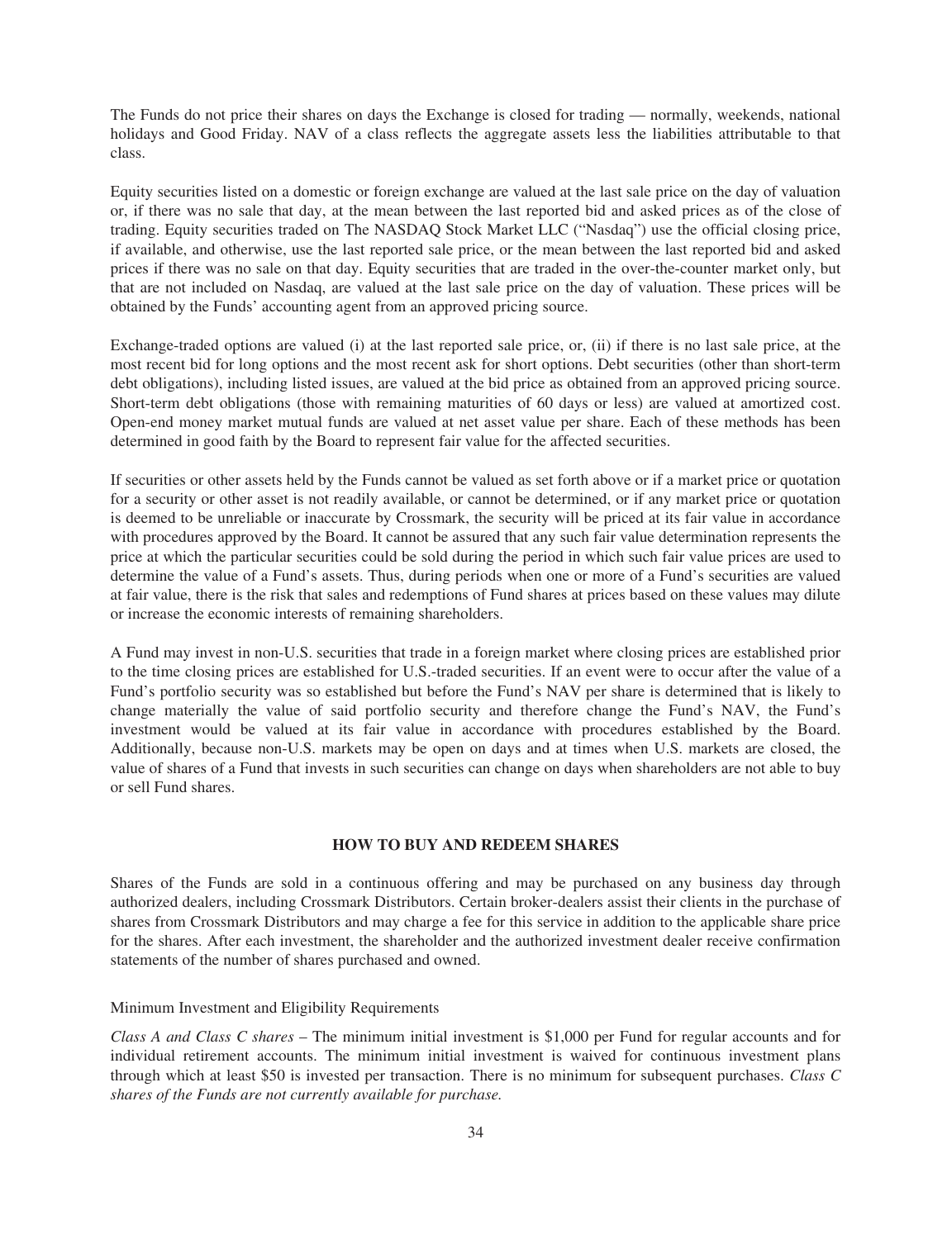The Funds do not price their shares on days the Exchange is closed for trading — normally, weekends, national holidays and Good Friday. NAV of a class reflects the aggregate assets less the liabilities attributable to that class.

Equity securities listed on a domestic or foreign exchange are valued at the last sale price on the day of valuation or, if there was no sale that day, at the mean between the last reported bid and asked prices as of the close of trading. Equity securities traded on The NASDAQ Stock Market LLC ("Nasdaq") use the official closing price, if available, and otherwise, use the last reported sale price, or the mean between the last reported bid and asked prices if there was no sale on that day. Equity securities that are traded in the over-the-counter market only, but that are not included on Nasdaq, are valued at the last sale price on the day of valuation. These prices will be obtained by the Funds' accounting agent from an approved pricing source.

Exchange-traded options are valued (i) at the last reported sale price, or, (ii) if there is no last sale price, at the most recent bid for long options and the most recent ask for short options. Debt securities (other than short-term debt obligations), including listed issues, are valued at the bid price as obtained from an approved pricing source. Short-term debt obligations (those with remaining maturities of 60 days or less) are valued at amortized cost. Open-end money market mutual funds are valued at net asset value per share. Each of these methods has been determined in good faith by the Board to represent fair value for the affected securities.

If securities or other assets held by the Funds cannot be valued as set forth above or if a market price or quotation for a security or other asset is not readily available, or cannot be determined, or if any market price or quotation is deemed to be unreliable or inaccurate by Crossmark, the security will be priced at its fair value in accordance with procedures approved by the Board. It cannot be assured that any such fair value determination represents the price at which the particular securities could be sold during the period in which such fair value prices are used to determine the value of a Fund's assets. Thus, during periods when one or more of a Fund's securities are valued at fair value, there is the risk that sales and redemptions of Fund shares at prices based on these values may dilute or increase the economic interests of remaining shareholders.

A Fund may invest in non-U.S. securities that trade in a foreign market where closing prices are established prior to the time closing prices are established for U.S.-traded securities. If an event were to occur after the value of a Fund's portfolio security was so established but before the Fund's NAV per share is determined that is likely to change materially the value of said portfolio security and therefore change the Fund's NAV, the Fund's investment would be valued at its fair value in accordance with procedures established by the Board. Additionally, because non-U.S. markets may be open on days and at times when U.S. markets are closed, the value of shares of a Fund that invests in such securities can change on days when shareholders are not able to buy or sell Fund shares.

## HOW TO BUY AND REDEEM SHARES

Shares of the Funds are sold in a continuous offering and may be purchased on any business day through authorized dealers, including Crossmark Distributors. Certain broker-dealers assist their clients in the purchase of shares from Crossmark Distributors and may charge a fee for this service in addition to the applicable share price for the shares. After each investment, the shareholder and the authorized investment dealer receive confirmation statements of the number of shares purchased and owned.

Minimum Investment and Eligibility Requirements

*Class A and Class C shares* – The minimum initial investment is $1,000 per Fund for regular accounts and for individual retirement accounts. The minimum initial investment is waived for continuous investment plans through which at least $50 is invested per transaction. There is no minimum for subsequent purchases. *Class C shares of the Funds are not currently available for purchase.*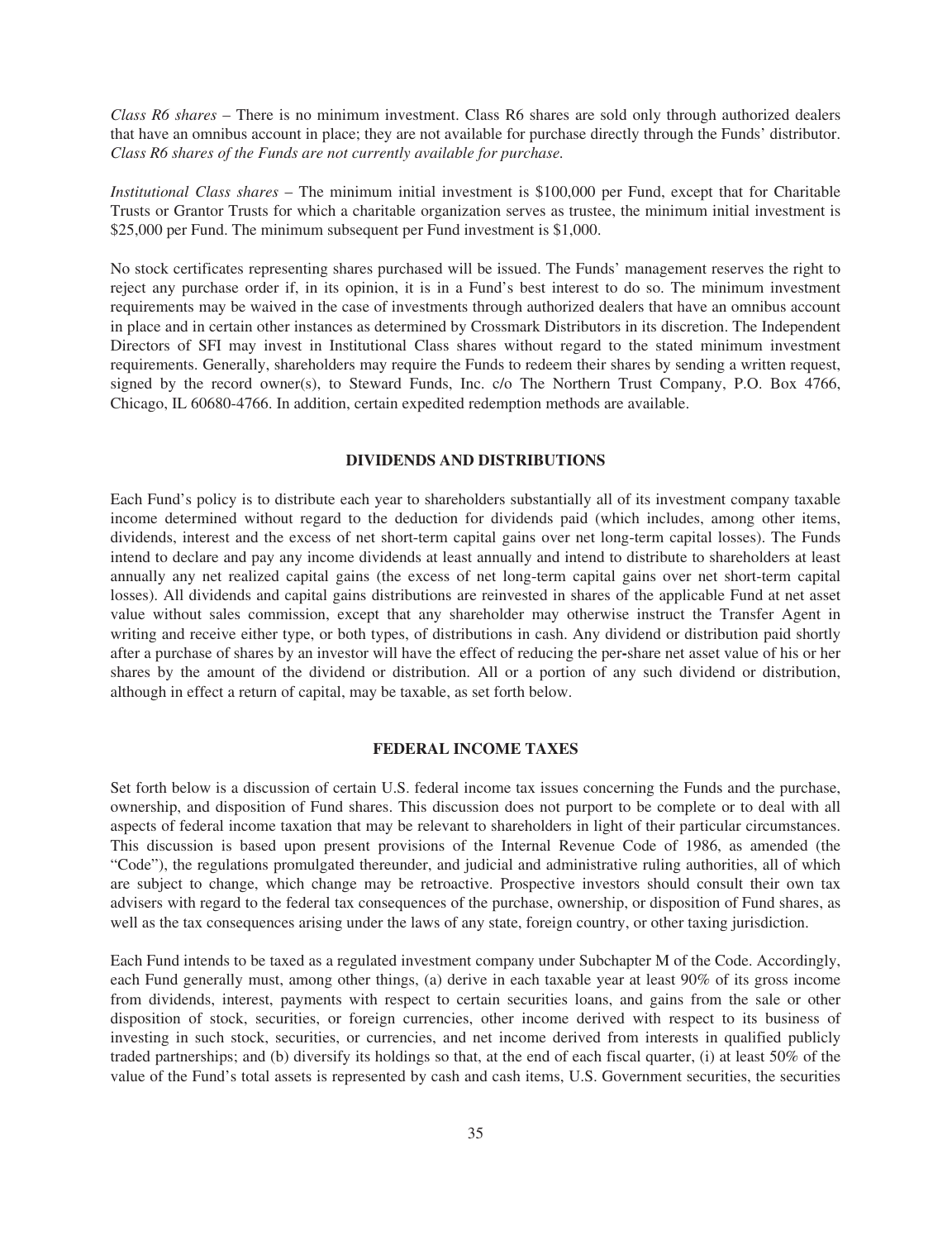*Class R6 shares* – There is no minimum investment. Class R6 shares are sold only through authorized dealers that have an omnibus account in place; they are not available for purchase directly through the Funds' distributor. *Class R6 shares of the Funds are not currently available for purchase.*

*Institutional Class shares* – The minimum initial investment is $100,000 per Fund, except that for Charitable Trusts or Grantor Trusts for which a charitable organization serves as trustee, the minimum initial investment is $25,000 per Fund. The minimum subsequent per Fund investment is $1,000.

No stock certificates representing shares purchased will be issued. The Funds' management reserves the right to reject any purchase order if, in its opinion, it is in a Fund's best interest to do so. The minimum investment requirements may be waived in the case of investments through authorized dealers that have an omnibus account in place and in certain other instances as determined by Crossmark Distributors in its discretion. The Independent Directors of SFI may invest in Institutional Class shares without regard to the stated minimum investment requirements. Generally, shareholders may require the Funds to redeem their shares by sending a written request, signed by the record owner(s), to Steward Funds, Inc. c/o The Northern Trust Company, P.O. Box 4766, Chicago, IL 60680-4766. In addition, certain expedited redemption methods are available.

## DIVIDENDS AND DISTRIBUTIONS

Each Fund's policy is to distribute each year to shareholders substantially all of its investment company taxable income determined without regard to the deduction for dividends paid (which includes, among other items, dividends, interest and the excess of net short-term capital gains over net long-term capital losses). The Funds intend to declare and pay any income dividends at least annually and intend to distribute to shareholders at least annually any net realized capital gains (the excess of net long-term capital gains over net short-term capital losses). All dividends and capital gains distributions are reinvested in shares of the applicable Fund at net asset value without sales commission, except that any shareholder may otherwise instruct the Transfer Agent in writing and receive either type, or both types, of distributions in cash. Any dividend or distribution paid shortly after a purchase of shares by an investor will have the effect of reducing the per-share net asset value of his or her shares by the amount of the dividend or distribution. All or a portion of any such dividend or distribution, although in effect a return of capital, may be taxable, as set forth below.

## FEDERAL INCOME TAXES

Set forth below is a discussion of certain U.S. federal income tax issues concerning the Funds and the purchase, ownership, and disposition of Fund shares. This discussion does not purport to be complete or to deal with all aspects of federal income taxation that may be relevant to shareholders in light of their particular circumstances. This discussion is based upon present provisions of the Internal Revenue Code of 1986, as amended (the "Code"), the regulations promulgated thereunder, and judicial and administrative ruling authorities, all of which are subject to change, which change may be retroactive. Prospective investors should consult their own tax advisers with regard to the federal tax consequences of the purchase, ownership, or disposition of Fund shares, as well as the tax consequences arising under the laws of any state, foreign country, or other taxing jurisdiction.

Each Fund intends to be taxed as a regulated investment company under Subchapter M of the Code. Accordingly, each Fund generally must, among other things, (a) derive in each taxable year at least 90% of its gross income from dividends, interest, payments with respect to certain securities loans, and gains from the sale or other disposition of stock, securities, or foreign currencies, other income derived with respect to its business of investing in such stock, securities, or currencies, and net income derived from interests in qualified publicly traded partnerships; and (b) diversify its holdings so that, at the end of each fiscal quarter, (i) at least 50% of the value of the Fund's total assets is represented by cash and cash items, U.S. Government securities, the securities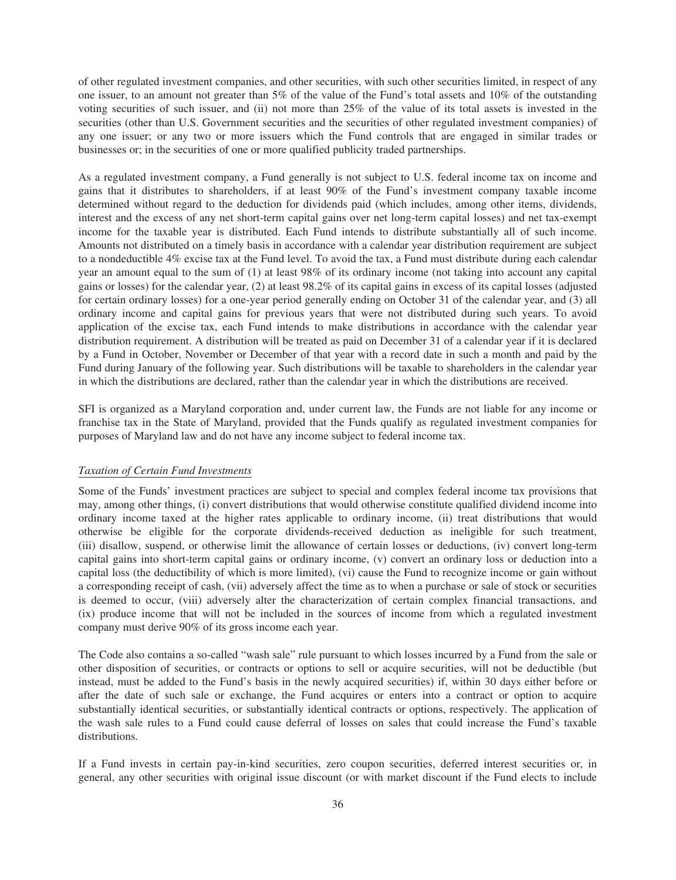of other regulated investment companies, and other securities, with such other securities limited, in respect of any one issuer, to an amount not greater than 5% of the value of the Fund's total assets and 10% of the outstanding voting securities of such issuer, and (ii) not more than 25% of the value of its total assets is invested in the securities (other than U.S. Government securities and the securities of other regulated investment companies) of any one issuer; or any two or more issuers which the Fund controls that are engaged in similar trades or businesses or; in the securities of one or more qualified publicity traded partnerships.

As a regulated investment company, a Fund generally is not subject to U.S. federal income tax on income and gains that it distributes to shareholders, if at least 90% of the Fund's investment company taxable income determined without regard to the deduction for dividends paid (which includes, among other items, dividends, interest and the excess of any net short-term capital gains over net long-term capital losses) and net tax-exempt income for the taxable year is distributed. Each Fund intends to distribute substantially all of such income. Amounts not distributed on a timely basis in accordance with a calendar year distribution requirement are subject to a nondeductible 4% excise tax at the Fund level. To avoid the tax, a Fund must distribute during each calendar year an amount equal to the sum of (1) at least 98% of its ordinary income (not taking into account any capital gains or losses) for the calendar year, (2) at least 98.2% of its capital gains in excess of its capital losses (adjusted for certain ordinary losses) for a one-year period generally ending on October 31 of the calendar year, and (3) all ordinary income and capital gains for previous years that were not distributed during such years. To avoid application of the excise tax, each Fund intends to make distributions in accordance with the calendar year distribution requirement. A distribution will be treated as paid on December 31 of a calendar year if it is declared by a Fund in October, November or December of that year with a record date in such a month and paid by the Fund during January of the following year. Such distributions will be taxable to shareholders in the calendar year in which the distributions are declared, rather than the calendar year in which the distributions are received.

SFI is organized as a Maryland corporation and, under current law, the Funds are not liable for any income or franchise tax in the State of Maryland, provided that the Funds qualify as regulated investment companies for purposes of Maryland law and do not have any income subject to federal income tax.

*Taxation of Certain Fund Investments*

Some of the Funds' investment practices are subject to special and complex federal income tax provisions that may, among other things, (i) convert distributions that would otherwise constitute qualified dividend income into ordinary income taxed at the higher rates applicable to ordinary income, (ii) treat distributions that would otherwise be eligible for the corporate dividends-received deduction as ineligible for such treatment, (iii) disallow, suspend, or otherwise limit the allowance of certain losses or deductions, (iv) convert long-term capital gains into short-term capital gains or ordinary income, (v) convert an ordinary loss or deduction into a capital loss (the deductibility of which is more limited), (vi) cause the Fund to recognize income or gain without a corresponding receipt of cash, (vii) adversely affect the time as to when a purchase or sale of stock or securities is deemed to occur, (viii) adversely alter the characterization of certain complex financial transactions, and (ix) produce income that will not be included in the sources of income from which a regulated investment company must derive 90% of its gross income each year.

The Code also contains a so-called "wash sale" rule pursuant to which losses incurred by a Fund from the sale or other disposition of securities, or contracts or options to sell or acquire securities, will not be deductible (but instead, must be added to the Fund's basis in the newly acquired securities) if, within 30 days either before or after the date of such sale or exchange, the Fund acquires or enters into a contract or option to acquire substantially identical securities, or substantially identical contracts or options, respectively. The application of the wash sale rules to a Fund could cause deferral of losses on sales that could increase the Fund's taxable distributions.

If a Fund invests in certain pay-in-kind securities, zero coupon securities, deferred interest securities or, in general, any other securities with original issue discount (or with market discount if the Fund elects to include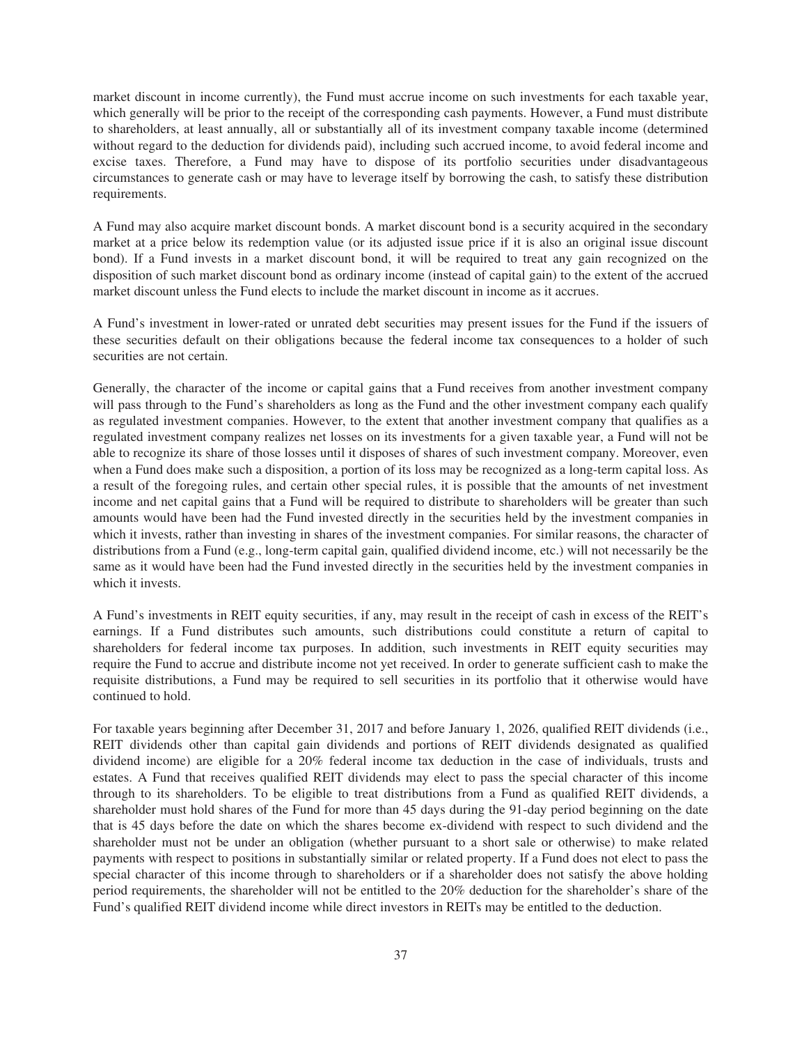market discount in income currently), the Fund must accrue income on such investments for each taxable year, which generally will be prior to the receipt of the corresponding cash payments. However, a Fund must distribute to shareholders, at least annually, all or substantially all of its investment company taxable income (determined without regard to the deduction for dividends paid), including such accrued income, to avoid federal income and excise taxes. Therefore, a Fund may have to dispose of its portfolio securities under disadvantageous circumstances to generate cash or may have to leverage itself by borrowing the cash, to satisfy these distribution requirements.

A Fund may also acquire market discount bonds. A market discount bond is a security acquired in the secondary market at a price below its redemption value (or its adjusted issue price if it is also an original issue discount bond). If a Fund invests in a market discount bond, it will be required to treat any gain recognized on the disposition of such market discount bond as ordinary income (instead of capital gain) to the extent of the accrued market discount unless the Fund elects to include the market discount in income as it accrues.

A Fund's investment in lower-rated or unrated debt securities may present issues for the Fund if the issuers of these securities default on their obligations because the federal income tax consequences to a holder of such securities are not certain.

Generally, the character of the income or capital gains that a Fund receives from another investment company will pass through to the Fund's shareholders as long as the Fund and the other investment company each qualify as regulated investment companies. However, to the extent that another investment company that qualifies as a regulated investment company realizes net losses on its investments for a given taxable year, a Fund will not be able to recognize its share of those losses until it disposes of shares of such investment company. Moreover, even when a Fund does make such a disposition, a portion of its loss may be recognized as a long-term capital loss. As a result of the foregoing rules, and certain other special rules, it is possible that the amounts of net investment income and net capital gains that a Fund will be required to distribute to shareholders will be greater than such amounts would have been had the Fund invested directly in the securities held by the investment companies in which it invests, rather than investing in shares of the investment companies. For similar reasons, the character of distributions from a Fund (e.g., long-term capital gain, qualified dividend income, etc.) will not necessarily be the same as it would have been had the Fund invested directly in the securities held by the investment companies in which it invests.

A Fund's investments in REIT equity securities, if any, may result in the receipt of cash in excess of the REIT's earnings. If a Fund distributes such amounts, such distributions could constitute a return of capital to shareholders for federal income tax purposes. In addition, such investments in REIT equity securities may require the Fund to accrue and distribute income not yet received. In order to generate sufficient cash to make the requisite distributions, a Fund may be required to sell securities in its portfolio that it otherwise would have continued to hold.

For taxable years beginning after December 31, 2017 and before January 1, 2026, qualified REIT dividends (i.e., REIT dividends other than capital gain dividends and portions of REIT dividends designated as qualified dividend income) are eligible for a 20% federal income tax deduction in the case of individuals, trusts and estates. A Fund that receives qualified REIT dividends may elect to pass the special character of this income through to its shareholders. To be eligible to treat distributions from a Fund as qualified REIT dividends, a shareholder must hold shares of the Fund for more than 45 days during the 91-day period beginning on the date that is 45 days before the date on which the shares become ex-dividend with respect to such dividend and the shareholder must not be under an obligation (whether pursuant to a short sale or otherwise) to make related payments with respect to positions in substantially similar or related property. If a Fund does not elect to pass the special character of this income through to shareholders or if a shareholder does not satisfy the above holding period requirements, the shareholder will not be entitled to the 20% deduction for the shareholder's share of the Fund's qualified REIT dividend income while direct investors in REITs may be entitled to the deduction.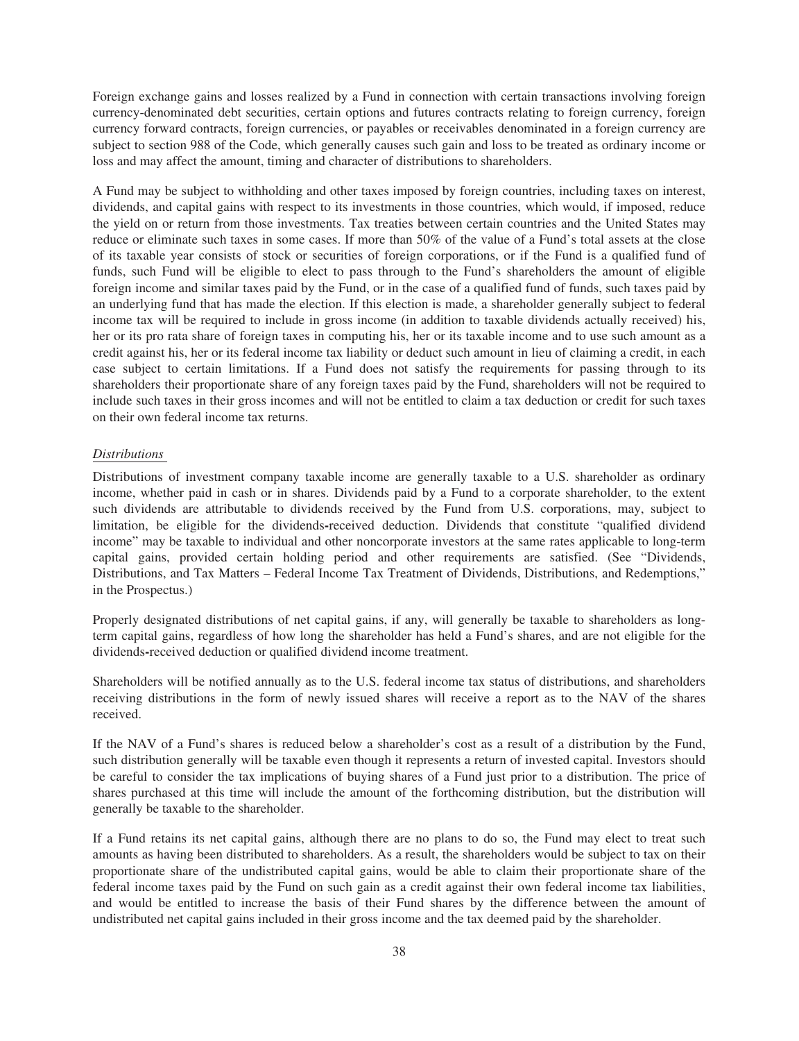Foreign exchange gains and losses realized by a Fund in connection with certain transactions involving foreign currency-denominated debt securities, certain options and futures contracts relating to foreign currency, foreign currency forward contracts, foreign currencies, or payables or receivables denominated in a foreign currency are subject to section 988 of the Code, which generally causes such gain and loss to be treated as ordinary income or loss and may affect the amount, timing and character of distributions to shareholders.

A Fund may be subject to withholding and other taxes imposed by foreign countries, including taxes on interest, dividends, and capital gains with respect to its investments in those countries, which would, if imposed, reduce the yield on or return from those investments. Tax treaties between certain countries and the United States may reduce or eliminate such taxes in some cases. If more than 50% of the value of a Fund's total assets at the close of its taxable year consists of stock or securities of foreign corporations, or if the Fund is a qualified fund of funds, such Fund will be eligible to elect to pass through to the Fund's shareholders the amount of eligible foreign income and similar taxes paid by the Fund, or in the case of a qualified fund of funds, such taxes paid by an underlying fund that has made the election. If this election is made, a shareholder generally subject to federal income tax will be required to include in gross income (in addition to taxable dividends actually received) his, her or its pro rata share of foreign taxes in computing his, her or its taxable income and to use such amount as a credit against his, her or its federal income tax liability or deduct such amount in lieu of claiming a credit, in each case subject to certain limitations. If a Fund does not satisfy the requirements for passing through to its shareholders their proportionate share of any foreign taxes paid by the Fund, shareholders will not be required to include such taxes in their gross incomes and will not be entitled to claim a tax deduction or credit for such taxes on their own federal income tax returns.

*Distributions*

Distributions of investment company taxable income are generally taxable to a U.S. shareholder as ordinary income, whether paid in cash or in shares. Dividends paid by a Fund to a corporate shareholder, to the extent such dividends are attributable to dividends received by the Fund from U.S. corporations, may, subject to limitation, be eligible for the dividends-received deduction. Dividends that constitute "qualified dividend income" may be taxable to individual and other noncorporate investors at the same rates applicable to long-term capital gains, provided certain holding period and other requirements are satisfied. (See "Dividends, Distributions, and Tax Matters – Federal Income Tax Treatment of Dividends, Distributions, and Redemptions," in the Prospectus.)

Properly designated distributions of net capital gains, if any, will generally be taxable to shareholders as long-term capital gains, regardless of how long the shareholder has held a Fund's shares, and are not eligible for the dividends-received deduction or qualified dividend income treatment.

Shareholders will be notified annually as to the U.S. federal income tax status of distributions, and shareholders receiving distributions in the form of newly issued shares will receive a report as to the NAV of the shares received.

If the NAV of a Fund's shares is reduced below a shareholder's cost as a result of a distribution by the Fund, such distribution generally will be taxable even though it represents a return of invested capital. Investors should be careful to consider the tax implications of buying shares of a Fund just prior to a distribution. The price of shares purchased at this time will include the amount of the forthcoming distribution, but the distribution will generally be taxable to the shareholder.

If a Fund retains its net capital gains, although there are no plans to do so, the Fund may elect to treat such amounts as having been distributed to shareholders. As a result, the shareholders would be subject to tax on their proportionate share of the undistributed capital gains, would be able to claim their proportionate share of the federal income taxes paid by the Fund on such gain as a credit against their own federal income tax liabilities, and would be entitled to increase the basis of their Fund shares by the difference between the amount of undistributed net capital gains included in their gross income and the tax deemed paid by the shareholder.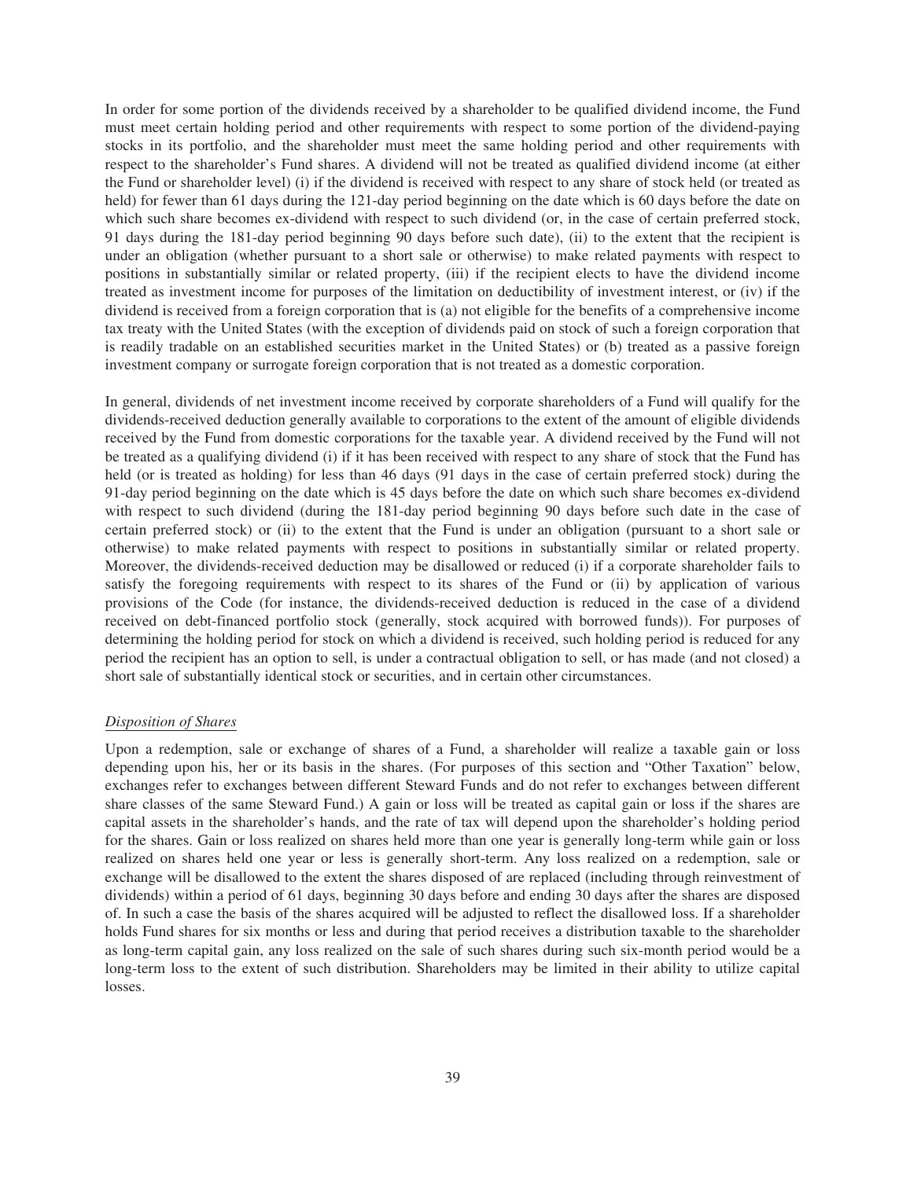In order for some portion of the dividends received by a shareholder to be qualified dividend income, the Fund must meet certain holding period and other requirements with respect to some portion of the dividend-paying stocks in its portfolio, and the shareholder must meet the same holding period and other requirements with respect to the shareholder's Fund shares. A dividend will not be treated as qualified dividend income (at either the Fund or shareholder level) (i) if the dividend is received with respect to any share of stock held (or treated as held) for fewer than 61 days during the 121-day period beginning on the date which is 60 days before the date on which such share becomes ex-dividend with respect to such dividend (or, in the case of certain preferred stock, 91 days during the 181-day period beginning 90 days before such date), (ii) to the extent that the recipient is under an obligation (whether pursuant to a short sale or otherwise) to make related payments with respect to positions in substantially similar or related property, (iii) if the recipient elects to have the dividend income treated as investment income for purposes of the limitation on deductibility of investment interest, or (iv) if the dividend is received from a foreign corporation that is (a) not eligible for the benefits of a comprehensive income tax treaty with the United States (with the exception of dividends paid on stock of such a foreign corporation that is readily tradable on an established securities market in the United States) or (b) treated as a passive foreign investment company or surrogate foreign corporation that is not treated as a domestic corporation.

In general, dividends of net investment income received by corporate shareholders of a Fund will qualify for the dividends-received deduction generally available to corporations to the extent of the amount of eligible dividends received by the Fund from domestic corporations for the taxable year. A dividend received by the Fund will not be treated as a qualifying dividend (i) if it has been received with respect to any share of stock that the Fund has held (or is treated as holding) for less than 46 days (91 days in the case of certain preferred stock) during the 91-day period beginning on the date which is 45 days before the date on which such share becomes ex-dividend with respect to such dividend (during the 181-day period beginning 90 days before such date in the case of certain preferred stock) or (ii) to the extent that the Fund is under an obligation (pursuant to a short sale or otherwise) to make related payments with respect to positions in substantially similar or related property. Moreover, the dividends-received deduction may be disallowed or reduced (i) if a corporate shareholder fails to satisfy the foregoing requirements with respect to its shares of the Fund or (ii) by application of various provisions of the Code (for instance, the dividends-received deduction is reduced in the case of a dividend received on debt-financed portfolio stock (generally, stock acquired with borrowed funds)). For purposes of determining the holding period for stock on which a dividend is received, such holding period is reduced for any period the recipient has an option to sell, is under a contractual obligation to sell, or has made (and not closed) a short sale of substantially identical stock or securities, and in certain other circumstances.

*Disposition of Shares*

Upon a redemption, sale or exchange of shares of a Fund, a shareholder will realize a taxable gain or loss depending upon his, her or its basis in the shares. (For purposes of this section and "Other Taxation" below, exchanges refer to exchanges between different Steward Funds and do not refer to exchanges between different share classes of the same Steward Fund.) A gain or loss will be treated as capital gain or loss if the shares are capital assets in the shareholder's hands, and the rate of tax will depend upon the shareholder's holding period for the shares. Gain or loss realized on shares held more than one year is generally long-term while gain or loss realized on shares held one year or less is generally short-term. Any loss realized on a redemption, sale or exchange will be disallowed to the extent the shares disposed of are replaced (including through reinvestment of dividends) within a period of 61 days, beginning 30 days before and ending 30 days after the shares are disposed of. In such a case the basis of the shares acquired will be adjusted to reflect the disallowed loss. If a shareholder holds Fund shares for six months or less and during that period receives a distribution taxable to the shareholder as long-term capital gain, any loss realized on the sale of such shares during such six-month period would be a long-term loss to the extent of such distribution. Shareholders may be limited in their ability to utilize capital losses.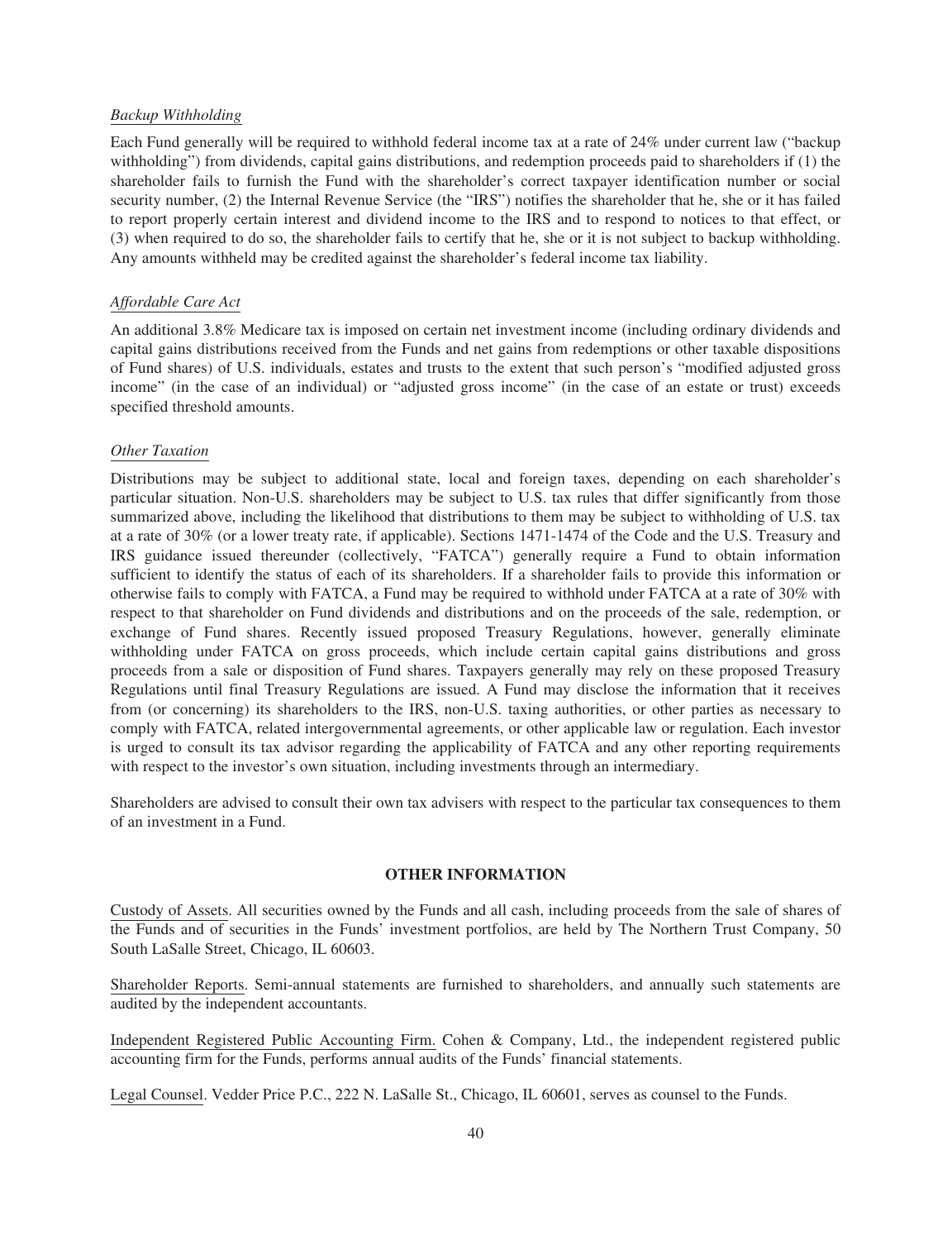*Backup Withholding*

Each Fund generally will be required to withhold federal income tax at a rate of 24% under current law ("backup withholding") from dividends, capital gains distributions, and redemption proceeds paid to shareholders if (1) the shareholder fails to furnish the Fund with the shareholder's correct taxpayer identification number or social security number, (2) the Internal Revenue Service (the "IRS") notifies the shareholder that he, she or it has failed to report properly certain interest and dividend income to the IRS and to respond to notices to that effect, or (3) when required to do so, the shareholder fails to certify that he, she or it is not subject to backup withholding. Any amounts withheld may be credited against the shareholder's federal income tax liability.

*Affordable Care Act*

An additional 3.8% Medicare tax is imposed on certain net investment income (including ordinary dividends and capital gains distributions received from the Funds and net gains from redemptions or other taxable dispositions of Fund shares) of U.S. individuals, estates and trusts to the extent that such person's "modified adjusted gross income" (in the case of an individual) or "adjusted gross income" (in the case of an estate or trust) exceeds specified threshold amounts.

*Other Taxation*

Distributions may be subject to additional state, local and foreign taxes, depending on each shareholder's particular situation. Non-U.S. shareholders may be subject to U.S. tax rules that differ significantly from those summarized above, including the likelihood that distributions to them may be subject to withholding of U.S. tax at a rate of 30% (or a lower treaty rate, if applicable). Sections 1471-1474 of the Code and the U.S. Treasury and IRS guidance issued thereunder (collectively, "FATCA") generally require a Fund to obtain information sufficient to identify the status of each of its shareholders. If a shareholder fails to provide this information or otherwise fails to comply with FATCA, a Fund may be required to withhold under FATCA at a rate of 30% with respect to that shareholder on Fund dividends and distributions and on the proceeds of the sale, redemption, or exchange of Fund shares. Recently issued proposed Treasury Regulations, however, generally eliminate withholding under FATCA on gross proceeds, which include certain capital gains distributions and gross proceeds from a sale or disposition of Fund shares. Taxpayers generally may rely on these proposed Treasury Regulations until final Treasury Regulations are issued. A Fund may disclose the information that it receives from (or concerning) its shareholders to the IRS, non-U.S. taxing authorities, or other parties as necessary to comply with FATCA, related intergovernmental agreements, or other applicable law or regulation. Each investor is urged to consult its tax advisor regarding the applicability of FATCA and any other reporting requirements with respect to the investor's own situation, including investments through an intermediary.

Shareholders are advised to consult their own tax advisers with respect to the particular tax consequences to them of an investment in a Fund.

## OTHER INFORMATION

Custody of Assets. All securities owned by the Funds and all cash, including proceeds from the sale of shares of the Funds and of securities in the Funds' investment portfolios, are held by The Northern Trust Company, 50 South LaSalle Street, Chicago, IL 60603.

Shareholder Reports. Semi-annual statements are furnished to shareholders, and annually such statements are audited by the independent accountants.

Independent Registered Public Accounting Firm. Cohen & Company, Ltd., the independent registered public accounting firm for the Funds, performs annual audits of the Funds' financial statements.

Legal Counsel. Vedder Price P.C., 222 N. LaSalle St., Chicago, IL 60601, serves as counsel to the Funds.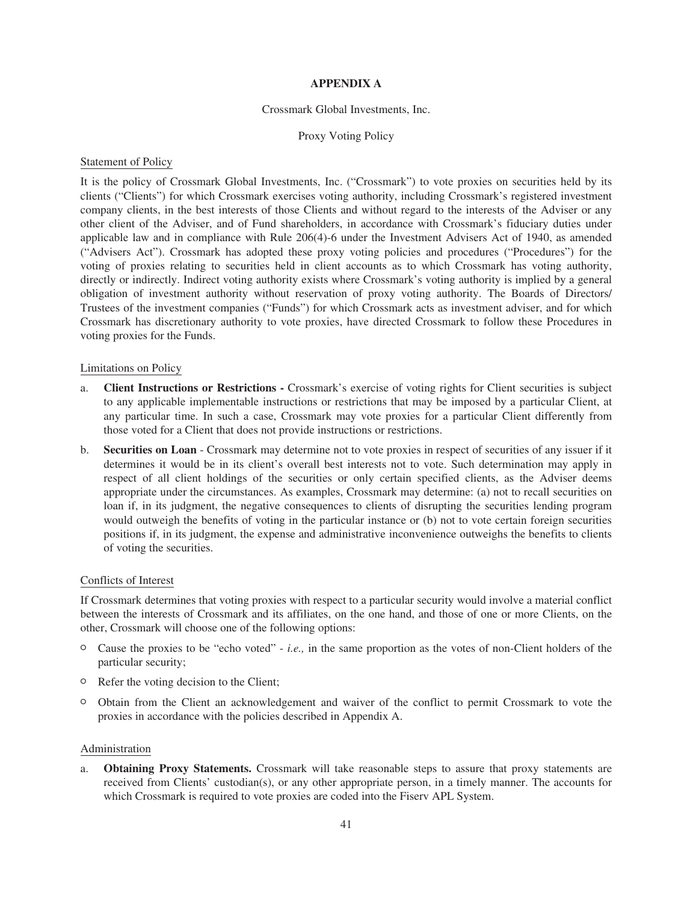**APPENDIX A**

Crossmark Global Investments, Inc.

Proxy Voting Policy

Statement of Policy

It is the policy of Crossmark Global Investments, Inc. ("Crossmark") to vote proxies on securities held by its clients ("Clients") for which Crossmark exercises voting authority, including Crossmark's registered investment company clients, in the best interests of those Clients and without regard to the interests of the Adviser or any other client of the Adviser, and of Fund shareholders, in accordance with Crossmark's fiduciary duties under applicable law and in compliance with Rule 206(4)-6 under the Investment Advisers Act of 1940, as amended ("Advisers Act"). Crossmark has adopted these proxy voting policies and procedures ("Procedures") for the voting of proxies relating to securities held in client accounts as to which Crossmark has voting authority, directly or indirectly. Indirect voting authority exists where Crossmark's voting authority is implied by a general obligation of investment authority without reservation of proxy voting authority. The Boards of Directors/ Trustees of the investment companies ("Funds") for which Crossmark acts as investment adviser, and for which Crossmark has discretionary authority to vote proxies, have directed Crossmark to follow these Procedures in voting proxies for the Funds.

Limitations on Policy

a. **Client Instructions or Restrictions -** Crossmark's exercise of voting rights for Client securities is subject to any applicable implementable instructions or restrictions that may be imposed by a particular Client, at any particular time. In such a case, Crossmark may vote proxies for a particular Client differently from those voted for a Client that does not provide instructions or restrictions.

b. **Securities on Loan** - Crossmark may determine not to vote proxies in respect of securities of any issuer if it determines it would be in its client's overall best interests not to vote. Such determination may apply in respect of all client holdings of the securities or only certain specified clients, as the Adviser deems appropriate under the circumstances. As examples, Crossmark may determine: (a) not to recall securities on loan if, in its judgment, the negative consequences to clients of disrupting the securities lending program would outweigh the benefits of voting in the particular instance or (b) not to vote certain foreign securities positions if, in its judgment, the expense and administrative inconvenience outweighs the benefits to clients of voting the securities.

Conflicts of Interest

If Crossmark determines that voting proxies with respect to a particular security would involve a material conflict between the interests of Crossmark and its affiliates, on the one hand, and those of one or more Clients, on the other, Crossmark will choose one of the following options:

- Cause the proxies to be "echo voted" - *i.e.,* in the same proportion as the votes of non-Client holders of the particular security;
- Refer the voting decision to the Client;
- Obtain from the Client an acknowledgement and waiver of the conflict to permit Crossmark to vote the proxies in accordance with the policies described in Appendix A.

Administration

a. **Obtaining Proxy Statements.** Crossmark will take reasonable steps to assure that proxy statements are received from Clients' custodian(s), or any other appropriate person, in a timely manner. The accounts for which Crossmark is required to vote proxies are coded into the Fiserv APL System.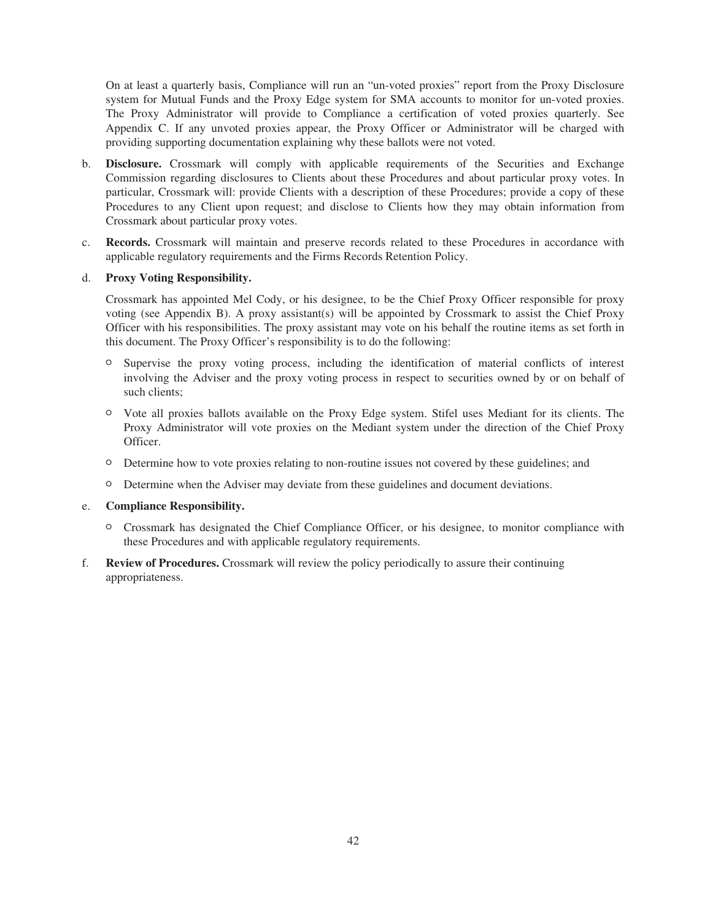On at least a quarterly basis, Compliance will run an "un-voted proxies" report from the Proxy Disclosure system for Mutual Funds and the Proxy Edge system for SMA accounts to monitor for un-voted proxies. The Proxy Administrator will provide to Compliance a certification of voted proxies quarterly. See Appendix C. If any unvoted proxies appear, the Proxy Officer or Administrator will be charged with providing supporting documentation explaining why these ballots were not voted.

b. **Disclosure.** Crossmark will comply with applicable requirements of the Securities and Exchange Commission regarding disclosures to Clients about these Procedures and about particular proxy votes. In particular, Crossmark will: provide Clients with a description of these Procedures; provide a copy of these Procedures to any Client upon request; and disclose to Clients how they may obtain information from Crossmark about particular proxy votes.

c. **Records.** Crossmark will maintain and preserve records related to these Procedures in accordance with applicable regulatory requirements and the Firms Records Retention Policy.

d. **Proxy Voting Responsibility.**

Crossmark has appointed Mel Cody, or his designee, to be the Chief Proxy Officer responsible for proxy voting (see Appendix B). A proxy assistant(s) will be appointed by Crossmark to assist the Chief Proxy Officer with his responsibilities. The proxy assistant may vote on his behalf the routine items as set forth in this document. The Proxy Officer's responsibility is to do the following:

- Supervise the proxy voting process, including the identification of material conflicts of interest involving the Adviser and the proxy voting process in respect to securities owned by or on behalf of such clients;
- Vote all proxies ballots available on the Proxy Edge system. Stifel uses Mediant for its clients. The Proxy Administrator will vote proxies on the Mediant system under the direction of the Chief Proxy Officer.
- Determine how to vote proxies relating to non-routine issues not covered by these guidelines; and
- Determine when the Adviser may deviate from these guidelines and document deviations.

e. **Compliance Responsibility.**

- Crossmark has designated the Chief Compliance Officer, or his designee, to monitor compliance with these Procedures and with applicable regulatory requirements.

f. **Review of Procedures.** Crossmark will review the policy periodically to assure their continuing appropriateness.